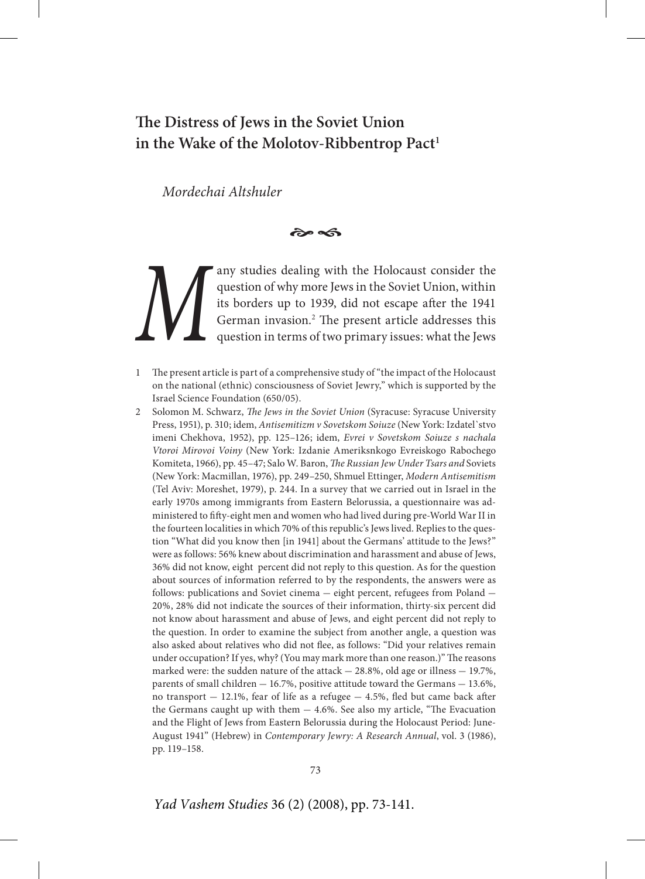# The Distress of Jews in the Soviet Union in the Wake of the Molotov-Ribbentrop Pact[1]

*Mordechai Altshuler*

Many studies dealing with the Holocaust consider the question of why more Jews in the Soviet Union, within its borders up to 1939, did not escape after the 1941 German invasion.[2] The present article addresses this question in terms of two primary issues: what the Jews

---

1 The present article is part of a comprehensive study of "the impact of the Holocaust on the national (ethnic) consciousness of Soviet Jewry," which is supported by the Israel Science Foundation (650/05).

2 Solomon M. Schwarz, *The Jews in the Soviet Union* (Syracuse: Syracuse University Press, 1951), p. 310; idem, *Antisemitizm v Sovetskom Soiuze* (New York: Izdatel`stvo imeni Chekhova, 1952), pp. 125–126; idem, *Evrei v Sovetskom Soiuze s nachala Vtoroi Mirovoi Voiny* (New York: Izdanie Ameriksnkogo Evreiskogo Rabochego Komiteta, 1966), pp. 45–47; Salo W. Baron, *The Russian Jew Under Tsars and* Soviets (New York: Macmillan, 1976), pp. 249–250, Shmuel Ettinger, *Modern Antisemitism* (Tel Aviv: Moreshet, 1979), p. 244. In a survey that we carried out in Israel in the early 1970s among immigrants from Eastern Belorussia, a questionnaire was administered to fifty-eight men and women who had lived during pre-World War II in the fourteen localities in which 70% of this republic's Jews lived. Replies to the question "What did you know then [in 1941] about the Germans' attitude to the Jews?" were as follows: 56% knew about discrimination and harassment and abuse of Jews, 36% did not know, eight percent did not reply to this question. As for the question about sources of information referred to by the respondents, the answers were as follows: publications and Soviet cinema — eight percent, refugees from Poland — 20%, 28% did not indicate the sources of their information, thirty-six percent did not know about harassment and abuse of Jews, and eight percent did not reply to the question. In order to examine the subject from another angle, a question was also asked about relatives who did not flee, as follows: "Did your relatives remain under occupation? If yes, why? (You may mark more than one reason.)" The reasons marked were: the sudden nature of the attack — 28.8%, old age or illness — 19.7%, parents of small children — 16.7%, positive attitude toward the Germans — 13.6%, no transport — 12.1%, fear of life as a refugee — 4.5%, fled but came back after the Germans caught up with them — 4.6%. See also my article, "The Evacuation and the Flight of Jews from Eastern Belorussia during the Holocaust Period: June-August 1941" (Hebrew) in *Contemporary Jewry: A Research Annual*, vol. 3 (1986), pp. 119–158.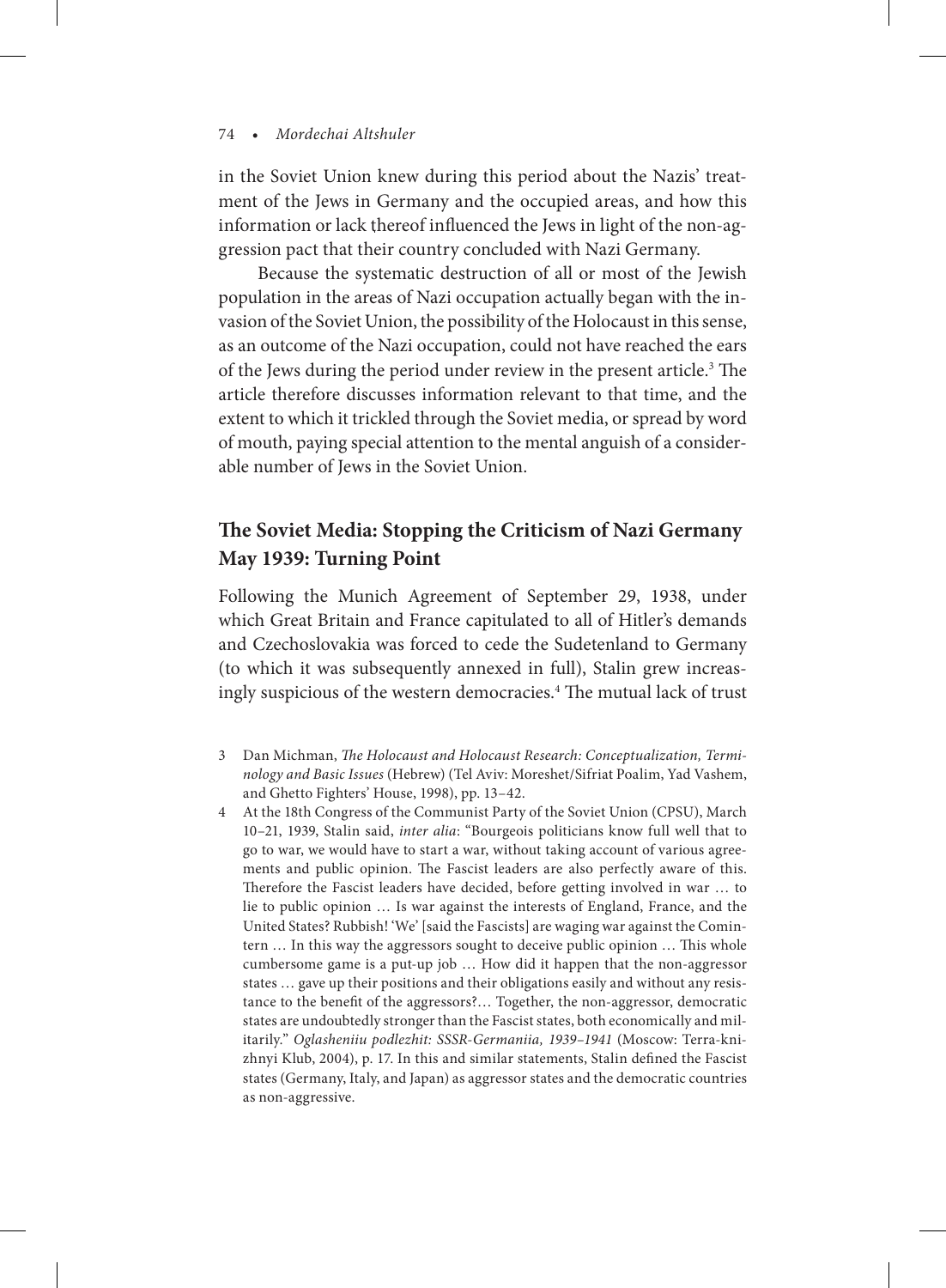in the Soviet Union knew during this period about the Nazis' treatment of the Jews in Germany and the occupied areas, and how this information or lack thereof influenced the Jews in light of the non-aggression pact that their country concluded with Nazi Germany.

Because the systematic destruction of all or most of the Jewish population in the areas of Nazi occupation actually began with the invasion of the Soviet Union, the possibility of the Holocaust in this sense, as an outcome of the Nazi occupation, could not have reached the ears of the Jews during the period under review in the present article.[3] The article therefore discusses information relevant to that time, and the extent to which it trickled through the Soviet media, or spread by word of mouth, paying special attention to the mental anguish of a considerable number of Jews in the Soviet Union.

## The Soviet Media: Stopping the Criticism of Nazi Germany May 1939: Turning Point

Following the Munich Agreement of September 29, 1938, under which Great Britain and France capitulated to all of Hitler's demands and Czechoslovakia was forced to cede the Sudetenland to Germany (to which it was subsequently annexed in full), Stalin grew increasingly suspicious of the western democracies.[4] The mutual lack of trust

---

3 Dan Michman, *The Holocaust and Holocaust Research: Conceptualization, Terminology and Basic Issues* (Hebrew) (Tel Aviv: Moreshet/Sifriat Poalim, Yad Vashem, and Ghetto Fighters' House, 1998), pp. 13–42.

4 At the 18th Congress of the Communist Party of the Soviet Union (CPSU), March 10–21, 1939, Stalin said, *inter alia*: "Bourgeois politicians know full well that to go to war, we would have to start a war, without taking account of various agreements and public opinion. The Fascist leaders are also perfectly aware of this. Therefore the Fascist leaders have decided, before getting involved in war … to lie to public opinion … Is war against the interests of England, France, and the United States? Rubbish! 'We' [said the Fascists] are waging war against the Comintern … In this way the aggressors sought to deceive public opinion … This whole cumbersome game is a put-up job … How did it happen that the non-aggressor states … gave up their positions and their obligations easily and without any resistance to the benefit of the aggressors?… Together, the non-aggressor, democratic states are undoubtedly stronger than the Fascist states, both economically and militarily." *Oglasheniiu podlezhit: SSSR-Germaniia, 1939–1941* (Moscow: Terra-knizhnyi Klub, 2004), p. 17. In this and similar statements, Stalin defined the Fascist states (Germany, Italy, and Japan) as aggressor states and the democratic countries as non-aggressive.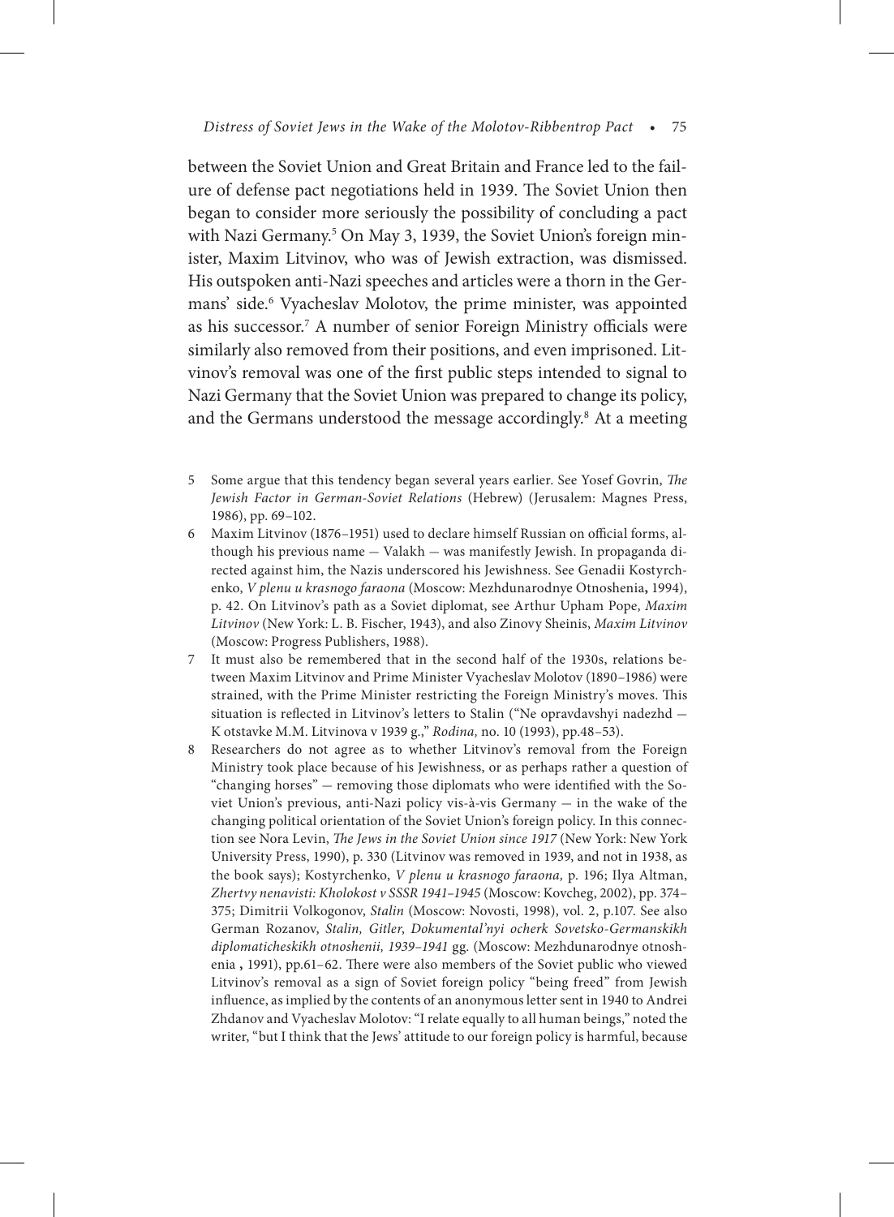between the Soviet Union and Great Britain and France led to the failure of defense pact negotiations held in 1939. The Soviet Union then began to consider more seriously the possibility of concluding a pact with Nazi Germany.[5] On May 3, 1939, the Soviet Union's foreign minister, Maxim Litvinov, who was of Jewish extraction, was dismissed. His outspoken anti-Nazi speeches and articles were a thorn in the Germans' side.[6] Vyacheslav Molotov, the prime minister, was appointed as his successor.[7] A number of senior Foreign Ministry officials were similarly also removed from their positions, and even imprisoned. Litvinov's removal was one of the first public steps intended to signal to Nazi Germany that the Soviet Union was prepared to change its policy, and the Germans understood the message accordingly.[8] At a meeting

5 Some argue that this tendency began several years earlier. See Yosef Govrin, *The Jewish Factor in German-Soviet Relations* (Hebrew) (Jerusalem: Magnes Press, 1986), pp. 69–102.

6 Maxim Litvinov (1876–1951) used to declare himself Russian on official forms, although his previous name — Valakh — was manifestly Jewish. In propaganda directed against him, the Nazis underscored his Jewishness. See Genadii Kostyrchenko, *V plenu u krasnogo faraona* (Moscow: Mezhdunarodnye Otnoshenia**,** 1994), p. 42. On Litvinov's path as a Soviet diplomat, see Arthur Upham Pope, *Maxim Litvinov* (New York: L. B. Fischer, 1943), and also Zinovy Sheinis, *Maxim Litvinov* (Moscow: Progress Publishers, 1988).

7 It must also be remembered that in the second half of the 1930s, relations between Maxim Litvinov and Prime Minister Vyacheslav Molotov (1890–1986) were strained, with the Prime Minister restricting the Foreign Ministry's moves. This situation is reflected in Litvinov's letters to Stalin ("Ne opravdavshyi nadezhd — K otstavke M.M. Litvinova v 1939 g.," *Rodina,* no. 10 (1993), pp.48–53).

8 Researchers do not agree as to whether Litvinov's removal from the Foreign Ministry took place because of his Jewishness, or as perhaps rather a question of "changing horses" — removing those diplomats who were identified with the Soviet Union's previous, anti-Nazi policy vis-à-vis Germany — in the wake of the changing political orientation of the Soviet Union's foreign policy. In this connection see Nora Levin, *The Jews in the Soviet Union since 1917* (New York: New York University Press, 1990), p. 330 (Litvinov was removed in 1939, and not in 1938, as the book says); Kostyrchenko, *V plenu u krasnogo faraona,* p. 196; Ilya Altman, *Zhertvy nenavisti: Kholokost v SSSR 1941–1945* (Moscow: Kovcheg, 2002), pp. 374–375; Dimitrii Volkogonov, *Stalin* (Moscow: Novosti, 1998), vol. 2, p.107. See also German Rozanov, *Stalin, Gitler*, *Dokumental'nyi ocherk Sovetsko-Germanskikh diplomaticheskikh otnoshenii, 1939–1941* gg. (Moscow: Mezhdunarodnye otnoshenia **,** 1991), pp.61–62. There were also members of the Soviet public who viewed Litvinov's removal as a sign of Soviet foreign policy "being freed" from Jewish influence, as implied by the contents of an anonymous letter sent in 1940 to Andrei Zhdanov and Vyacheslav Molotov: "I relate equally to all human beings," noted the writer, "but I think that the Jews' attitude to our foreign policy is harmful, because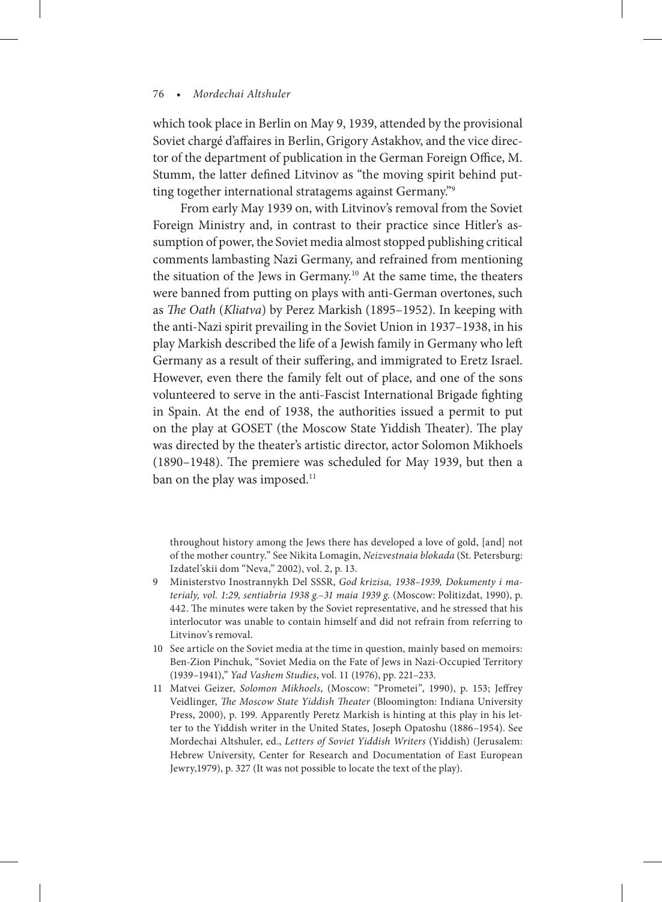which took place in Berlin on May 9, 1939, attended by the provisional Soviet chargé d'affaires in Berlin, Grigory Astakhov, and the vice director of the department of publication in the German Foreign Office, M. Stumm, the latter defined Litvinov as "the moving spirit behind putting together international stratagems against Germany."[9]

From early May 1939 on, with Litvinov's removal from the Soviet Foreign Ministry and, in contrast to their practice since Hitler's assumption of power, the Soviet media almost stopped publishing critical comments lambasting Nazi Germany, and refrained from mentioning the situation of the Jews in Germany.[10] At the same time, the theaters were banned from putting on plays with anti-German overtones, such as *The Oath* (*Kliatva*) by Perez Markish (1895–1952). In keeping with the anti-Nazi spirit prevailing in the Soviet Union in 1937–1938, in his play Markish described the life of a Jewish family in Germany who left Germany as a result of their suffering, and immigrated to Eretz Israel. However, even there the family felt out of place, and one of the sons volunteered to serve in the anti-Fascist International Brigade fighting in Spain. At the end of 1938, the authorities issued a permit to put on the play at GOSET (the Moscow State Yiddish Theater). The play was directed by the theater's artistic director, actor Solomon Mikhoels (1890–1948). The premiere was scheduled for May 1939, but then a ban on the play was imposed.[11]

---

throughout history among the Jews there has developed a love of gold, [and] not of the mother country." See Nikita Lomagin, *Neizvestnaia blokada* (St. Petersburg: Izdatel'skii dom "Neva," 2002), vol. 2, p. 13.

9 Ministerstvo Inostrannykh Del SSSR, *God krizisa, 1938–1939, Dokumenty i materialy, vol. 1:29, sentiabria 1938 g.–31 maia 1939 g.* (Moscow: Politizdat, 1990), p. 442. The minutes were taken by the Soviet representative, and he stressed that his interlocutor was unable to contain himself and did not refrain from referring to Litvinov's removal.

10 See article on the Soviet media at the time in question, mainly based on memoirs: Ben-Zion Pinchuk, "Soviet Media on the Fate of Jews in Nazi-Occupied Territory (1939–1941)," *Yad Vashem Studies*, vol. 11 (1976), pp. 221–233.

11 Matvei Geizer, *Solomon Mikhoels*, (Moscow: "Prometei", 1990), p. 153; Jeffrey Veidlinger, *The Moscow State Yiddish Theater* (Bloomington: Indiana University Press, 2000), p. 199. Apparently Peretz Markish is hinting at this play in his letter to the Yiddish writer in the United States, Joseph Opatoshu (1886–1954). See Mordechai Altshuler, ed., *Letters of Soviet Yiddish Writers* (Yiddish) (Jerusalem: Hebrew University, Center for Research and Documentation of East European Jewry,1979), p. 327 (It was not possible to locate the text of the play).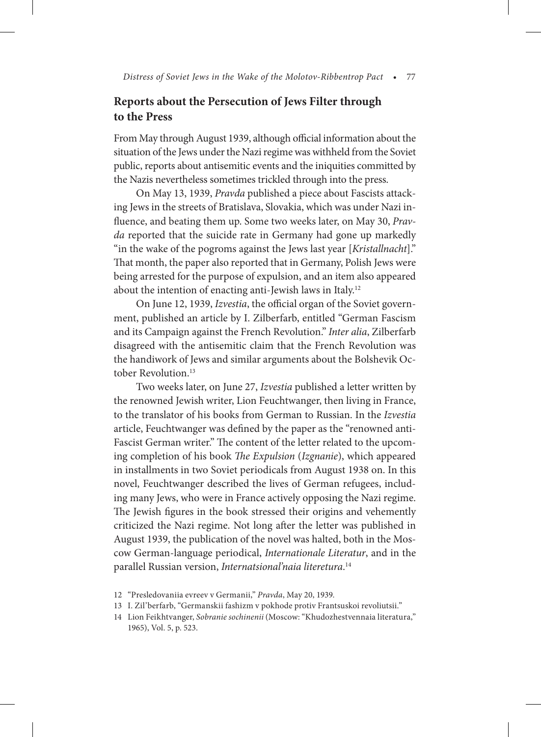## Reports about the Persecution of Jews Filter through to the Press

From May through August 1939, although official information about the situation of the Jews under the Nazi regime was withheld from the Soviet public, reports about antisemitic events and the iniquities committed by the Nazis nevertheless sometimes trickled through into the press.

On May 13, 1939, *Pravda* published a piece about Fascists attacking Jews in the streets of Bratislava, Slovakia, which was under Nazi influence, and beating them up. Some two weeks later, on May 30, *Pravda* reported that the suicide rate in Germany had gone up markedly "in the wake of the pogroms against the Jews last year [*Kristallnacht*]." That month, the paper also reported that in Germany, Polish Jews were being arrested for the purpose of expulsion, and an item also appeared about the intention of enacting anti-Jewish laws in Italy.[12]

On June 12, 1939, *Izvestia*, the official organ of the Soviet government, published an article by I. Zilberfarb, entitled "German Fascism and its Campaign against the French Revolution." *Inter alia*, Zilberfarb disagreed with the antisemitic claim that the French Revolution was the handiwork of Jews and similar arguments about the Bolshevik October Revolution.[13]

Two weeks later, on June 27, *Izvestia* published a letter written by the renowned Jewish writer, Lion Feuchtwanger, then living in France, to the translator of his books from German to Russian. In the *Izvestia* article, Feuchtwanger was defined by the paper as the "renowned anti-Fascist German writer." The content of the letter related to the upcoming completion of his book *The Expulsion* (*Izgnanie*), which appeared in installments in two Soviet periodicals from August 1938 on. In this novel, Feuchtwanger described the lives of German refugees, including many Jews, who were in France actively opposing the Nazi regime. The Jewish figures in the book stressed their origins and vehemently criticized the Nazi regime. Not long after the letter was published in August 1939, the publication of the novel was halted, both in the Moscow German-language periodical, *Internationale Literatur*, and in the parallel Russian version, *Internatsional'naia literetura*.[14]

12 "Presledovaniia evreev v Germanii," *Pravda*, May 20, 1939.

13 I. Zil'berfarb, "Germanskii fashizm v pokhode protiv Frantsuskoi revoliutsii."

14 Lion Feikhtvanger, *Sobranie sochinenii* (Moscow: "Khudozhestvennaia literatura," 1965), Vol. 5, p. 523.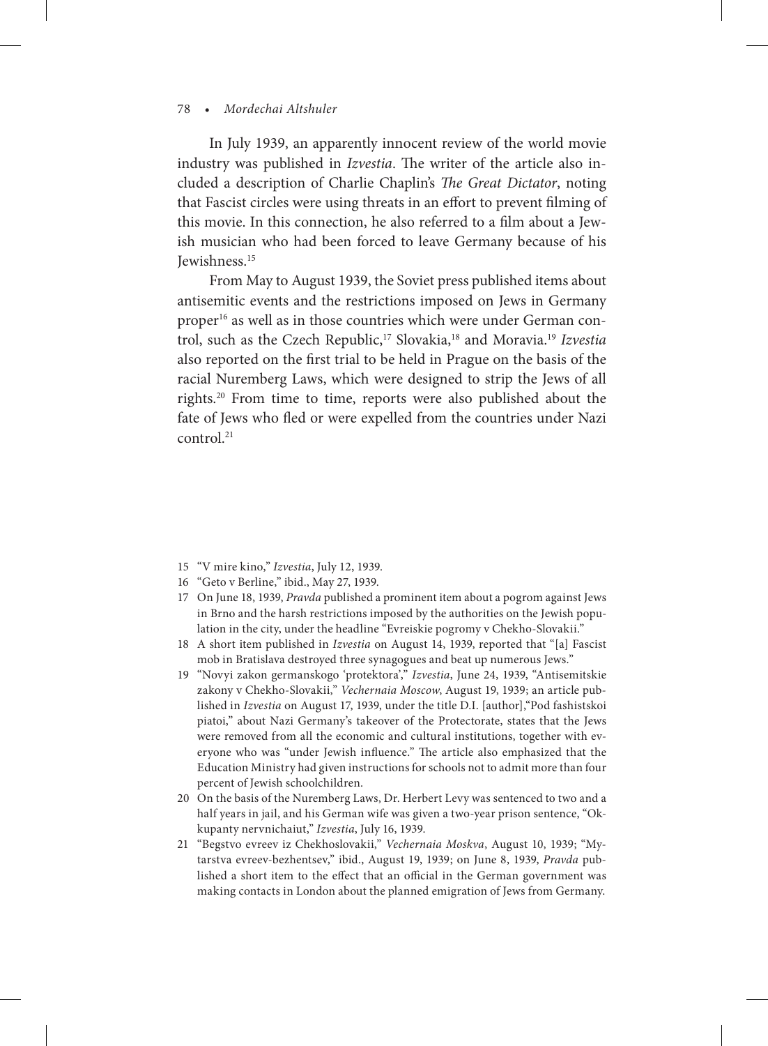In July 1939, an apparently innocent review of the world movie industry was published in *Izvestia*. The writer of the article also included a description of Charlie Chaplin's *The Great Dictator*, noting that Fascist circles were using threats in an effort to prevent filming of this movie. In this connection, he also referred to a film about a Jewish musician who had been forced to leave Germany because of his Jewishness.[15]

From May to August 1939, the Soviet press published items about antisemitic events and the restrictions imposed on Jews in Germany proper[16] as well as in those countries which were under German control, such as the Czech Republic,[17] Slovakia,[18] and Moravia.[19] *Izvestia* also reported on the first trial to be held in Prague on the basis of the racial Nuremberg Laws, which were designed to strip the Jews of all rights.[20] From time to time, reports were also published about the fate of Jews who fled or were expelled from the countries under Nazi control.[21]

---

15 "V mire kino," *Izvestia*, July 12, 1939.

16 "Geto v Berline," ibid., May 27, 1939.

17 On June 18, 1939, *Pravda* published a prominent item about a pogrom against Jews in Brno and the harsh restrictions imposed by the authorities on the Jewish population in the city, under the headline "Evreiskie pogromy v Chekho-Slovakii."

18 A short item published in *Izvestia* on August 14, 1939, reported that "[a] Fascist mob in Bratislava destroyed three synagogues and beat up numerous Jews."

19 "Novyi zakon germanskogo 'protektora'," *Izvestia*, June 24, 1939, "Antisemitskie zakony v Chekho-Slovakii," *Vechernaia Moscow*, August 19, 1939; an article published in *Izvestia* on August 17, 1939, under the title D.I. [author],"Pod fashistskoi piatoi," about Nazi Germany's takeover of the Protectorate, states that the Jews were removed from all the economic and cultural institutions, together with everyone who was "under Jewish influence." The article also emphasized that the Education Ministry had given instructions for schools not to admit more than four percent of Jewish schoolchildren.

20 On the basis of the Nuremberg Laws, Dr. Herbert Levy was sentenced to two and a half years in jail, and his German wife was given a two-year prison sentence, "Okkupanty nervnichaiut," *Izvestia*, July 16, 1939.

21 "Begstvo evreev iz Chekhoslovakii," *Vechernaia Moskva*, August 10, 1939; "Mytarstva evreev-bezhentsev," ibid., August 19, 1939; on June 8, 1939, *Pravda* published a short item to the effect that an official in the German government was making contacts in London about the planned emigration of Jews from Germany.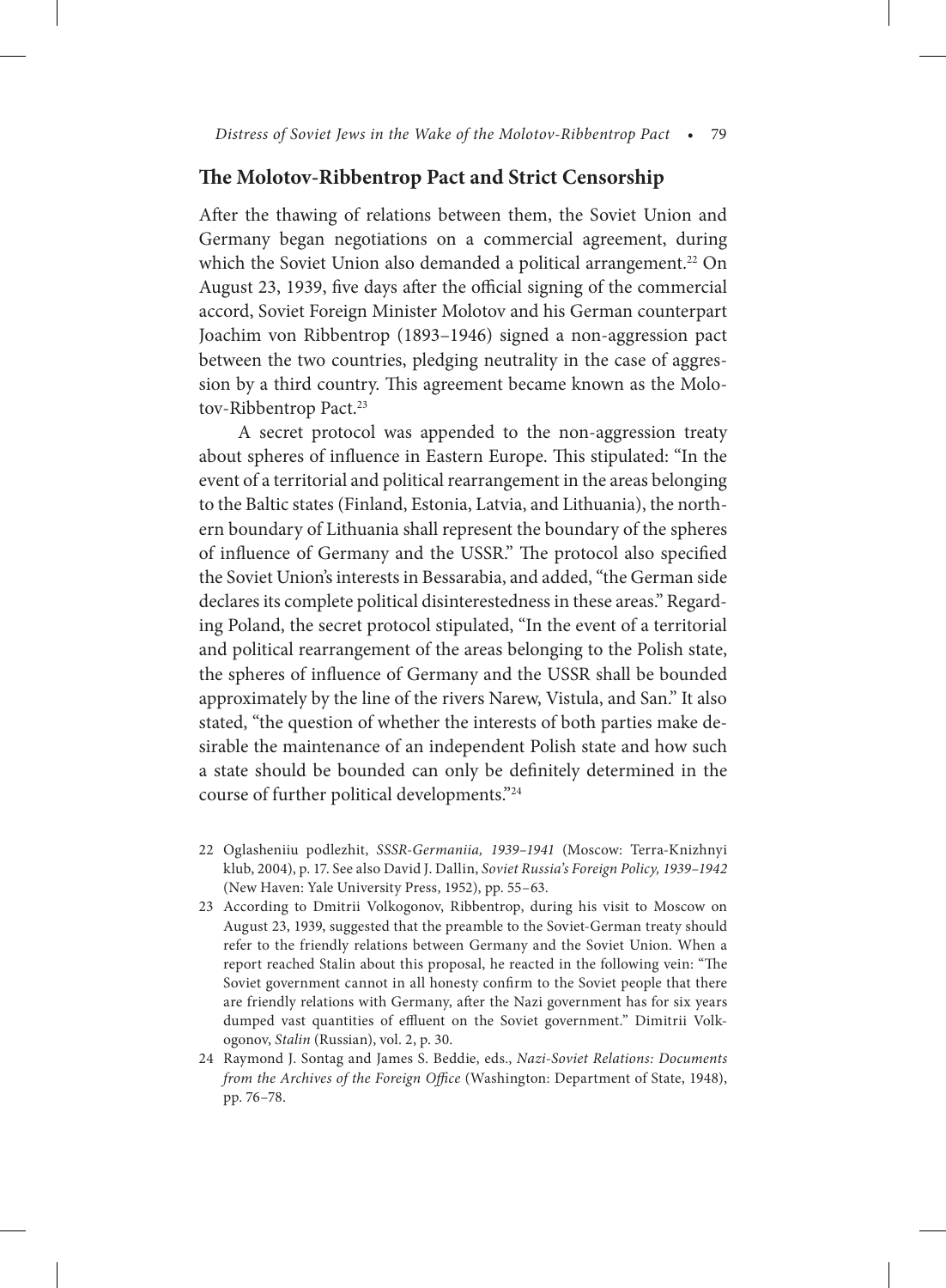## The Molotov-Ribbentrop Pact and Strict Censorship

After the thawing of relations between them, the Soviet Union and Germany began negotiations on a commercial agreement, during which the Soviet Union also demanded a political arrangement.[22] On August 23, 1939, five days after the official signing of the commercial accord, Soviet Foreign Minister Molotov and his German counterpart Joachim von Ribbentrop (1893–1946) signed a non-aggression pact between the two countries, pledging neutrality in the case of aggression by a third country. This agreement became known as the Molotov-Ribbentrop Pact.[23]

A secret protocol was appended to the non-aggression treaty about spheres of influence in Eastern Europe. This stipulated: "In the event of a territorial and political rearrangement in the areas belonging to the Baltic states (Finland, Estonia, Latvia, and Lithuania), the northern boundary of Lithuania shall represent the boundary of the spheres of influence of Germany and the USSR." The protocol also specified the Soviet Union's interests in Bessarabia, and added, "the German side declares its complete political disinterestedness in these areas." Regarding Poland, the secret protocol stipulated, "In the event of a territorial and political rearrangement of the areas belonging to the Polish state, the spheres of influence of Germany and the USSR shall be bounded approximately by the line of the rivers Narew, Vistula, and San." It also stated, "the question of whether the interests of both parties make desirable the maintenance of an independent Polish state and how such a state should be bounded can only be definitely determined in the course of further political developments."[24]

22 Oglasheniiu podlezhit, *SSSR-Germaniia, 1939–1941* (Moscow: Terra-Knizhnyi klub, 2004), p. 17. See also David J. Dallin, *Soviet Russia's Foreign Policy, 1939–1942* (New Haven: Yale University Press, 1952), pp. 55–63.

23 According to Dmitrii Volkogonov, Ribbentrop, during his visit to Moscow on August 23, 1939, suggested that the preamble to the Soviet-German treaty should refer to the friendly relations between Germany and the Soviet Union. When a report reached Stalin about this proposal, he reacted in the following vein: "The Soviet government cannot in all honesty confirm to the Soviet people that there are friendly relations with Germany, after the Nazi government has for six years dumped vast quantities of effluent on the Soviet government." Dimitrii Volkogonov, *Stalin* (Russian), vol. 2, p. 30.

24 Raymond J. Sontag and James S. Beddie, eds., *Nazi-Soviet Relations: Documents from the Archives of the Foreign Office* (Washington: Department of State, 1948), pp. 76–78.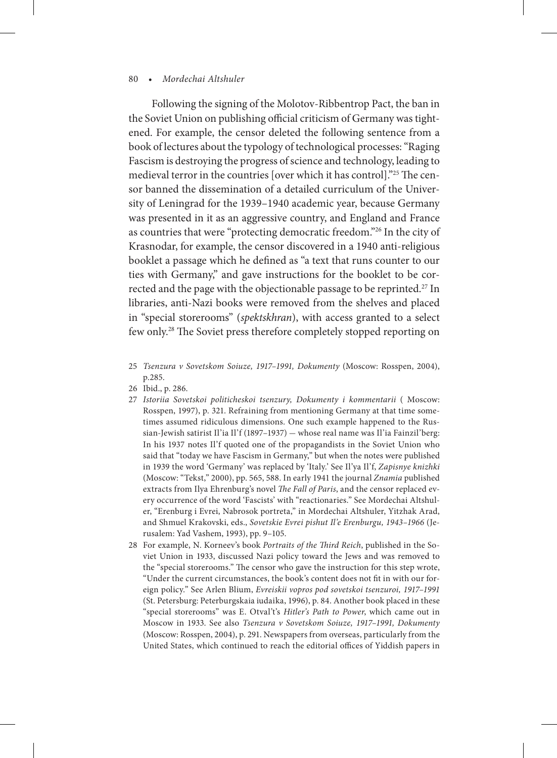Following the signing of the Molotov-Ribbentrop Pact, the ban in the Soviet Union on publishing official criticism of Germany was tightened. For example, the censor deleted the following sentence from a book of lectures about the typology of technological processes: "Raging Fascism is destroying the progress of science and technology, leading to medieval terror in the countries [over which it has control]."[25] The censor banned the dissemination of a detailed curriculum of the University of Leningrad for the 1939–1940 academic year, because Germany was presented in it as an aggressive country, and England and France as countries that were "protecting democratic freedom."[26] In the city of Krasnodar, for example, the censor discovered in a 1940 anti-religious booklet a passage which he defined as "a text that runs counter to our ties with Germany," and gave instructions for the booklet to be corrected and the page with the objectionable passage to be reprinted.[27] In libraries, anti-Nazi books were removed from the shelves and placed in "special storerooms" (*spektskhran*), with access granted to a select few only.[28] The Soviet press therefore completely stopped reporting on

25 *Tsenzura v Sovetskom Soiuze, 1917–1991, Dokumenty* (Moscow: Rosspen, 2004), p.285.

26 Ibid., p. 286.

27 *Istoriia Sovetskoi politicheskoi tsenzury, Dokumenty i kommentarii* ( Moscow: Rosspen, 1997), p. 321. Refraining from mentioning Germany at that time sometimes assumed ridiculous dimensions. One such example happened to the Russian-Jewish satirist Il'ia Il'f (1897–1937) — whose real name was Il'ia Fainzil'berg: In his 1937 notes Il'f quoted one of the propagandists in the Soviet Union who said that "today we have Fascism in Germany," but when the notes were published in 1939 the word 'Germany' was replaced by 'Italy.' See Il'ya Il'f, *Zapisnye knizhki* (Moscow: "Tekst," 2000), pp. 565, 588. In early 1941 the journal *Znamia* published extracts from Ilya Ehrenburg's novel *The Fall of Paris*, and the censor replaced every occurrence of the word 'Fascists' with "reactionaries." See Mordechai Altshuler, "Erenburg i Evrei, Nabrosok portreta," in Mordechai Altshuler, Yitzhak Arad, and Shmuel Krakovski, eds., *Sovetskie Evrei pishut Il'e Erenburgu, 1943–1966* (Jerusalem: Yad Vashem, 1993), pp. 9–105.

28 For example, N. Korneev's book *Portraits of the Third Reich*, published in the Soviet Union in 1933, discussed Nazi policy toward the Jews and was removed to the "special storerooms." The censor who gave the instruction for this step wrote, "Under the current circumstances, the book's content does not fit in with our foreign policy." See Arlen Blium, *Evreiskii vopros pod sovetskoi tsenzuroi, 1917–1991* (St. Petersburg: Peterburgskaia iudaika, 1996), p. 84. Another book placed in these "special storerooms" was E. Otval't's *Hitler's Path to Power*, which came out in Moscow in 1933. See also *Tsenzura v Sovetskom Soiuze, 1917–1991, Dokumenty* (Moscow: Rosspen, 2004), p. 291. Newspapers from overseas, particularly from the United States, which continued to reach the editorial offices of Yiddish papers in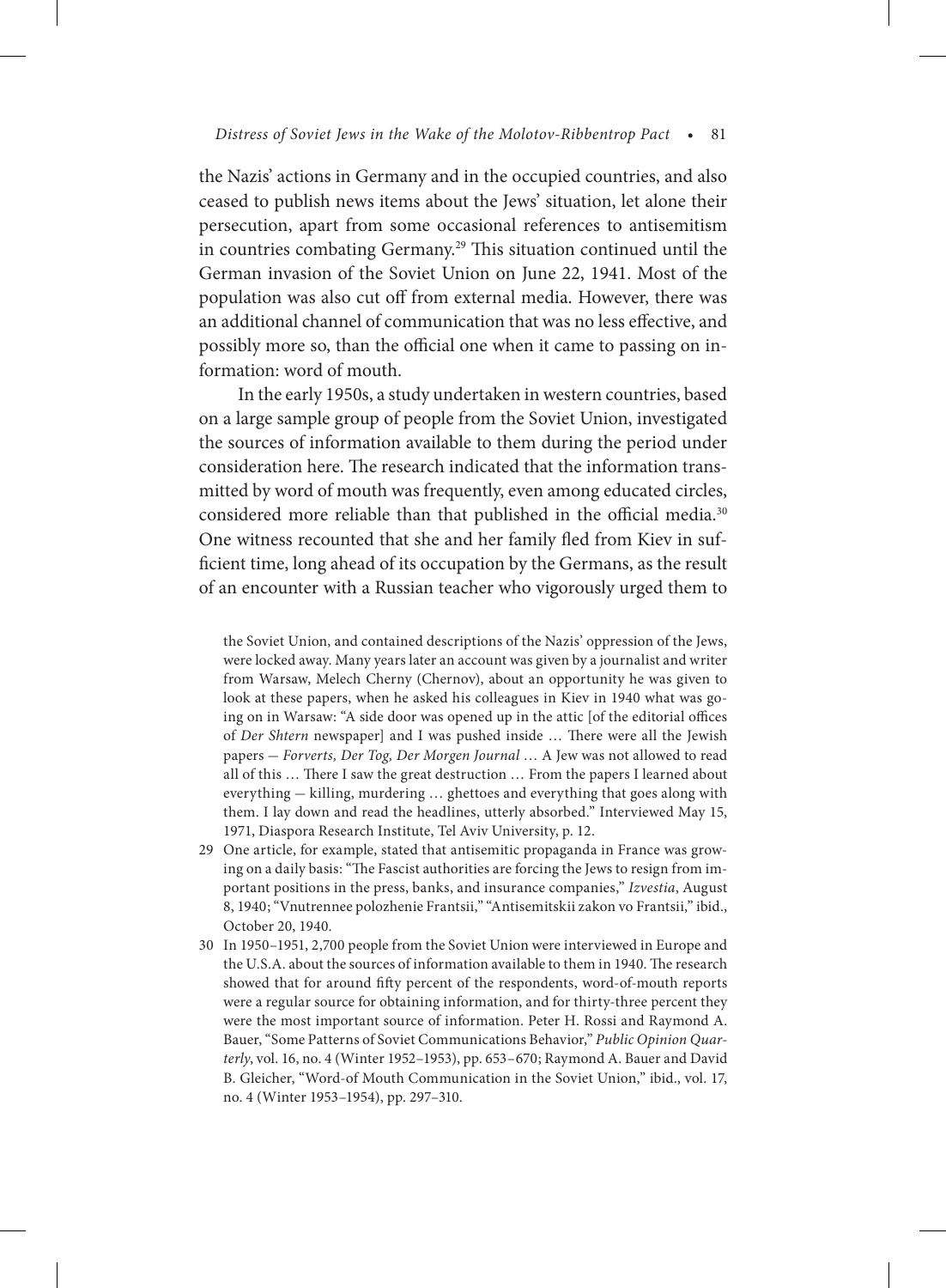the Nazis' actions in Germany and in the occupied countries, and also ceased to publish news items about the Jews' situation, let alone their persecution, apart from some occasional references to antisemitism in countries combating Germany.[29] This situation continued until the German invasion of the Soviet Union on June 22, 1941. Most of the population was also cut off from external media. However, there was an additional channel of communication that was no less effective, and possibly more so, than the official one when it came to passing on information: word of mouth.

In the early 1950s, a study undertaken in western countries, based on a large sample group of people from the Soviet Union, investigated the sources of information available to them during the period under consideration here. The research indicated that the information transmitted by word of mouth was frequently, even among educated circles, considered more reliable than that published in the official media.[30] One witness recounted that she and her family fled from Kiev in sufficient time, long ahead of its occupation by the Germans, as the result of an encounter with a Russian teacher who vigorously urged them to

the Soviet Union, and contained descriptions of the Nazis' oppression of the Jews, were locked away. Many years later an account was given by a journalist and writer from Warsaw, Melech Cherny (Chernov), about an opportunity he was given to look at these papers, when he asked his colleagues in Kiev in 1940 what was going on in Warsaw: "A side door was opened up in the attic [of the editorial offices of *Der Shtern* newspaper] and I was pushed inside … There were all the Jewish papers — *Forverts, Der Tog, Der Morgen Journal* … A Jew was not allowed to read all of this … There I saw the great destruction … From the papers I learned about everything — killing, murdering … ghettoes and everything that goes along with them. I lay down and read the headlines, utterly absorbed." Interviewed May 15, 1971, Diaspora Research Institute, Tel Aviv University, p. 12.

29 One article, for example, stated that antisemitic propaganda in France was growing on a daily basis: "The Fascist authorities are forcing the Jews to resign from important positions in the press, banks, and insurance companies," *Izvestia*, August 8, 1940; "Vnutrennee polozhenie Frantsii," "Antisemitskii zakon vo Frantsii," ibid., October 20, 1940.

30 In 1950–1951, 2,700 people from the Soviet Union were interviewed in Europe and the U.S.A. about the sources of information available to them in 1940. The research showed that for around fifty percent of the respondents, word-of-mouth reports were a regular source for obtaining information, and for thirty-three percent they were the most important source of information. Peter H. Rossi and Raymond A. Bauer, "Some Patterns of Soviet Communications Behavior," *Public Opinion Quarterly*, vol. 16, no. 4 (Winter 1952–1953), pp. 653–670; Raymond A. Bauer and David B. Gleicher, "Word-of Mouth Communication in the Soviet Union," ibid., vol. 17, no. 4 (Winter 1953–1954), pp. 297–310.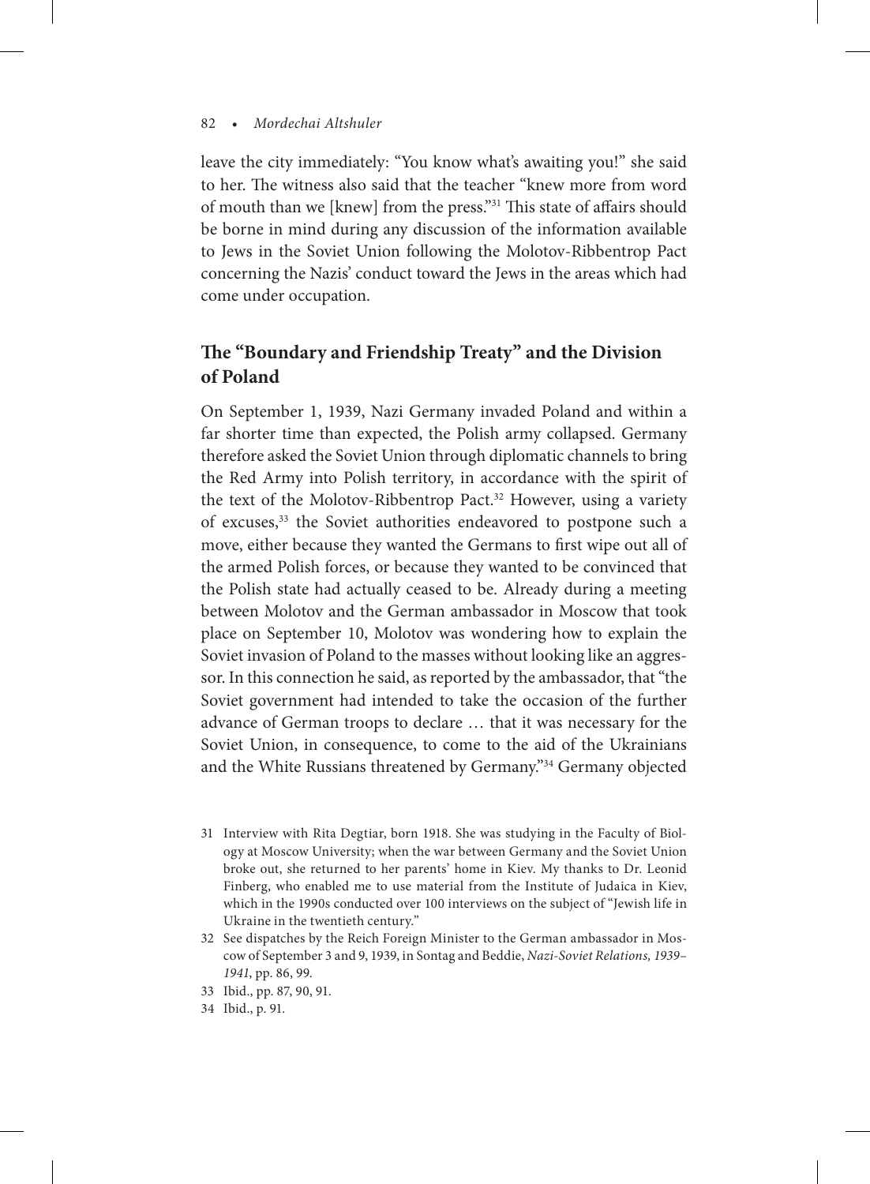leave the city immediately: "You know what's awaiting you!" she said to her. The witness also said that the teacher "knew more from word of mouth than we [knew] from the press."[31] This state of affairs should be borne in mind during any discussion of the information available to Jews in the Soviet Union following the Molotov-Ribbentrop Pact concerning the Nazis' conduct toward the Jews in the areas which had come under occupation.

## The "Boundary and Friendship Treaty" and the Division of Poland

On September 1, 1939, Nazi Germany invaded Poland and within a far shorter time than expected, the Polish army collapsed. Germany therefore asked the Soviet Union through diplomatic channels to bring the Red Army into Polish territory, in accordance with the spirit of the text of the Molotov-Ribbentrop Pact.[32] However, using a variety of excuses,[33] the Soviet authorities endeavored to postpone such a move, either because they wanted the Germans to first wipe out all of the armed Polish forces, or because they wanted to be convinced that the Polish state had actually ceased to be. Already during a meeting between Molotov and the German ambassador in Moscow that took place on September 10, Molotov was wondering how to explain the Soviet invasion of Poland to the masses without looking like an aggressor. In this connection he said, as reported by the ambassador, that "the Soviet government had intended to take the occasion of the further advance of German troops to declare … that it was necessary for the Soviet Union, in consequence, to come to the aid of the Ukrainians and the White Russians threatened by Germany."[34] Germany objected

31 Interview with Rita Degtiar, born 1918. She was studying in the Faculty of Biology at Moscow University; when the war between Germany and the Soviet Union broke out, she returned to her parents' home in Kiev. My thanks to Dr. Leonid Finberg, who enabled me to use material from the Institute of Judaica in Kiev, which in the 1990s conducted over 100 interviews on the subject of "Jewish life in Ukraine in the twentieth century."

32 See dispatches by the Reich Foreign Minister to the German ambassador in Moscow of September 3 and 9, 1939, in Sontag and Beddie, *Nazi-Soviet Relations, 1939–1941*, pp. 86, 99.

33 Ibid., pp. 87, 90, 91.

34 Ibid., p. 91.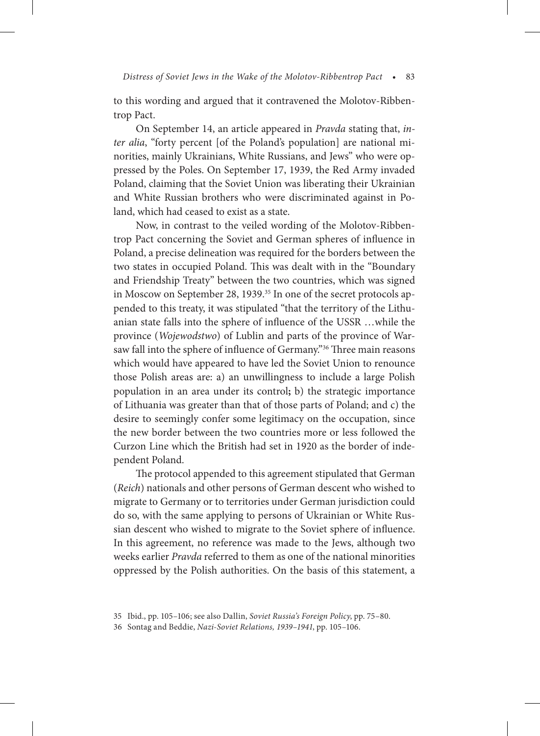to this wording and argued that it contravened the Molotov-Ribbentrop Pact.

On September 14, an article appeared in *Pravda* stating that, *inter alia*, "forty percent [of the Poland's population] are national minorities, mainly Ukrainians, White Russians, and Jews" who were oppressed by the Poles. On September 17, 1939, the Red Army invaded Poland, claiming that the Soviet Union was liberating their Ukrainian and White Russian brothers who were discriminated against in Poland, which had ceased to exist as a state.

Now, in contrast to the veiled wording of the Molotov-Ribbentrop Pact concerning the Soviet and German spheres of influence in Poland, a precise delineation was required for the borders between the two states in occupied Poland. This was dealt with in the "Boundary and Friendship Treaty" between the two countries, which was signed in Moscow on September 28, 1939.[35] In one of the secret protocols appended to this treaty, it was stipulated "that the territory of the Lithuanian state falls into the sphere of influence of the USSR …while the province (*Wojewodstwo*) of Lublin and parts of the province of Warsaw fall into the sphere of influence of Germany."[36] Three main reasons which would have appeared to have led the Soviet Union to renounce those Polish areas are: a) an unwillingness to include a large Polish population in an area under its control**;** b) the strategic importance of Lithuania was greater than that of those parts of Poland; and c) the desire to seemingly confer some legitimacy on the occupation, since the new border between the two countries more or less followed the Curzon Line which the British had set in 1920 as the border of independent Poland.

The protocol appended to this agreement stipulated that German (*Reich*) nationals and other persons of German descent who wished to migrate to Germany or to territories under German jurisdiction could do so, with the same applying to persons of Ukrainian or White Russian descent who wished to migrate to the Soviet sphere of influence. In this agreement, no reference was made to the Jews, although two weeks earlier *Pravda* referred to them as one of the national minorities oppressed by the Polish authorities. On the basis of this statement, a

35 Ibid., pp. 105–106; see also Dallin, *Soviet Russia's Foreign Policy*, pp. 75–80.

36 Sontag and Beddie, *Nazi-Soviet Relations, 1939–1941*, pp. 105–106.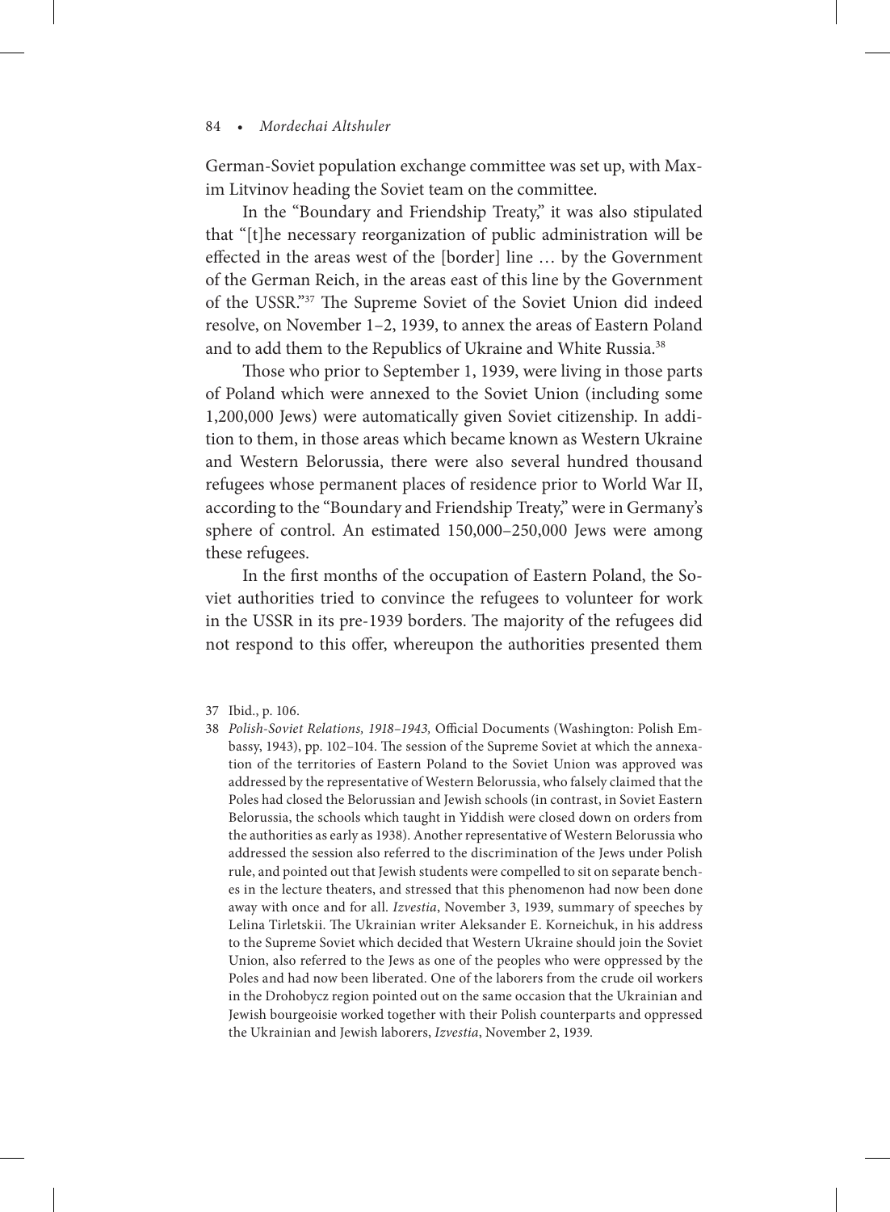German-Soviet population exchange committee was set up, with Maxim Litvinov heading the Soviet team on the committee.

In the "Boundary and Friendship Treaty," it was also stipulated that "[t]he necessary reorganization of public administration will be effected in the areas west of the [border] line … by the Government of the German Reich, in the areas east of this line by the Government of the USSR."[37] The Supreme Soviet of the Soviet Union did indeed resolve, on November 1–2, 1939, to annex the areas of Eastern Poland and to add them to the Republics of Ukraine and White Russia.[38]

Those who prior to September 1, 1939, were living in those parts of Poland which were annexed to the Soviet Union (including some 1,200,000 Jews) were automatically given Soviet citizenship. In addition to them, in those areas which became known as Western Ukraine and Western Belorussia, there were also several hundred thousand refugees whose permanent places of residence prior to World War II, according to the "Boundary and Friendship Treaty," were in Germany's sphere of control. An estimated 150,000–250,000 Jews were among these refugees.

In the first months of the occupation of Eastern Poland, the Soviet authorities tried to convince the refugees to volunteer for work in the USSR in its pre-1939 borders. The majority of the refugees did not respond to this offer, whereupon the authorities presented them

37 Ibid., p. 106.

38 *Polish-Soviet Relations, 1918–1943,* Official Documents (Washington: Polish Embassy, 1943), pp. 102–104. The session of the Supreme Soviet at which the annexation of the territories of Eastern Poland to the Soviet Union was approved was addressed by the representative of Western Belorussia, who falsely claimed that the Poles had closed the Belorussian and Jewish schools (in contrast, in Soviet Eastern Belorussia, the schools which taught in Yiddish were closed down on orders from the authorities as early as 1938). Another representative of Western Belorussia who addressed the session also referred to the discrimination of the Jews under Polish rule, and pointed out that Jewish students were compelled to sit on separate benches in the lecture theaters, and stressed that this phenomenon had now been done away with once and for all. *Izvestia*, November 3, 1939, summary of speeches by Lelina Tirletskii. The Ukrainian writer Aleksander E. Korneichuk, in his address to the Supreme Soviet which decided that Western Ukraine should join the Soviet Union, also referred to the Jews as one of the peoples who were oppressed by the Poles and had now been liberated. One of the laborers from the crude oil workers in the Drohobycz region pointed out on the same occasion that the Ukrainian and Jewish bourgeoisie worked together with their Polish counterparts and oppressed the Ukrainian and Jewish laborers, *Izvestia*, November 2, 1939.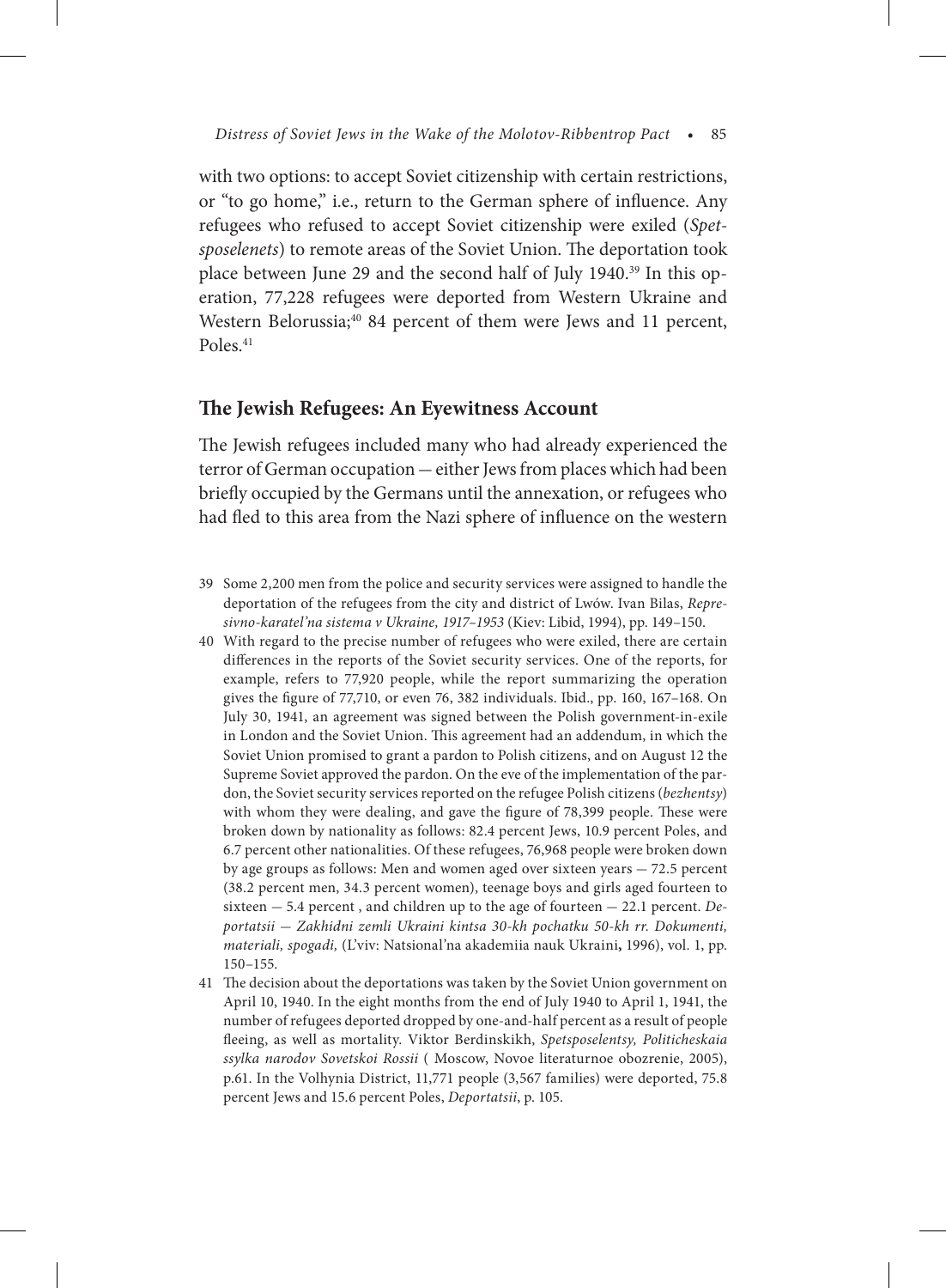with two options: to accept Soviet citizenship with certain restrictions, or "to go home," i.e., return to the German sphere of influence. Any refugees who refused to accept Soviet citizenship were exiled (*Spetsposelenets*) to remote areas of the Soviet Union. The deportation took place between June 29 and the second half of July 1940.[39] In this operation, 77,228 refugees were deported from Western Ukraine and Western Belorussia;[40] 84 percent of them were Jews and 11 percent, Poles.[41]

## The Jewish Refugees: An Eyewitness Account

The Jewish refugees included many who had already experienced the terror of German occupation — either Jews from places which had been briefly occupied by the Germans until the annexation, or refugees who had fled to this area from the Nazi sphere of influence on the western

39 Some 2,200 men from the police and security services were assigned to handle the deportation of the refugees from the city and district of Lwów. Ivan Bilas, *Represivno-karatel'na sistema v Ukraine, 1917–1953* (Kiev: Libid, 1994), pp. 149–150.

40 With regard to the precise number of refugees who were exiled, there are certain differences in the reports of the Soviet security services. One of the reports, for example, refers to 77,920 people, while the report summarizing the operation gives the figure of 77,710, or even 76, 382 individuals. Ibid., pp. 160, 167–168. On July 30, 1941, an agreement was signed between the Polish government-in-exile in London and the Soviet Union. This agreement had an addendum, in which the Soviet Union promised to grant a pardon to Polish citizens, and on August 12 the Supreme Soviet approved the pardon. On the eve of the implementation of the pardon, the Soviet security services reported on the refugee Polish citizens (*bezhentsy*) with whom they were dealing, and gave the figure of 78,399 people. These were broken down by nationality as follows: 82.4 percent Jews, 10.9 percent Poles, and 6.7 percent other nationalities. Of these refugees, 76,968 people were broken down by age groups as follows: Men and women aged over sixteen years — 72.5 percent (38.2 percent men, 34.3 percent women), teenage boys and girls aged fourteen to sixteen — 5.4 percent , and children up to the age of fourteen — 22.1 percent. *Deportatsii — Zakhidni zemli Ukraini kintsa 30-kh pochatku 50-kh rr. Dokumenti, materiali, spogadi,* (L'viv: Natsional'na akademiia nauk Ukraini**,** 1996), vol. 1, pp. 150–155.

41 The decision about the deportations was taken by the Soviet Union government on April 10, 1940. In the eight months from the end of July 1940 to April 1, 1941, the number of refugees deported dropped by one-and-half percent as a result of people fleeing, as well as mortality. Viktor Berdinskikh, *Spetsposelentsy, Politicheskaia ssylka narodov Sovetskoi Rossii* ( Moscow, Novoe literaturnoe obozrenie, 2005), p.61. In the Volhynia District, 11,771 people (3,567 families) were deported, 75.8 percent Jews and 15.6 percent Poles, *Deportatsii*, p. 105.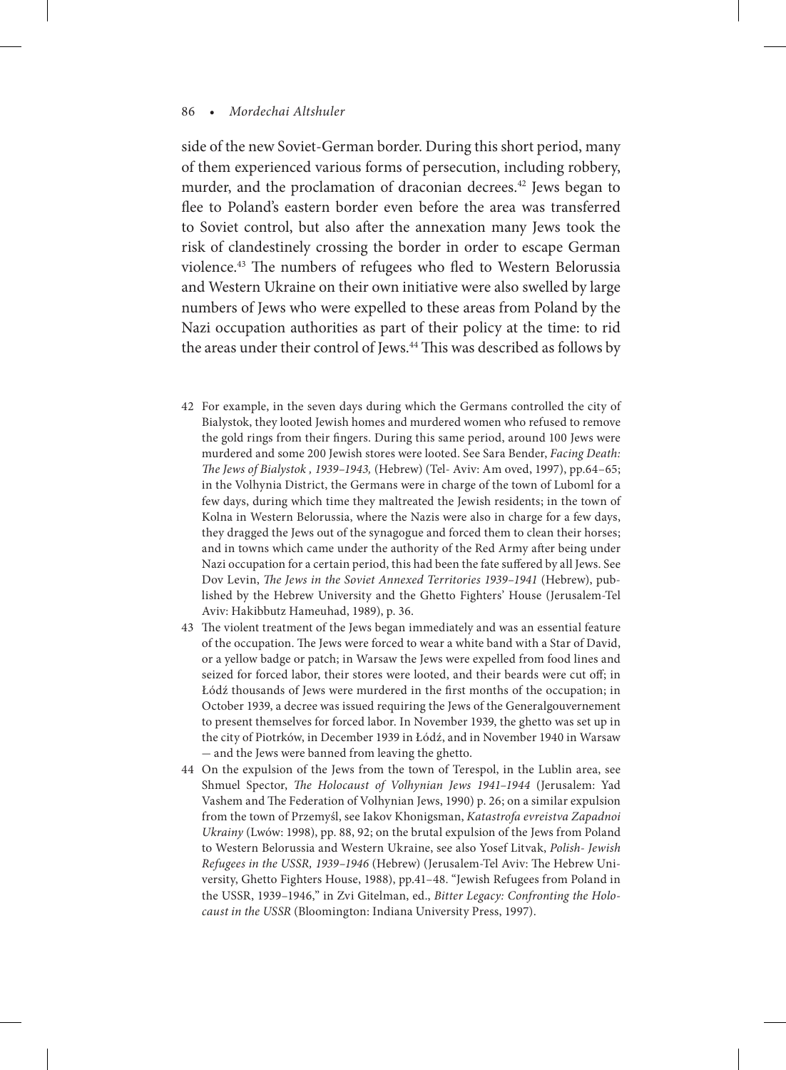side of the new Soviet-German border. During this short period, many of them experienced various forms of persecution, including robbery, murder, and the proclamation of draconian decrees.[42] Jews began to flee to Poland's eastern border even before the area was transferred to Soviet control, but also after the annexation many Jews took the risk of clandestinely crossing the border in order to escape German violence.[43] The numbers of refugees who fled to Western Belorussia and Western Ukraine on their own initiative were also swelled by large numbers of Jews who were expelled to these areas from Poland by the Nazi occupation authorities as part of their policy at the time: to rid the areas under their control of Jews.[44] This was described as follows by

---

42 For example, in the seven days during which the Germans controlled the city of Bialystok, they looted Jewish homes and murdered women who refused to remove the gold rings from their fingers. During this same period, around 100 Jews were murdered and some 200 Jewish stores were looted. See Sara Bender, *Facing Death: The Jews of Bialystok , 1939–1943,* (Hebrew) (Tel- Aviv: Am oved, 1997), pp.64–65; in the Volhynia District, the Germans were in charge of the town of Luboml for a few days, during which time they maltreated the Jewish residents; in the town of Kolna in Western Belorussia, where the Nazis were also in charge for a few days, they dragged the Jews out of the synagogue and forced them to clean their horses; and in towns which came under the authority of the Red Army after being under Nazi occupation for a certain period, this had been the fate suffered by all Jews. See Dov Levin, *The Jews in the Soviet Annexed Territories 1939–1941* (Hebrew), published by the Hebrew University and the Ghetto Fighters' House (Jerusalem-Tel Aviv: Hakibbutz Hameuhad, 1989), p. 36.

43 The violent treatment of the Jews began immediately and was an essential feature of the occupation. The Jews were forced to wear a white band with a Star of David, or a yellow badge or patch; in Warsaw the Jews were expelled from food lines and seized for forced labor, their stores were looted, and their beards were cut off; in Łódź thousands of Jews were murdered in the first months of the occupation; in October 1939, a decree was issued requiring the Jews of the Generalgouvernement to present themselves for forced labor. In November 1939, the ghetto was set up in the city of Piotrków, in December 1939 in Łódź, and in November 1940 in Warsaw — and the Jews were banned from leaving the ghetto.

44 On the expulsion of the Jews from the town of Terespol, in the Lublin area, see Shmuel Spector, *The Holocaust of Volhynian Jews 1941–1944* (Jerusalem: Yad Vashem and The Federation of Volhynian Jews, 1990) p. 26; on a similar expulsion from the town of Przemyśl, see Iakov Khonigsman, *Katastrofa evreistva Zapadnoi Ukrainy* (Lwów: 1998), pp. 88, 92; on the brutal expulsion of the Jews from Poland to Western Belorussia and Western Ukraine, see also Yosef Litvak, *Polish- Jewish Refugees in the USSR, 1939–1946* (Hebrew) (Jerusalem-Tel Aviv: The Hebrew University, Ghetto Fighters House, 1988), pp.41–48. "Jewish Refugees from Poland in the USSR, 1939–1946," in Zvi Gitelman, ed., *Bitter Legacy: Confronting the Holocaust in the USSR* (Bloomington: Indiana University Press, 1997).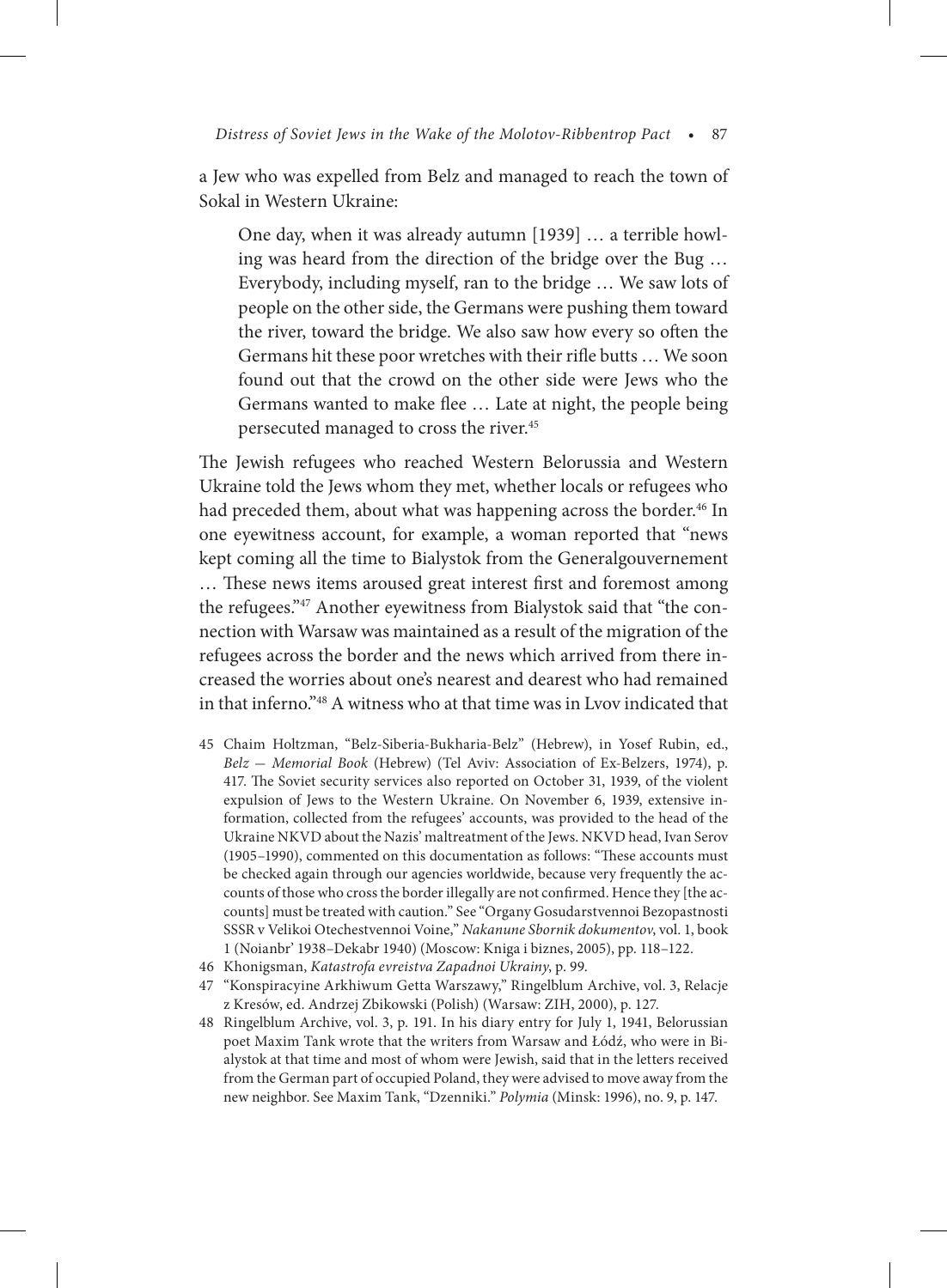a Jew who was expelled from Belz and managed to reach the town of Sokal in Western Ukraine:

> One day, when it was already autumn [1939] … a terrible howling was heard from the direction of the bridge over the Bug … Everybody, including myself, ran to the bridge … We saw lots of people on the other side, the Germans were pushing them toward the river, toward the bridge. We also saw how every so often the Germans hit these poor wretches with their rifle butts … We soon found out that the crowd on the other side were Jews who the Germans wanted to make flee … Late at night, the people being persecuted managed to cross the river.[45]

The Jewish refugees who reached Western Belorussia and Western Ukraine told the Jews whom they met, whether locals or refugees who had preceded them, about what was happening across the border.[46] In one eyewitness account, for example, a woman reported that "news kept coming all the time to Bialystok from the Generalgouvernement … These news items aroused great interest first and foremost among the refugees."[47] Another eyewitness from Bialystok said that "the connection with Warsaw was maintained as a result of the migration of the refugees across the border and the news which arrived from there increased the worries about one's nearest and dearest who had remained in that inferno."[48] A witness who at that time was in Lvov indicated that

45 Chaim Holtzman, "Belz-Siberia-Bukharia-Belz" (Hebrew), in Yosef Rubin, ed., *Belz — Memorial Book* (Hebrew) (Tel Aviv: Association of Ex-Belzers, 1974), p. 417. The Soviet security services also reported on October 31, 1939, of the violent expulsion of Jews to the Western Ukraine. On November 6, 1939, extensive information, collected from the refugees' accounts, was provided to the head of the Ukraine NKVD about the Nazis' maltreatment of the Jews. NKVD head, Ivan Serov (1905–1990), commented on this documentation as follows: "These accounts must be checked again through our agencies worldwide, because very frequently the accounts of those who cross the border illegally are not confirmed. Hence they [the accounts] must be treated with caution." See "Organy Gosudarstvennoi Bezopastnosti SSSR v Velikoi Otechestvennoi Voine," *Nakanune Sbornik dokumentov*, vol. 1, book 1 (Noianbr' 1938–Dekabr 1940) (Moscow: Kniga i biznes, 2005), pp. 118–122.

46 Khonigsman, *Katastrofa evreistva Zapadnoi Ukrainy*, p. 99.

47 "Konspiracyine Arkhiwum Getta Warszawy," Ringelblum Archive, vol. 3, Relacje z Kresów, ed. Andrzej Zbikowski (Polish) (Warsaw: ZIH, 2000), p. 127.

48 Ringelblum Archive, vol. 3, p. 191. In his diary entry for July 1, 1941, Belorussian poet Maxim Tank wrote that the writers from Warsaw and Łódź, who were in Bialystok at that time and most of whom were Jewish, said that in the letters received from the German part of occupied Poland, they were advised to move away from the new neighbor. See Maxim Tank, "Dzenniki." *Polymia* (Minsk: 1996), no. 9, p. 147.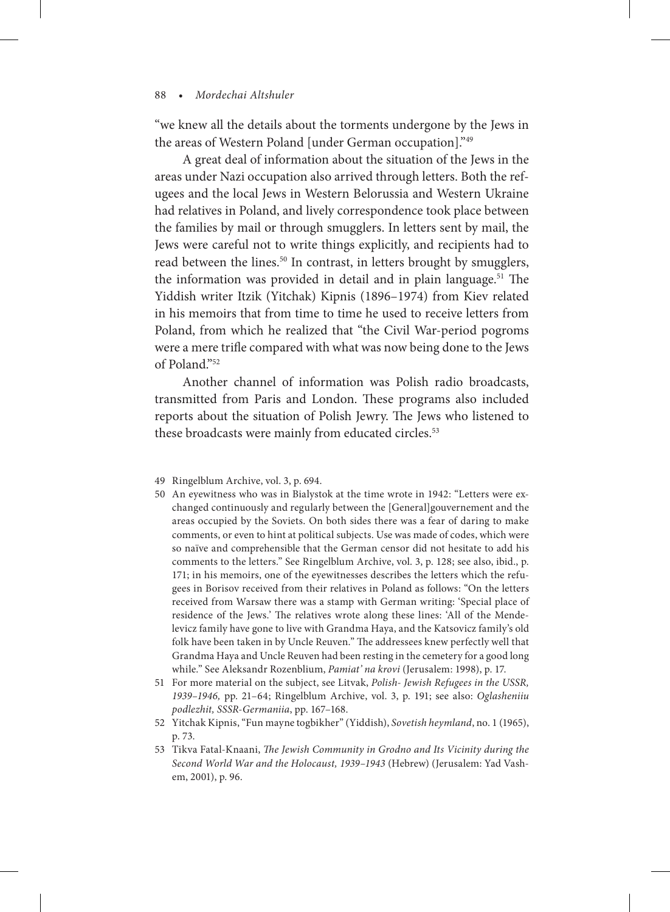"we knew all the details about the torments undergone by the Jews in the areas of Western Poland [under German occupation]."[49]

A great deal of information about the situation of the Jews in the areas under Nazi occupation also arrived through letters. Both the refugees and the local Jews in Western Belorussia and Western Ukraine had relatives in Poland, and lively correspondence took place between the families by mail or through smugglers. In letters sent by mail, the Jews were careful not to write things explicitly, and recipients had to read between the lines.[50] In contrast, in letters brought by smugglers, the information was provided in detail and in plain language.[51] The Yiddish writer Itzik (Yitchak) Kipnis (1896–1974) from Kiev related in his memoirs that from time to time he used to receive letters from Poland, from which he realized that "the Civil War-period pogroms were a mere trifle compared with what was now being done to the Jews of Poland."[52]

Another channel of information was Polish radio broadcasts, transmitted from Paris and London. These programs also included reports about the situation of Polish Jewry. The Jews who listened to these broadcasts were mainly from educated circles.[53]

49 Ringelblum Archive, vol. 3, p. 694.

50 An eyewitness who was in Bialystok at the time wrote in 1942: "Letters were exchanged continuously and regularly between the [General]gouvernement and the areas occupied by the Soviets. On both sides there was a fear of daring to make comments, or even to hint at political subjects. Use was made of codes, which were so naïve and comprehensible that the German censor did not hesitate to add his comments to the letters." See Ringelblum Archive, vol. 3, p. 128; see also, ibid., p. 171; in his memoirs, one of the eyewitnesses describes the letters which the refugees in Borisov received from their relatives in Poland as follows: "On the letters received from Warsaw there was a stamp with German writing: 'Special place of residence of the Jews.' The relatives wrote along these lines: 'All of the Mendelevicz family have gone to live with Grandma Haya, and the Katsovicz family's old folk have been taken in by Uncle Reuven." The addressees knew perfectly well that Grandma Haya and Uncle Reuven had been resting in the cemetery for a good long while." See Aleksandr Rozenblium, *Pamiat' na krovi* (Jerusalem: 1998), p. 17.

51 For more material on the subject, see Litvak, *Polish- Jewish Refugees in the USSR, 1939–1946,* pp. 21–64; Ringelblum Archive, vol. 3, p. 191; see also: *Oglasheniiu podlezhit, SSSR-Germaniia*, pp. 167–168.

52 Yitchak Kipnis, "Fun mayne togbikher" (Yiddish), *Sovetish heymland*, no. 1 (1965), p. 73.

53 Tikva Fatal-Knaani, *The Jewish Community in Grodno and Its Vicinity during the Second World War and the Holocaust, 1939–1943* (Hebrew) (Jerusalem: Yad Vashem, 2001), p. 96.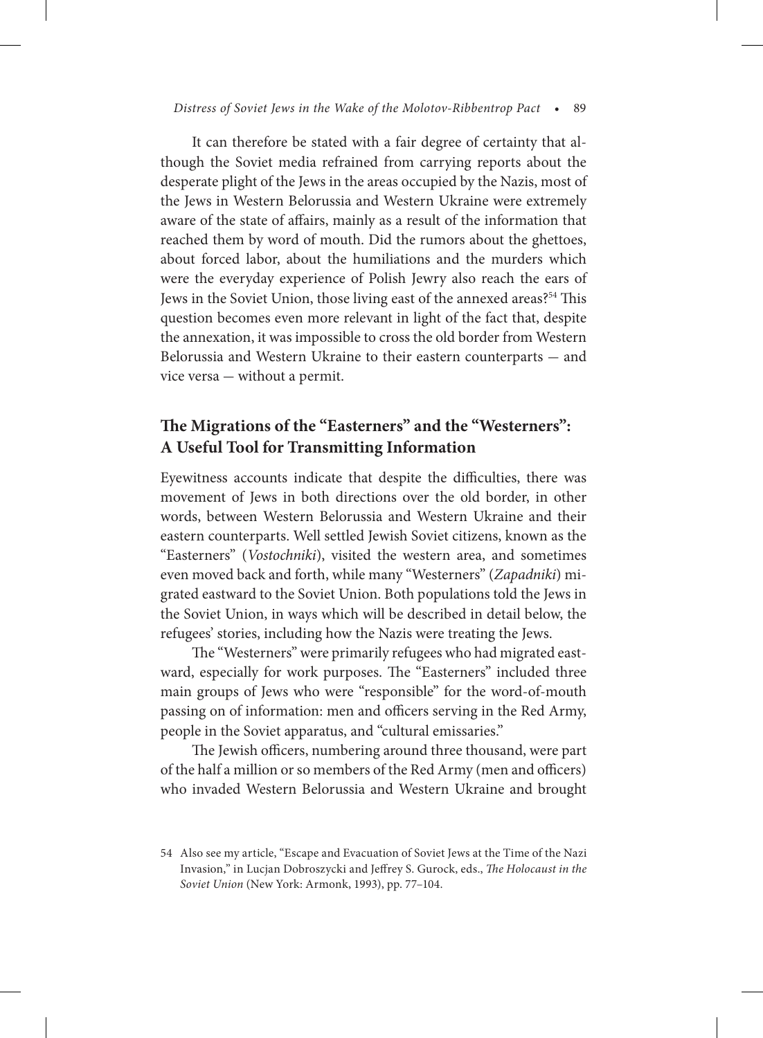It can therefore be stated with a fair degree of certainty that although the Soviet media refrained from carrying reports about the desperate plight of the Jews in the areas occupied by the Nazis, most of the Jews in Western Belorussia and Western Ukraine were extremely aware of the state of affairs, mainly as a result of the information that reached them by word of mouth. Did the rumors about the ghettoes, about forced labor, about the humiliations and the murders which were the everyday experience of Polish Jewry also reach the ears of Jews in the Soviet Union, those living east of the annexed areas?[54] This question becomes even more relevant in light of the fact that, despite the annexation, it was impossible to cross the old border from Western Belorussia and Western Ukraine to their eastern counterparts — and vice versa — without a permit.

## The Migrations of the "Easterners" and the "Westerners": A Useful Tool for Transmitting Information

Eyewitness accounts indicate that despite the difficulties, there was movement of Jews in both directions over the old border, in other words, between Western Belorussia and Western Ukraine and their eastern counterparts. Well settled Jewish Soviet citizens, known as the "Easterners" (*Vostochniki*), visited the western area, and sometimes even moved back and forth, while many "Westerners" (*Zapadniki*) migrated eastward to the Soviet Union. Both populations told the Jews in the Soviet Union, in ways which will be described in detail below, the refugees' stories, including how the Nazis were treating the Jews.

The "Westerners" were primarily refugees who had migrated eastward, especially for work purposes. The "Easterners" included three main groups of Jews who were "responsible" for the word-of-mouth passing on of information: men and officers serving in the Red Army, people in the Soviet apparatus, and "cultural emissaries."

The Jewish officers, numbering around three thousand, were part of the half a million or so members of the Red Army (men and officers) who invaded Western Belorussia and Western Ukraine and brought

54 Also see my article, "Escape and Evacuation of Soviet Jews at the Time of the Nazi Invasion," in Lucjan Dobroszycki and Jeffrey S. Gurock, eds., *The Holocaust in the Soviet Union* (New York: Armonk, 1993), pp. 77–104.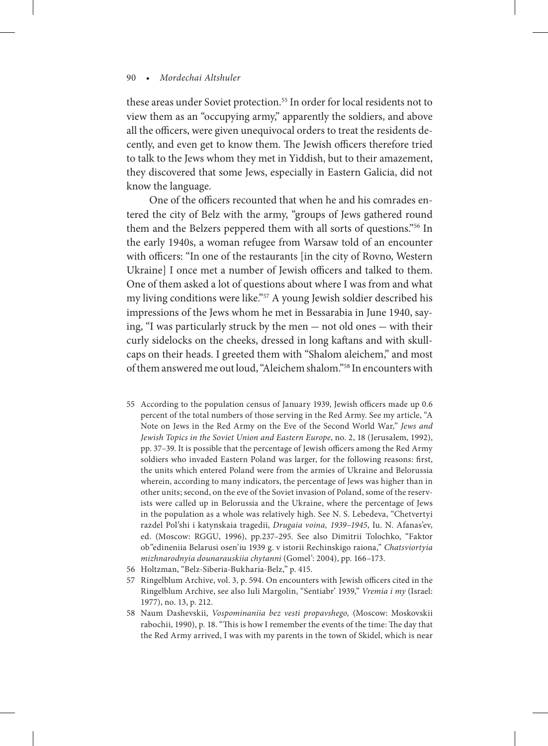these areas under Soviet protection.[55] In order for local residents not to view them as an "occupying army," apparently the soldiers, and above all the officers, were given unequivocal orders to treat the residents decently, and even get to know them. The Jewish officers therefore tried to talk to the Jews whom they met in Yiddish, but to their amazement, they discovered that some Jews, especially in Eastern Galicia, did not know the language.

One of the officers recounted that when he and his comrades entered the city of Belz with the army, "groups of Jews gathered round them and the Belzers peppered them with all sorts of questions."[56] In the early 1940s, a woman refugee from Warsaw told of an encounter with officers: "In one of the restaurants [in the city of Rovno, Western Ukraine] I once met a number of Jewish officers and talked to them. One of them asked a lot of questions about where I was from and what my living conditions were like."[57] A young Jewish soldier described his impressions of the Jews whom he met in Bessarabia in June 1940, saying, "I was particularly struck by the men — not old ones — with their curly sidelocks on the cheeks, dressed in long kaftans and with skullcaps on their heads. I greeted them with "Shalom aleichem," and most of them answered me out loud, "Aleichem shalom."[58] In encounters with

55 According to the population census of January 1939, Jewish officers made up 0.6 percent of the total numbers of those serving in the Red Army. See my article, "A Note on Jews in the Red Army on the Eve of the Second World War," *Jews and Jewish Topics in the Soviet Union and Eastern Europe*, no. 2, 18 (Jerusalem, 1992), pp. 37–39. It is possible that the percentage of Jewish officers among the Red Army soldiers who invaded Eastern Poland was larger, for the following reasons: first, the units which entered Poland were from the armies of Ukraine and Belorussia wherein, according to many indicators, the percentage of Jews was higher than in other units; second, on the eve of the Soviet invasion of Poland, some of the reservists were called up in Belorussia and the Ukraine, where the percentage of Jews in the population as a whole was relatively high. See N. S. Lebedeva, "Chetvertyi razdel Pol'shi i katynskaia tragedii, *Drugaia voina, 1939–1945*, Iu. N. Afanas'ev, ed. (Moscow: RGGU, 1996), pp.237–295. See also Dimitrii Tolochko, "Faktor ob"edineniia Belarusi osen'iu 1939 g. v istorii Rechinskigo raiona," *Chatsviortyia mizhnarodnyia dounarauskiia chytanni* (Gomel': 2004), pp. 166–173.

56 Holtzman, "Belz-Siberia-Bukharia-Belz," p. 415.

57 Ringelblum Archive, vol. 3, p. 594. On encounters with Jewish officers cited in the Ringelblum Archive, see also Iuli Margolin, "Sentiabr' 1939," *Vremia i my* (Israel: 1977), no. 13, p. 212.

58 Naum Dashevskii, *Vospominaniia bez vesti propavshego,* (Moscow: Moskovskii rabochii, 1990), p. 18. "This is how I remember the events of the time: The day that the Red Army arrived, I was with my parents in the town of Skidel, which is near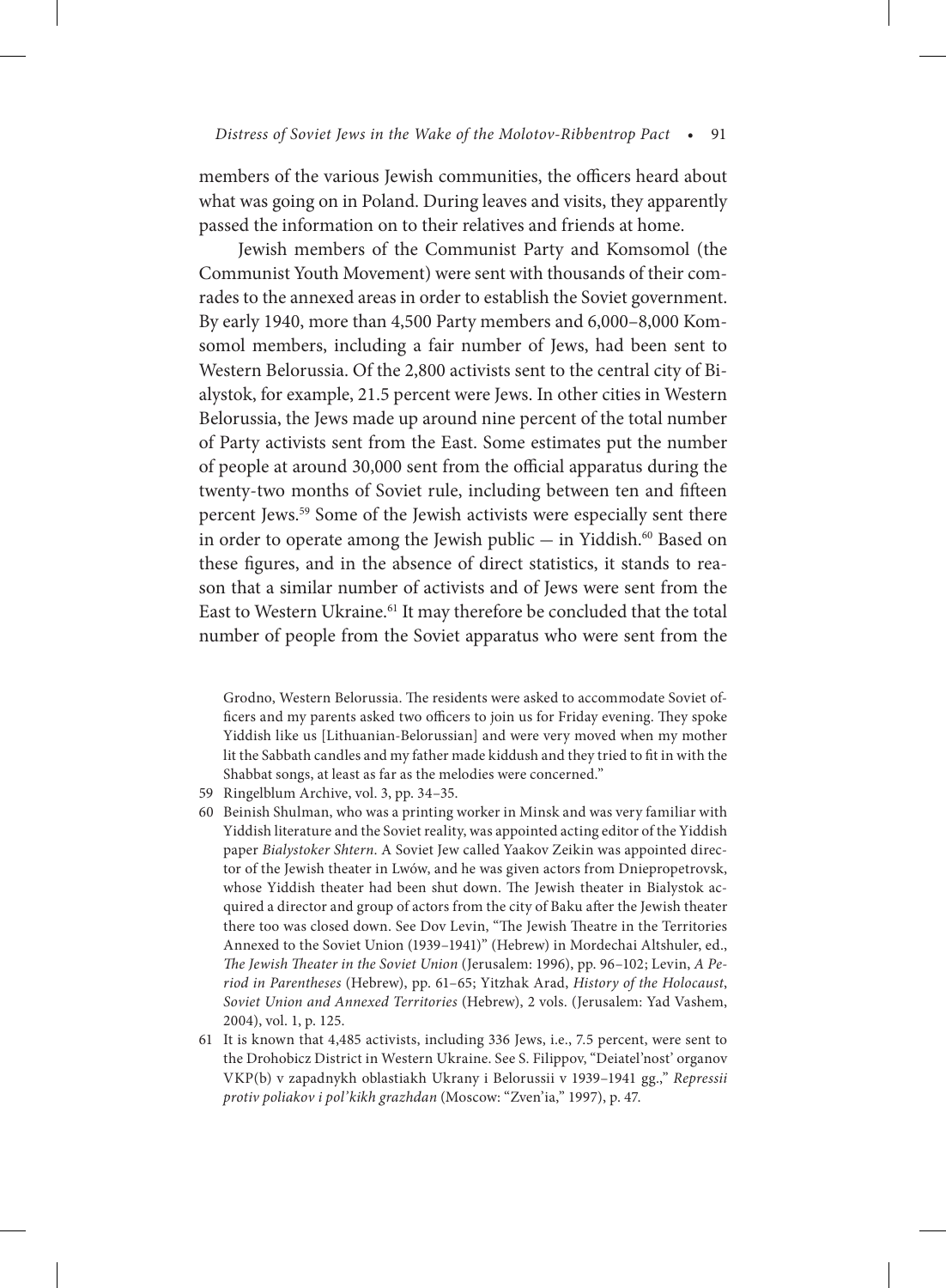members of the various Jewish communities, the officers heard about what was going on in Poland. During leaves and visits, they apparently passed the information on to their relatives and friends at home.

Jewish members of the Communist Party and Komsomol (the Communist Youth Movement) were sent with thousands of their comrades to the annexed areas in order to establish the Soviet government. By early 1940, more than 4,500 Party members and 6,000–8,000 Komsomol members, including a fair number of Jews, had been sent to Western Belorussia. Of the 2,800 activists sent to the central city of Bialystok, for example, 21.5 percent were Jews. In other cities in Western Belorussia, the Jews made up around nine percent of the total number of Party activists sent from the East. Some estimates put the number of people at around 30,000 sent from the official apparatus during the twenty-two months of Soviet rule, including between ten and fifteen percent Jews.[59] Some of the Jewish activists were especially sent there in order to operate among the Jewish public — in Yiddish.[60] Based on these figures, and in the absence of direct statistics, it stands to reason that a similar number of activists and of Jews were sent from the East to Western Ukraine.[61] It may therefore be concluded that the total number of people from the Soviet apparatus who were sent from the

Grodno, Western Belorussia. The residents were asked to accommodate Soviet officers and my parents asked two officers to join us for Friday evening. They spoke Yiddish like us [Lithuanian-Belorussian] and were very moved when my mother lit the Sabbath candles and my father made kiddush and they tried to fit in with the Shabbat songs, at least as far as the melodies were concerned."

59 Ringelblum Archive, vol. 3, pp. 34–35.

60 Beinish Shulman, who was a printing worker in Minsk and was very familiar with Yiddish literature and the Soviet reality, was appointed acting editor of the Yiddish paper *Bialystoker Shtern*. A Soviet Jew called Yaakov Zeikin was appointed director of the Jewish theater in Lwów, and he was given actors from Dniepropetrovsk, whose Yiddish theater had been shut down. The Jewish theater in Bialystok acquired a director and group of actors from the city of Baku after the Jewish theater there too was closed down. See Dov Levin, "The Jewish Theatre in the Territories Annexed to the Soviet Union (1939–1941)" (Hebrew) in Mordechai Altshuler, ed., *The Jewish Theater in the Soviet Union* (Jerusalem: 1996), pp. 96–102; Levin, *A Period in Parentheses* (Hebrew), pp. 61–65; Yitzhak Arad, *History of the Holocaust, Soviet Union and Annexed Territories* (Hebrew), 2 vols. (Jerusalem: Yad Vashem, 2004), vol. 1, p. 125.

61 It is known that 4,485 activists, including 336 Jews, i.e., 7.5 percent, were sent to the Drohobicz District in Western Ukraine. See S. Filippov, "Deiatel'nost' organov VKP(b) v zapadnykh oblastiakh Ukrany i Belorussii v 1939–1941 gg.," *Repressii protiv poliakov i pol'kikh grazhdan* (Moscow: "Zven'ia," 1997), p. 47.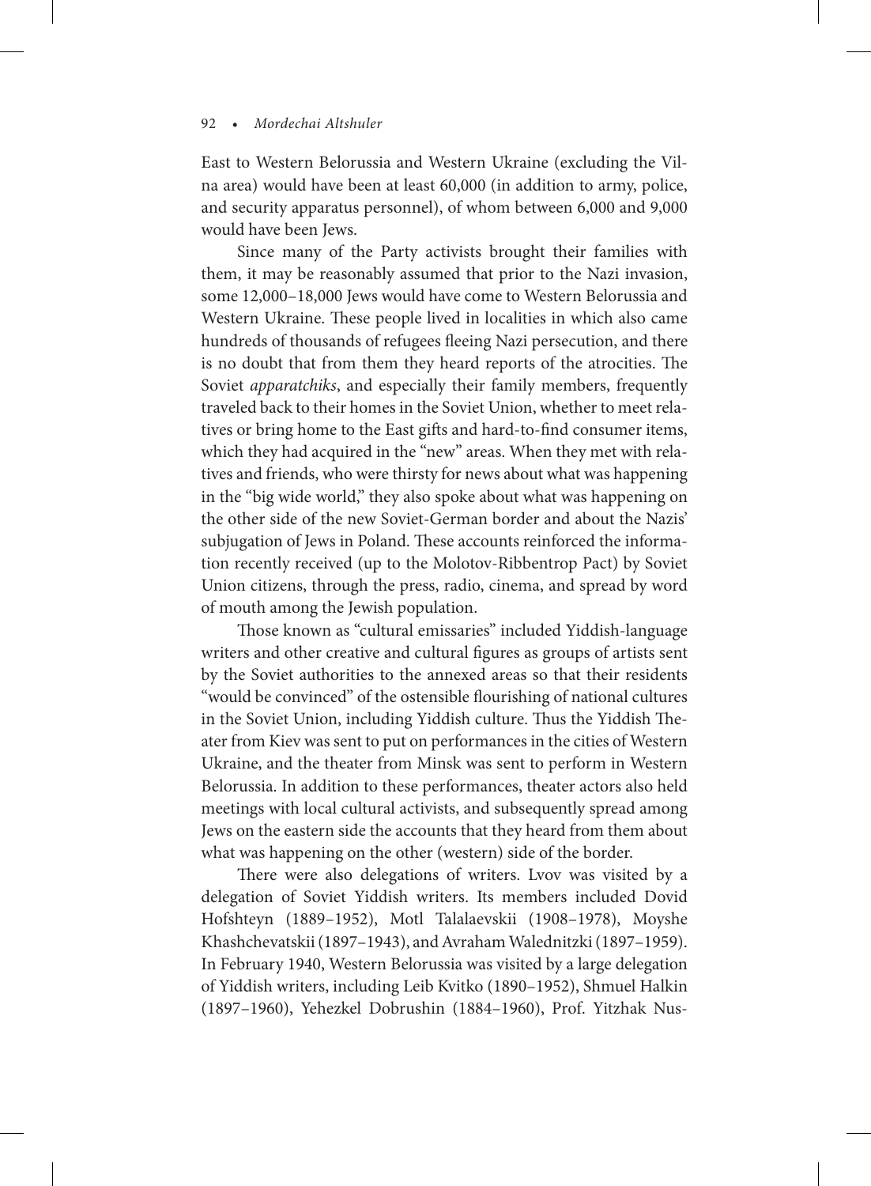East to Western Belorussia and Western Ukraine (excluding the Vilna area) would have been at least 60,000 (in addition to army, police, and security apparatus personnel), of whom between 6,000 and 9,000 would have been Jews.

Since many of the Party activists brought their families with them, it may be reasonably assumed that prior to the Nazi invasion, some 12,000–18,000 Jews would have come to Western Belorussia and Western Ukraine. These people lived in localities in which also came hundreds of thousands of refugees fleeing Nazi persecution, and there is no doubt that from them they heard reports of the atrocities. The Soviet *apparatchiks*, and especially their family members, frequently traveled back to their homes in the Soviet Union, whether to meet relatives or bring home to the East gifts and hard-to-find consumer items, which they had acquired in the "new" areas. When they met with relatives and friends, who were thirsty for news about what was happening in the "big wide world," they also spoke about what was happening on the other side of the new Soviet-German border and about the Nazis' subjugation of Jews in Poland. These accounts reinforced the information recently received (up to the Molotov-Ribbentrop Pact) by Soviet Union citizens, through the press, radio, cinema, and spread by word of mouth among the Jewish population.

Those known as "cultural emissaries" included Yiddish-language writers and other creative and cultural figures as groups of artists sent by the Soviet authorities to the annexed areas so that their residents "would be convinced" of the ostensible flourishing of national cultures in the Soviet Union, including Yiddish culture. Thus the Yiddish Theater from Kiev was sent to put on performances in the cities of Western Ukraine, and the theater from Minsk was sent to perform in Western Belorussia. In addition to these performances, theater actors also held meetings with local cultural activists, and subsequently spread among Jews on the eastern side the accounts that they heard from them about what was happening on the other (western) side of the border.

There were also delegations of writers. Lvov was visited by a delegation of Soviet Yiddish writers. Its members included Dovid Hofshteyn (1889–1952), Motl Talalaevskii (1908–1978), Moyshe Khashchevatskii (1897–1943), and Avraham Walednitzki (1897–1959). In February 1940, Western Belorussia was visited by a large delegation of Yiddish writers, including Leib Kvitko (1890–1952), Shmuel Halkin (1897–1960), Yehezkel Dobrushin (1884–1960), Prof. Yitzhak Nus-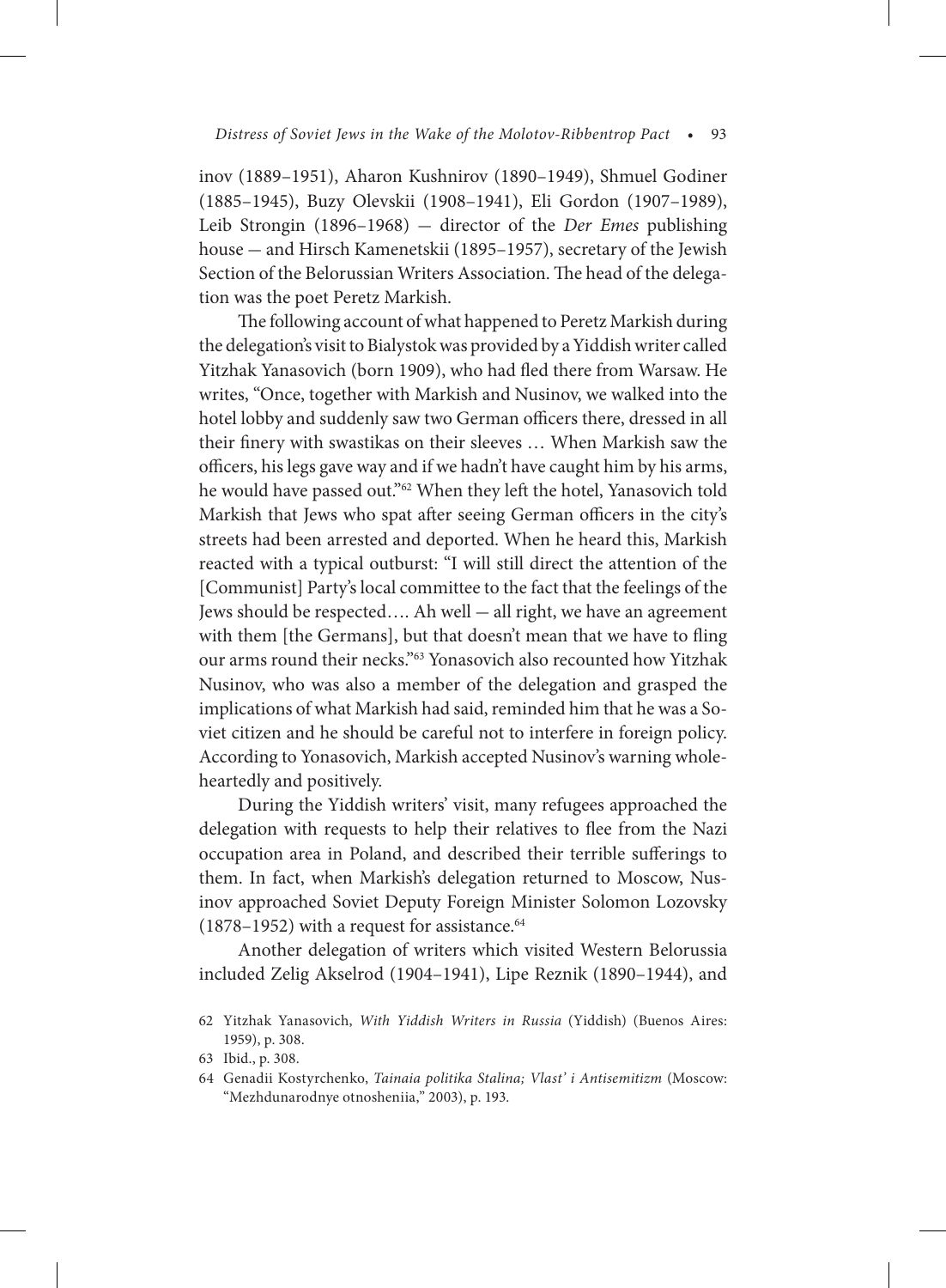inov (1889–1951), Aharon Kushnirov (1890–1949), Shmuel Godiner (1885–1945), Buzy Olevskii (1908–1941), Eli Gordon (1907–1989), Leib Strongin (1896–1968) — director of the *Der Emes* publishing house — and Hirsch Kamenetskii (1895–1957), secretary of the Jewish Section of the Belorussian Writers Association. The head of the delegation was the poet Peretz Markish.

The following account of what happened to Peretz Markish during the delegation's visit to Bialystok was provided by a Yiddish writer called Yitzhak Yanasovich (born 1909), who had fled there from Warsaw. He writes, "Once, together with Markish and Nusinov, we walked into the hotel lobby and suddenly saw two German officers there, dressed in all their finery with swastikas on their sleeves … When Markish saw the officers, his legs gave way and if we hadn't have caught him by his arms, he would have passed out."[62] When they left the hotel, Yanasovich told Markish that Jews who spat after seeing German officers in the city's streets had been arrested and deported. When he heard this, Markish reacted with a typical outburst: "I will still direct the attention of the [Communist] Party's local committee to the fact that the feelings of the Jews should be respected…. Ah well — all right, we have an agreement with them [the Germans], but that doesn't mean that we have to fling our arms round their necks."[63] Yonasovich also recounted how Yitzhak Nusinov, who was also a member of the delegation and grasped the implications of what Markish had said, reminded him that he was a Soviet citizen and he should be careful not to interfere in foreign policy. According to Yonasovich, Markish accepted Nusinov's warning wholeheartedly and positively.

During the Yiddish writers' visit, many refugees approached the delegation with requests to help their relatives to flee from the Nazi occupation area in Poland, and described their terrible sufferings to them. In fact, when Markish's delegation returned to Moscow, Nusinov approached Soviet Deputy Foreign Minister Solomon Lozovsky (1878–1952) with a request for assistance.[64]

Another delegation of writers which visited Western Belorussia included Zelig Akselrod (1904–1941), Lipe Reznik (1890–1944), and

---

62 Yitzhak Yanasovich, *With Yiddish Writers in Russia* (Yiddish) (Buenos Aires: 1959), p. 308.

63 Ibid., p. 308.

64 Genadii Kostyrchenko, *Tainaia politika Stalina; Vlast' i Antisemitizm* (Moscow: "Mezhdunarodnye otnosheniia," 2003), p. 193.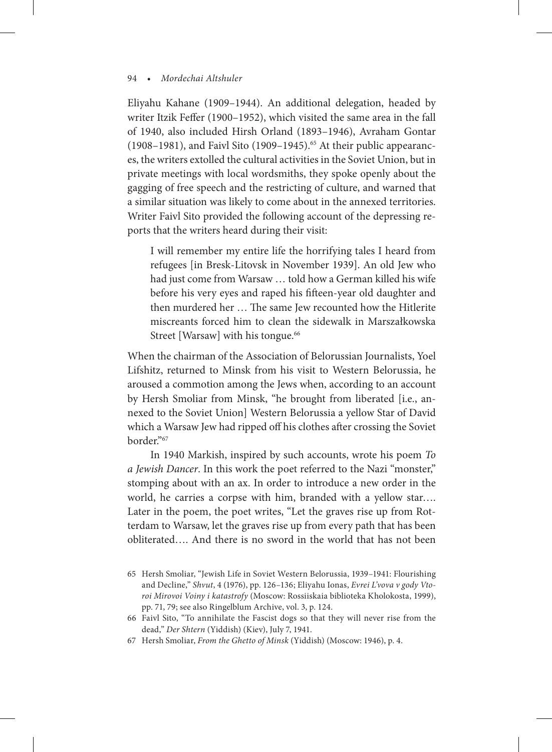Eliyahu Kahane (1909–1944). An additional delegation, headed by writer Itzik Feffer (1900–1952), which visited the same area in the fall of 1940, also included Hirsh Orland (1893–1946), Avraham Gontar (1908–1981), and Faivl Sito (1909–1945).[65] At their public appearances, the writers extolled the cultural activities in the Soviet Union, but in private meetings with local wordsmiths, they spoke openly about the gagging of free speech and the restricting of culture, and warned that a similar situation was likely to come about in the annexed territories. Writer Faivl Sito provided the following account of the depressing reports that the writers heard during their visit:

> I will remember my entire life the horrifying tales I heard from refugees [in Bresk-Litovsk in November 1939]. An old Jew who had just come from Warsaw … told how a German killed his wife before his very eyes and raped his fifteen-year old daughter and then murdered her … The same Jew recounted how the Hitlerite miscreants forced him to clean the sidewalk in Marszałkowska Street [Warsaw] with his tongue.[66]

When the chairman of the Association of Belorussian Journalists, Yoel Lifshitz, returned to Minsk from his visit to Western Belorussia, he aroused a commotion among the Jews when, according to an account by Hersh Smoliar from Minsk, "he brought from liberated [i.e., annexed to the Soviet Union] Western Belorussia a yellow Star of David which a Warsaw Jew had ripped off his clothes after crossing the Soviet border."[67]

In 1940 Markish, inspired by such accounts, wrote his poem *To a Jewish Dancer*. In this work the poet referred to the Nazi "monster," stomping about with an ax. In order to introduce a new order in the world, he carries a corpse with him, branded with a yellow star…. Later in the poem, the poet writes, "Let the graves rise up from Rotterdam to Warsaw, let the graves rise up from every path that has been obliterated…. And there is no sword in the world that has not been

65 Hersh Smoliar, "Jewish Life in Soviet Western Belorussia, 1939–1941: Flourishing and Decline," *Shvut*, 4 (1976), pp. 126–136; Eliyahu Ionas, *Evrei L'vova v gody Vtoroi Mirovoi Voiny i katastrofy* (Moscow: Rossiiskaia biblioteka Kholokosta, 1999), pp. 71, 79; see also Ringelblum Archive, vol. 3, p. 124.

66 Faivl Sito, "To annihilate the Fascist dogs so that they will never rise from the dead," *Der Shtern* (Yiddish) (Kiev), July 7, 1941.

67 Hersh Smoliar, *From the Ghetto of Minsk* (Yiddish) (Moscow: 1946), p. 4.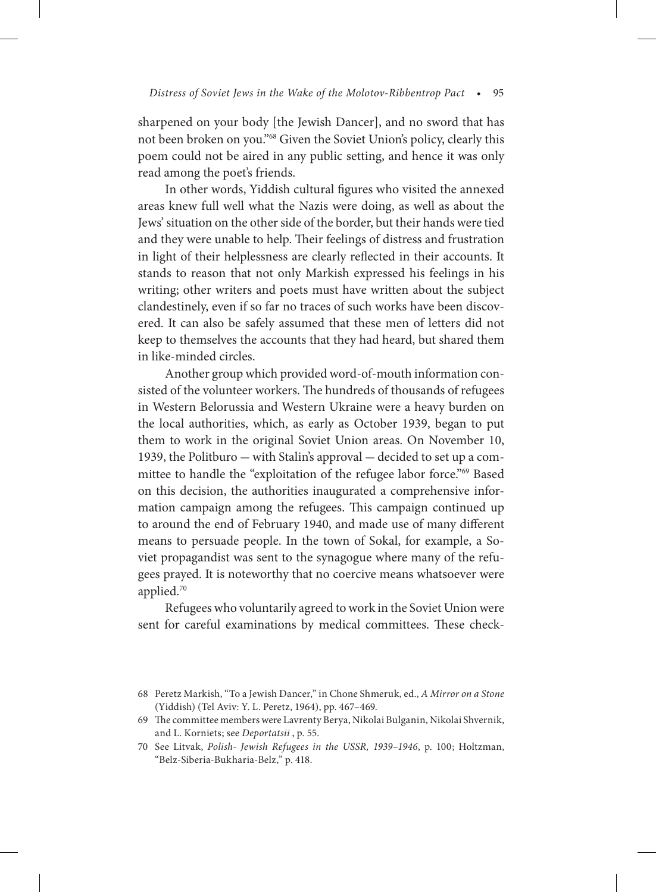sharpened on your body [the Jewish Dancer], and no sword that has not been broken on you."[68] Given the Soviet Union's policy, clearly this poem could not be aired in any public setting, and hence it was only read among the poet's friends.

In other words, Yiddish cultural figures who visited the annexed areas knew full well what the Nazis were doing, as well as about the Jews' situation on the other side of the border, but their hands were tied and they were unable to help. Their feelings of distress and frustration in light of their helplessness are clearly reflected in their accounts. It stands to reason that not only Markish expressed his feelings in his writing; other writers and poets must have written about the subject clandestinely, even if so far no traces of such works have been discovered. It can also be safely assumed that these men of letters did not keep to themselves the accounts that they had heard, but shared them in like-minded circles.

Another group which provided word-of-mouth information consisted of the volunteer workers. The hundreds of thousands of refugees in Western Belorussia and Western Ukraine were a heavy burden on the local authorities, which, as early as October 1939, began to put them to work in the original Soviet Union areas. On November 10, 1939, the Politburo — with Stalin's approval — decided to set up a committee to handle the "exploitation of the refugee labor force."[69] Based on this decision, the authorities inaugurated a comprehensive information campaign among the refugees. This campaign continued up to around the end of February 1940, and made use of many different means to persuade people. In the town of Sokal, for example, a Soviet propagandist was sent to the synagogue where many of the refugees prayed. It is noteworthy that no coercive means whatsoever were applied.[70]

Refugees who voluntarily agreed to work in the Soviet Union were sent for careful examinations by medical committees. These check-

68 Peretz Markish, "To a Jewish Dancer," in Chone Shmeruk, ed., *A Mirror on a Stone* (Yiddish) (Tel Aviv: Y. L. Peretz, 1964), pp. 467–469.

69 The committee members were Lavrenty Berya, Nikolai Bulganin, Nikolai Shvernik, and L. Korniets; see *Deportatsii* , p. 55.

70 See Litvak, *Polish- Jewish Refugees in the USSR, 1939–1946*, p. 100; Holtzman, "Belz-Siberia-Bukharia-Belz," p. 418.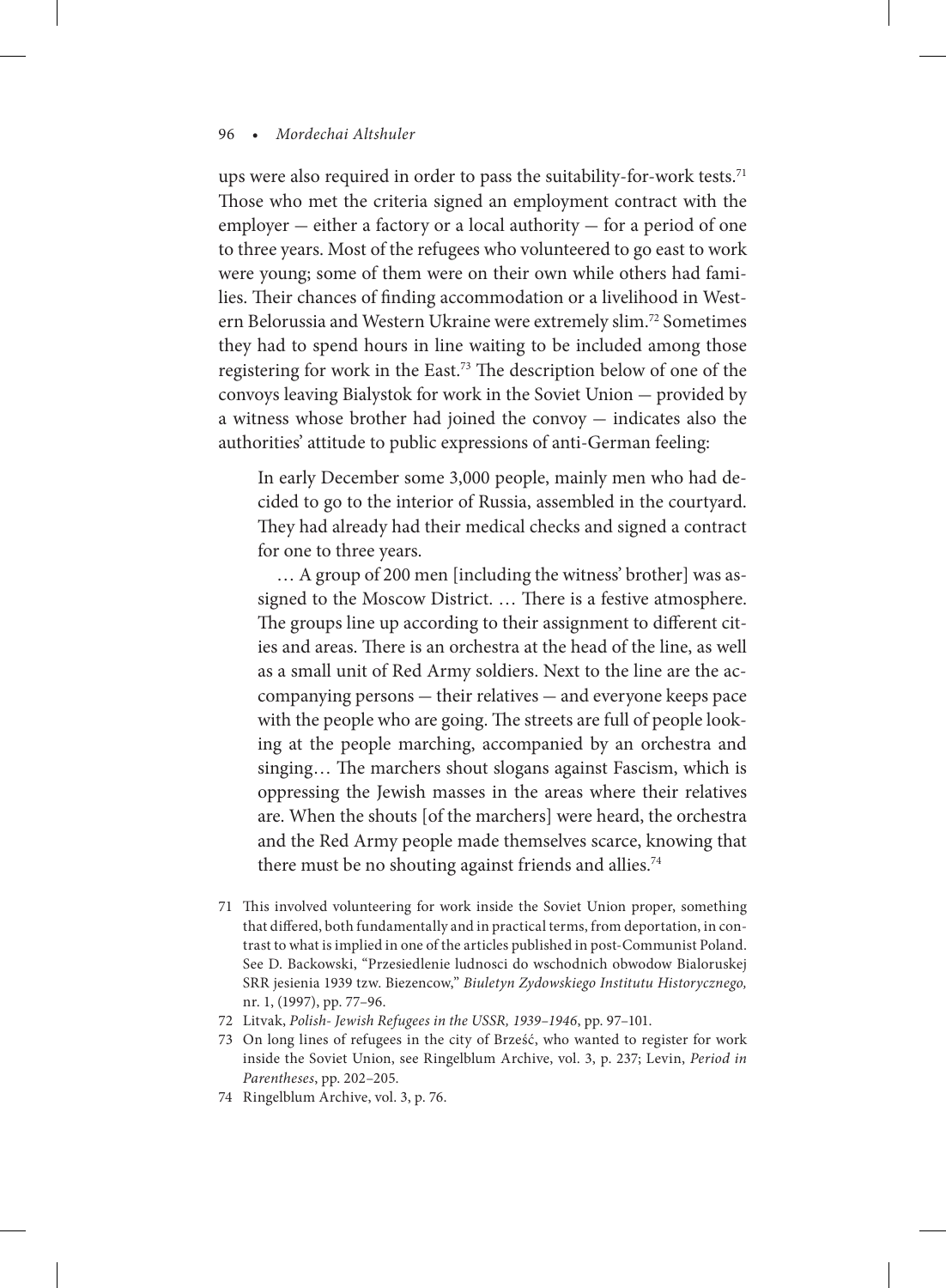ups were also required in order to pass the suitability-for-work tests.[71] Those who met the criteria signed an employment contract with the employer — either a factory or a local authority — for a period of one to three years. Most of the refugees who volunteered to go east to work were young; some of them were on their own while others had families. Their chances of finding accommodation or a livelihood in Western Belorussia and Western Ukraine were extremely slim.[72] Sometimes they had to spend hours in line waiting to be included among those registering for work in the East.[73] The description below of one of the convoys leaving Bialystok for work in the Soviet Union — provided by a witness whose brother had joined the convoy — indicates also the authorities' attitude to public expressions of anti-German feeling:

> In early December some 3,000 people, mainly men who had decided to go to the interior of Russia, assembled in the courtyard. They had already had their medical checks and signed a contract for one to three years.
>
> … A group of 200 men [including the witness' brother] was assigned to the Moscow District. … There is a festive atmosphere. The groups line up according to their assignment to different cities and areas. There is an orchestra at the head of the line, as well as a small unit of Red Army soldiers. Next to the line are the accompanying persons — their relatives — and everyone keeps pace with the people who are going. The streets are full of people looking at the people marching, accompanied by an orchestra and singing… The marchers shout slogans against Fascism, which is oppressing the Jewish masses in the areas where their relatives are. When the shouts [of the marchers] were heard, the orchestra and the Red Army people made themselves scarce, knowing that there must be no shouting against friends and allies.[74]

71 This involved volunteering for work inside the Soviet Union proper, something that differed, both fundamentally and in practical terms, from deportation, in contrast to what is implied in one of the articles published in post-Communist Poland. See D. Backowski, "Przesiedlenie ludnosci do wschodnich obwodow Bialoruskej SRR jesienia 1939 tzw. Biezencow," *Biuletyn Zydowskiego Institutu Historycznego,* nr. 1, (1997), pp. 77–96.

72 Litvak, *Polish- Jewish Refugees in the USSR, 1939–1946*, pp. 97–101.

73 On long lines of refugees in the city of Brześć, who wanted to register for work inside the Soviet Union, see Ringelblum Archive, vol. 3, p. 237; Levin, *Period in Parentheses*, pp. 202–205.

74 Ringelblum Archive, vol. 3, p. 76.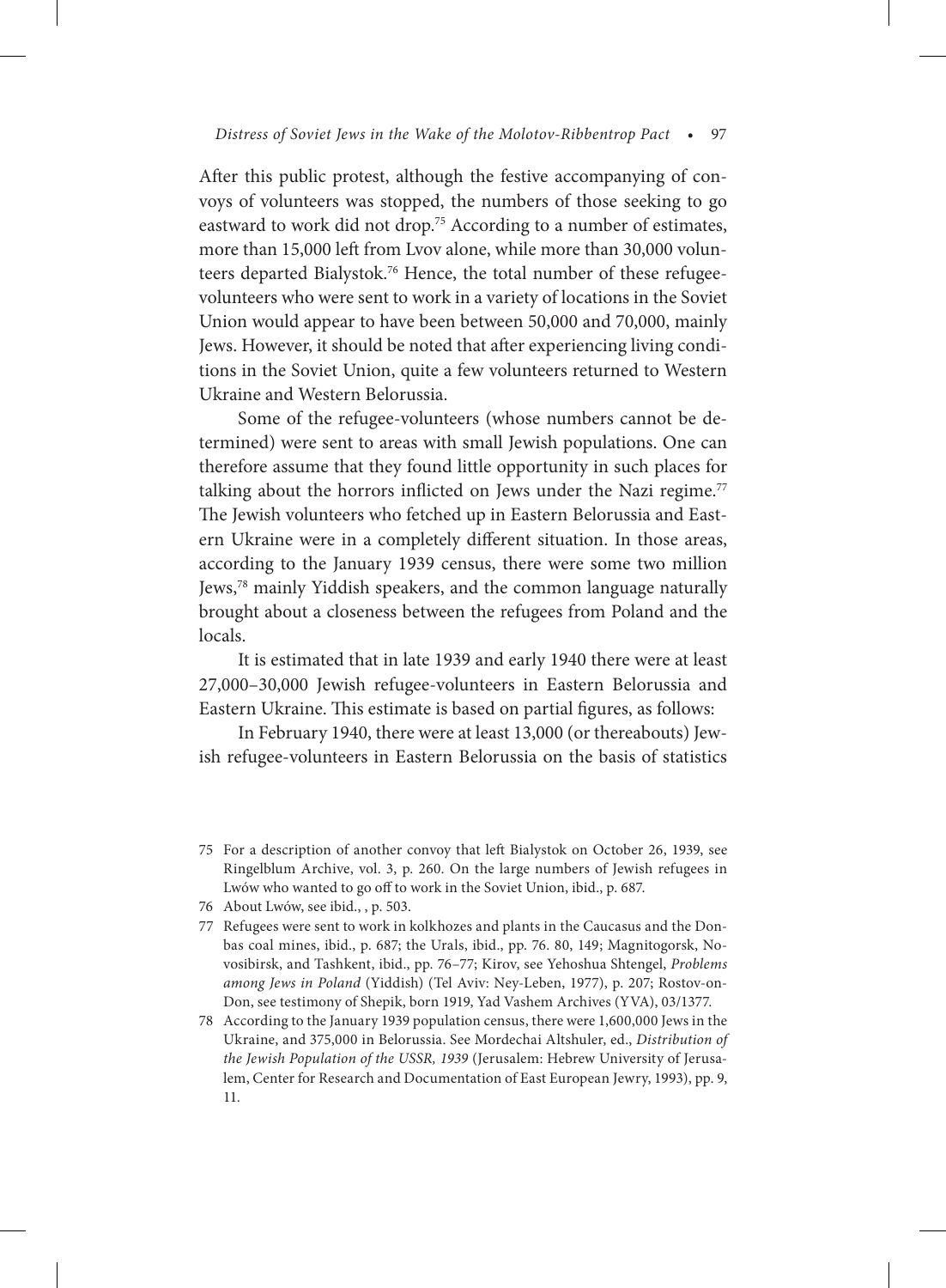After this public protest, although the festive accompanying of convoys of volunteers was stopped, the numbers of those seeking to go eastward to work did not drop.[75] According to a number of estimates, more than 15,000 left from Lvov alone, while more than 30,000 volunteers departed Bialystok.[76] Hence, the total number of these refugee-volunteers who were sent to work in a variety of locations in the Soviet Union would appear to have been between 50,000 and 70,000, mainly Jews. However, it should be noted that after experiencing living conditions in the Soviet Union, quite a few volunteers returned to Western Ukraine and Western Belorussia.

Some of the refugee-volunteers (whose numbers cannot be determined) were sent to areas with small Jewish populations. One can therefore assume that they found little opportunity in such places for talking about the horrors inflicted on Jews under the Nazi regime.[77] The Jewish volunteers who fetched up in Eastern Belorussia and Eastern Ukraine were in a completely different situation. In those areas, according to the January 1939 census, there were some two million Jews,[78] mainly Yiddish speakers, and the common language naturally brought about a closeness between the refugees from Poland and the locals.

It is estimated that in late 1939 and early 1940 there were at least 27,000–30,000 Jewish refugee-volunteers in Eastern Belorussia and Eastern Ukraine. This estimate is based on partial figures, as follows:

In February 1940, there were at least 13,000 (or thereabouts) Jewish refugee-volunteers in Eastern Belorussia on the basis of statistics

---

75 For a description of another convoy that left Bialystok on October 26, 1939, see Ringelblum Archive, vol. 3, p. 260. On the large numbers of Jewish refugees in Lwów who wanted to go off to work in the Soviet Union, ibid., p. 687.

76 About Lwów, see ibid., , p. 503.

77 Refugees were sent to work in kolkhozes and plants in the Caucasus and the Donbas coal mines, ibid., p. 687; the Urals, ibid., pp. 76. 80, 149; Magnitogorsk, Novosibirsk, and Tashkent, ibid., pp. 76–77; Kirov, see Yehoshua Shtengel, *Problems among Jews in Poland* (Yiddish) (Tel Aviv: Ney-Leben, 1977), p. 207; Rostov-on-Don, see testimony of Shepik, born 1919, Yad Vashem Archives (YVA), 03/1377.

78 According to the January 1939 population census, there were 1,600,000 Jews in the Ukraine, and 375,000 in Belorussia. See Mordechai Altshuler, ed., *Distribution of the Jewish Population of the USSR, 1939* (Jerusalem: Hebrew University of Jerusalem, Center for Research and Documentation of East European Jewry, 1993), pp. 9, 11.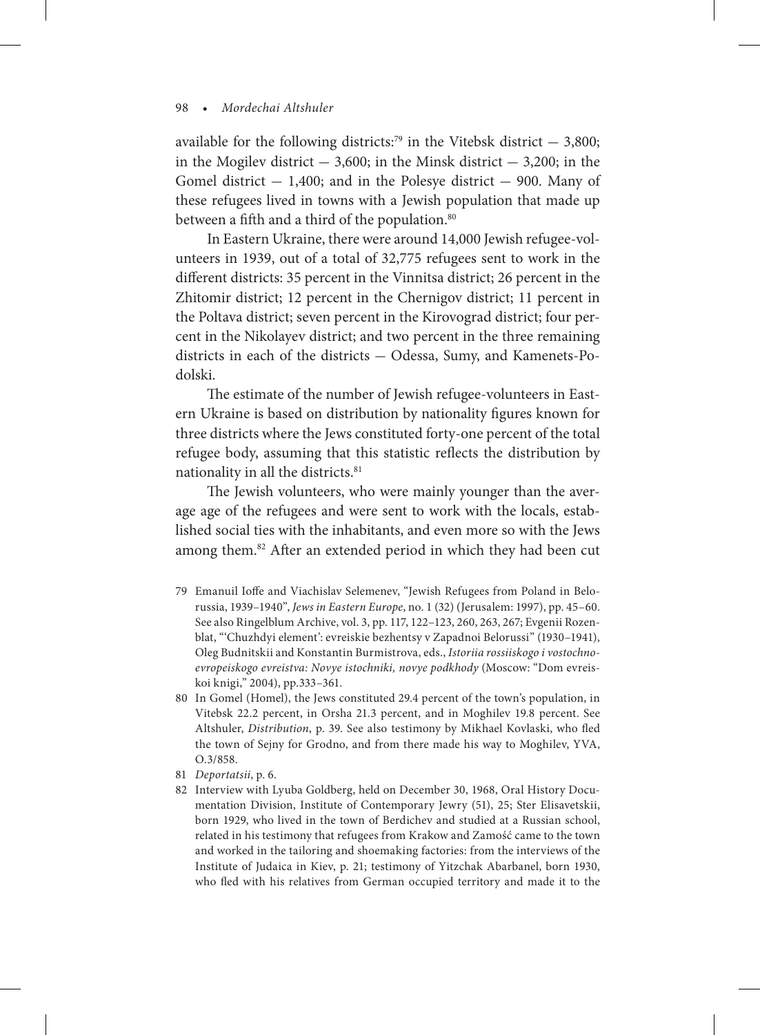available for the following districts:[79] in the Vitebsk district — 3,800; in the Mogilev district — 3,600; in the Minsk district — 3,200; in the Gomel district — 1,400; and in the Polesye district — 900. Many of these refugees lived in towns with a Jewish population that made up between a fifth and a third of the population.[80]

In Eastern Ukraine, there were around 14,000 Jewish refugee-volunteers in 1939, out of a total of 32,775 refugees sent to work in the different districts: 35 percent in the Vinnitsa district; 26 percent in the Zhitomir district; 12 percent in the Chernigov district; 11 percent in the Poltava district; seven percent in the Kirovograd district; four percent in the Nikolayev district; and two percent in the three remaining districts in each of the districts — Odessa, Sumy, and Kamenets-Podolski.

The estimate of the number of Jewish refugee-volunteers in Eastern Ukraine is based on distribution by nationality figures known for three districts where the Jews constituted forty-one percent of the total refugee body, assuming that this statistic reflects the distribution by nationality in all the districts.[81]

The Jewish volunteers, who were mainly younger than the average age of the refugees and were sent to work with the locals, established social ties with the inhabitants, and even more so with the Jews among them.[82] After an extended period in which they had been cut

79 Emanuil Ioffe and Viachislav Selemenev, "Jewish Refugees from Poland in Belorussia, 1939–1940", *Jews in Eastern Europe*, no. 1 (32) (Jerusalem: 1997), pp. 45–60. See also Ringelblum Archive, vol. 3, pp. 117, 122–123, 260, 263, 267; Evgenii Rozenblat, "'Chuzhdyi element': evreiskie bezhentsy v Zapadnoi Belorussi" (1930–1941), Oleg Budnitskii and Konstantin Burmistrova, eds., *Istoriia rossiiskogo i vostochno-evropeiskogo evreistva: Novye istochniki, novye podkhody* (Moscow: "Dom evreiskoi knigi," 2004), pp.333–361.

80 In Gomel (Homel), the Jews constituted 29.4 percent of the town's population, in Vitebsk 22.2 percent, in Orsha 21.3 percent, and in Moghilev 19.8 percent. See Altshuler, *Distribution*, p. 39. See also testimony by Mikhael Kovlaski, who fled the town of Sejny for Grodno, and from there made his way to Moghilev, YVA, O.3/858.

81 *Deportatsii*, p. 6.

82 Interview with Lyuba Goldberg, held on December 30, 1968, Oral History Documentation Division, Institute of Contemporary Jewry (51), 25; Ster Elisavetskii, born 1929, who lived in the town of Berdichev and studied at a Russian school, related in his testimony that refugees from Krakow and Zamość came to the town and worked in the tailoring and shoemaking factories: from the interviews of the Institute of Judaica in Kiev, p. 21; testimony of Yitzchak Abarbanel, born 1930, who fled with his relatives from German occupied territory and made it to the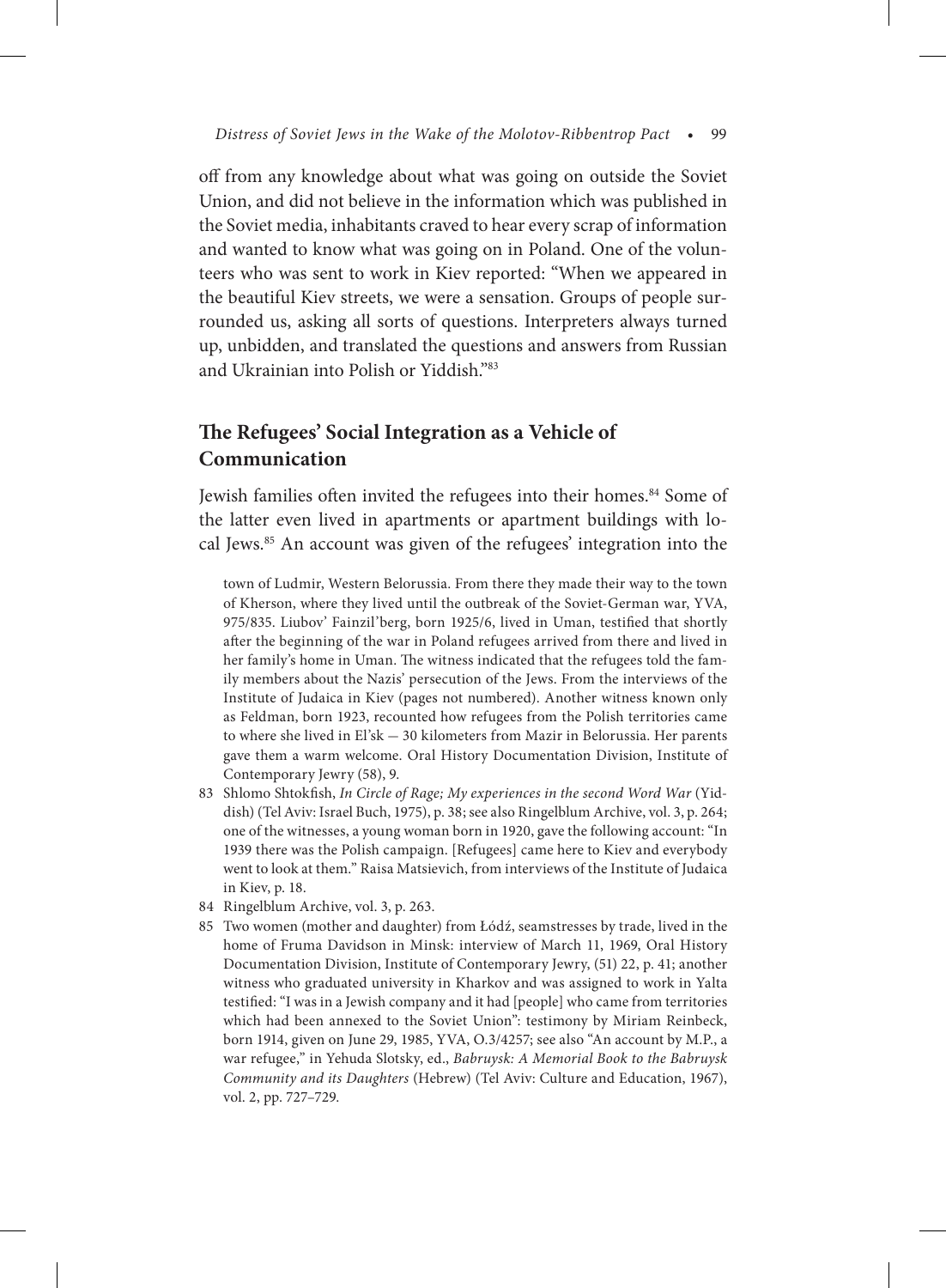off from any knowledge about what was going on outside the Soviet Union, and did not believe in the information which was published in the Soviet media, inhabitants craved to hear every scrap of information and wanted to know what was going on in Poland. One of the volunteers who was sent to work in Kiev reported: "When we appeared in the beautiful Kiev streets, we were a sensation. Groups of people surrounded us, asking all sorts of questions. Interpreters always turned up, unbidden, and translated the questions and answers from Russian and Ukrainian into Polish or Yiddish."[83]

## The Refugees' Social Integration as a Vehicle of Communication

Jewish families often invited the refugees into their homes.[84] Some of the latter even lived in apartments or apartment buildings with local Jews.[85] An account was given of the refugees' integration into the

town of Ludmir, Western Belorussia. From there they made their way to the town of Kherson, where they lived until the outbreak of the Soviet-German war, YVA, 975/835. Liubov' Fainzil'berg, born 1925/6, lived in Uman, testified that shortly after the beginning of the war in Poland refugees arrived from there and lived in her family's home in Uman. The witness indicated that the refugees told the family members about the Nazis' persecution of the Jews. From the interviews of the Institute of Judaica in Kiev (pages not numbered). Another witness known only as Feldman, born 1923, recounted how refugees from the Polish territories came to where she lived in El'sk — 30 kilometers from Mazir in Belorussia. Her parents gave them a warm welcome. Oral History Documentation Division, Institute of Contemporary Jewry (58), 9.

83 Shlomo Shtokfish, *In Circle of Rage; My experiences in the second Word War* (Yiddish) (Tel Aviv: Israel Buch, 1975), p. 38; see also Ringelblum Archive, vol. 3, p. 264; one of the witnesses, a young woman born in 1920, gave the following account: "In 1939 there was the Polish campaign. [Refugees] came here to Kiev and everybody went to look at them." Raisa Matsievich, from interviews of the Institute of Judaica in Kiev, p. 18.

84 Ringelblum Archive, vol. 3, p. 263.

85 Two women (mother and daughter) from Łódź, seamstresses by trade, lived in the home of Fruma Davidson in Minsk: interview of March 11, 1969, Oral History Documentation Division, Institute of Contemporary Jewry, (51) 22, p. 41; another witness who graduated university in Kharkov and was assigned to work in Yalta testified: "I was in a Jewish company and it had [people] who came from territories which had been annexed to the Soviet Union": testimony by Miriam Reinbeck, born 1914, given on June 29, 1985, YVA, O.3/4257; see also "An account by M.P., a war refugee," in Yehuda Slotsky, ed., *Babruysk: A Memorial Book to the Babruysk Community and its Daughters* (Hebrew) (Tel Aviv: Culture and Education, 1967), vol. 2, pp. 727–729.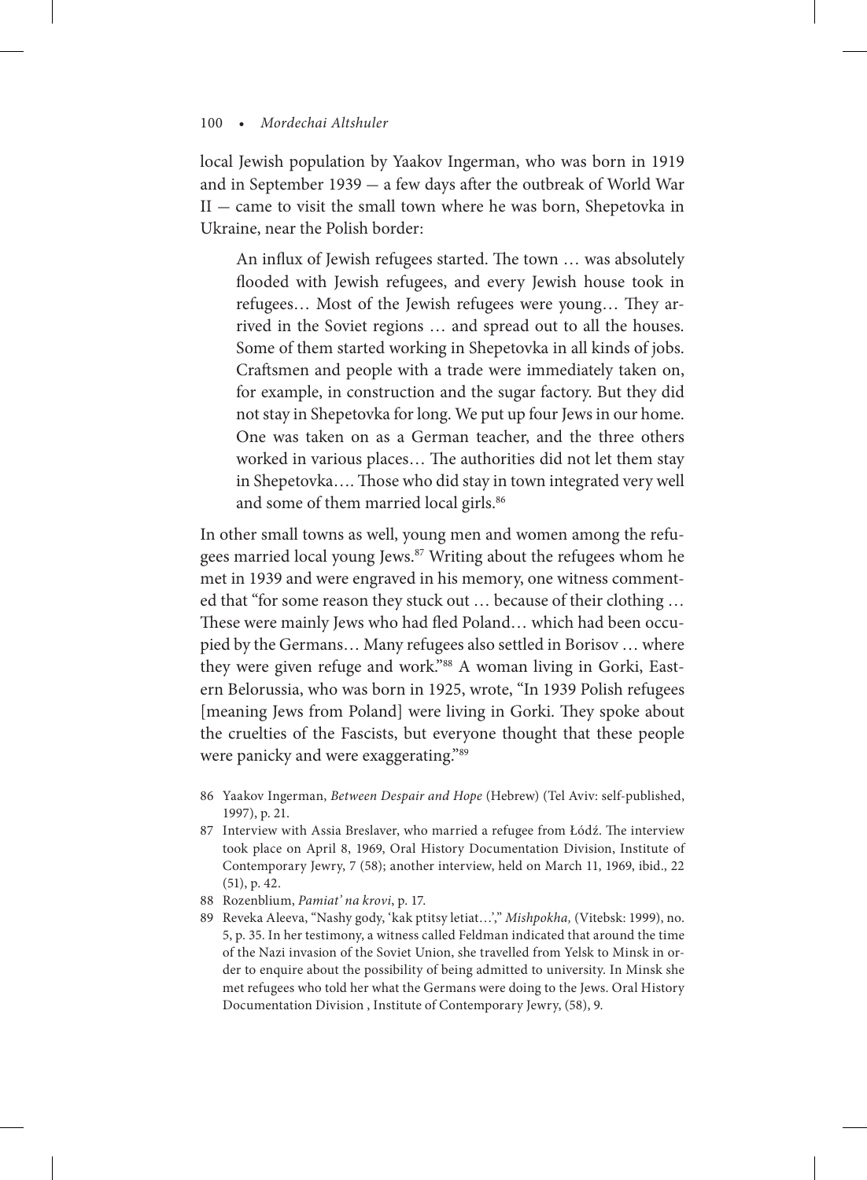local Jewish population by Yaakov Ingerman, who was born in 1919 and in September 1939 — a few days after the outbreak of World War II — came to visit the small town where he was born, Shepetovka in Ukraine, near the Polish border:

> An influx of Jewish refugees started. The town … was absolutely flooded with Jewish refugees, and every Jewish house took in refugees… Most of the Jewish refugees were young… They arrived in the Soviet regions … and spread out to all the houses. Some of them started working in Shepetovka in all kinds of jobs. Craftsmen and people with a trade were immediately taken on, for example, in construction and the sugar factory. But they did not stay in Shepetovka for long. We put up four Jews in our home. One was taken on as a German teacher, and the three others worked in various places… The authorities did not let them stay in Shepetovka…. Those who did stay in town integrated very well and some of them married local girls.[86]

In other small towns as well, young men and women among the refugees married local young Jews.[87] Writing about the refugees whom he met in 1939 and were engraved in his memory, one witness commented that "for some reason they stuck out … because of their clothing … These were mainly Jews who had fled Poland… which had been occupied by the Germans… Many refugees also settled in Borisov … where they were given refuge and work."[88] A woman living in Gorki, Eastern Belorussia, who was born in 1925, wrote, "In 1939 Polish refugees [meaning Jews from Poland] were living in Gorki. They spoke about the cruelties of the Fascists, but everyone thought that these people were panicky and were exaggerating."[89]

86 Yaakov Ingerman, *Between Despair and Hope* (Hebrew) (Tel Aviv: self-published, 1997), p. 21.

87 Interview with Assia Breslaver, who married a refugee from Łódź. The interview took place on April 8, 1969, Oral History Documentation Division, Institute of Contemporary Jewry, 7 (58); another interview, held on March 11, 1969, ibid., 22 (51), p. 42.

88 Rozenblium, *Pamiat' na krovi*, p. 17.

89 Reveka Aleeva, "Nashy gody, 'kak ptitsy letiat…'," *Mishpokha,* (Vitebsk: 1999), no. 5, p. 35. In her testimony, a witness called Feldman indicated that around the time of the Nazi invasion of the Soviet Union, she travelled from Yelsk to Minsk in order to enquire about the possibility of being admitted to university. In Minsk she met refugees who told her what the Germans were doing to the Jews. Oral History Documentation Division , Institute of Contemporary Jewry, (58), 9.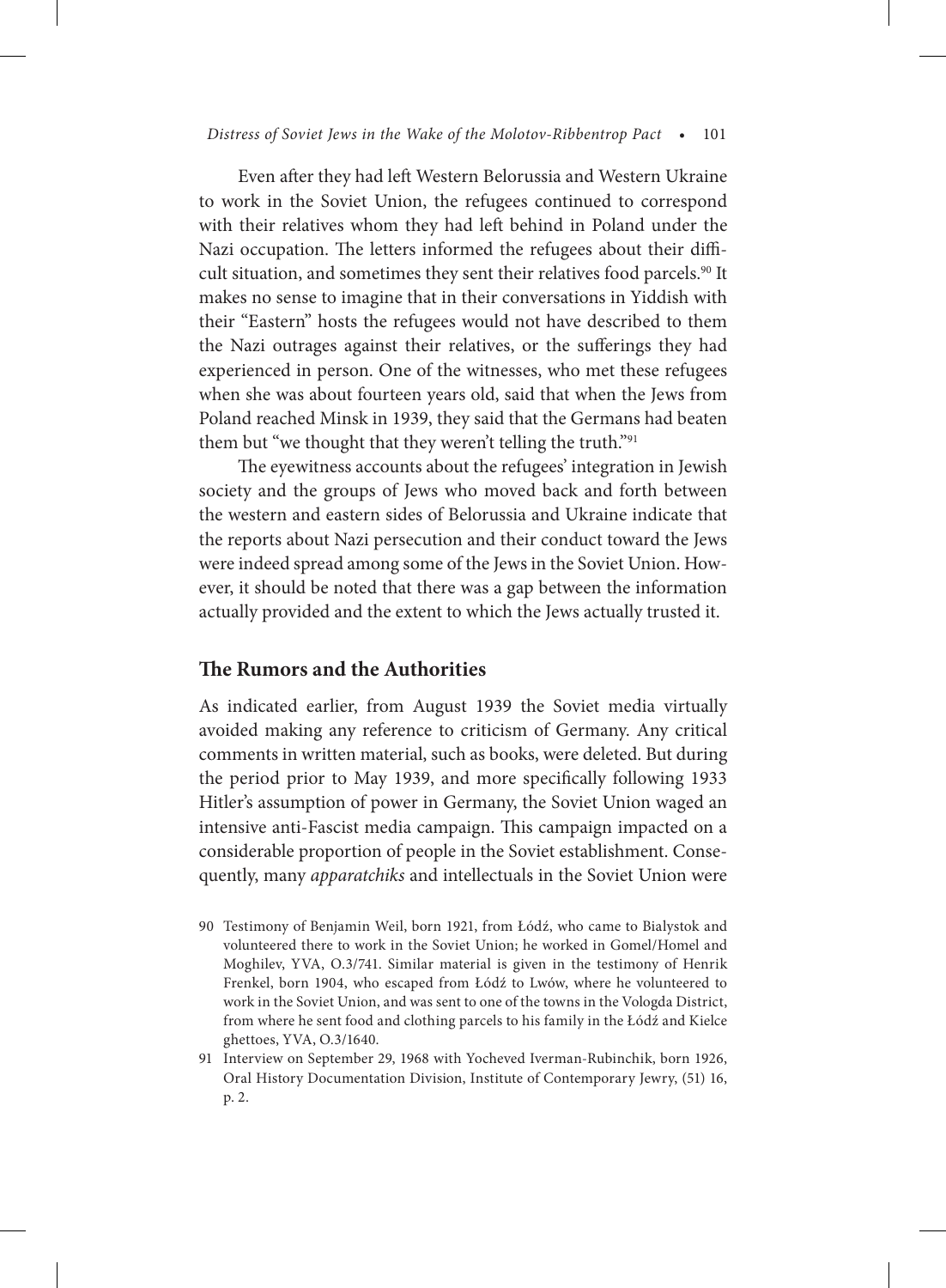Even after they had left Western Belorussia and Western Ukraine to work in the Soviet Union, the refugees continued to correspond with their relatives whom they had left behind in Poland under the Nazi occupation. The letters informed the refugees about their difficult situation, and sometimes they sent their relatives food parcels.[90] It makes no sense to imagine that in their conversations in Yiddish with their "Eastern" hosts the refugees would not have described to them the Nazi outrages against their relatives, or the sufferings they had experienced in person. One of the witnesses, who met these refugees when she was about fourteen years old, said that when the Jews from Poland reached Minsk in 1939, they said that the Germans had beaten them but "we thought that they weren't telling the truth."[91]

The eyewitness accounts about the refugees' integration in Jewish society and the groups of Jews who moved back and forth between the western and eastern sides of Belorussia and Ukraine indicate that the reports about Nazi persecution and their conduct toward the Jews were indeed spread among some of the Jews in the Soviet Union. However, it should be noted that there was a gap between the information actually provided and the extent to which the Jews actually trusted it.

## The Rumors and the Authorities

As indicated earlier, from August 1939 the Soviet media virtually avoided making any reference to criticism of Germany. Any critical comments in written material, such as books, were deleted. But during the period prior to May 1939, and more specifically following 1933 Hitler's assumption of power in Germany, the Soviet Union waged an intensive anti-Fascist media campaign. This campaign impacted on a considerable proportion of people in the Soviet establishment. Consequently, many *apparatchiks* and intellectuals in the Soviet Union were

90 Testimony of Benjamin Weil, born 1921, from Łódź, who came to Bialystok and volunteered there to work in the Soviet Union; he worked in Gomel/Homel and Moghilev, YVA, O.3/741. Similar material is given in the testimony of Henrik Frenkel, born 1904, who escaped from Łódź to Lwów, where he volunteered to work in the Soviet Union, and was sent to one of the towns in the Vologda District, from where he sent food and clothing parcels to his family in the Łódź and Kielce ghettoes, YVA, O.3/1640.

91 Interview on September 29, 1968 with Yocheved Iverman-Rubinchik, born 1926, Oral History Documentation Division, Institute of Contemporary Jewry, (51) 16, p. 2.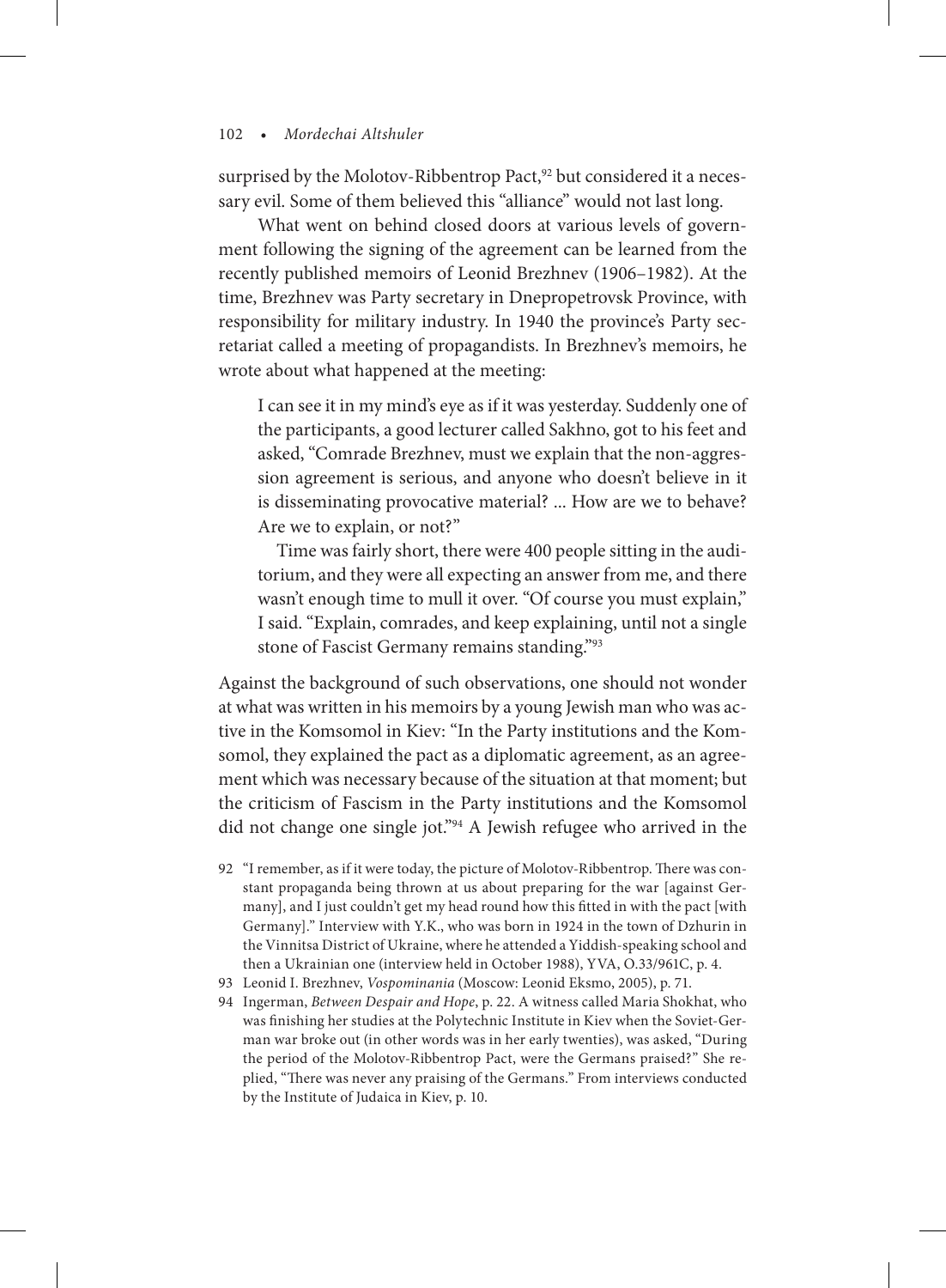surprised by the Molotov-Ribbentrop Pact,[92] but considered it a necessary evil. Some of them believed this "alliance" would not last long.

What went on behind closed doors at various levels of government following the signing of the agreement can be learned from the recently published memoirs of Leonid Brezhnev (1906–1982). At the time, Brezhnev was Party secretary in Dnepropetrovsk Province, with responsibility for military industry. In 1940 the province's Party secretariat called a meeting of propagandists. In Brezhnev's memoirs, he wrote about what happened at the meeting:

> I can see it in my mind's eye as if it was yesterday. Suddenly one of the participants, a good lecturer called Sakhno, got to his feet and asked, "Comrade Brezhnev, must we explain that the non-aggression agreement is serious, and anyone who doesn't believe in it is disseminating provocative material? ... How are we to behave? Are we to explain, or not?"
>
> Time was fairly short, there were 400 people sitting in the auditorium, and they were all expecting an answer from me, and there wasn't enough time to mull it over. "Of course you must explain," I said. "Explain, comrades, and keep explaining, until not a single stone of Fascist Germany remains standing."[93]

Against the background of such observations, one should not wonder at what was written in his memoirs by a young Jewish man who was active in the Komsomol in Kiev: "In the Party institutions and the Komsomol, they explained the pact as a diplomatic agreement, as an agreement which was necessary because of the situation at that moment; but the criticism of Fascism in the Party institutions and the Komsomol did not change one single jot."[94] A Jewish refugee who arrived in the

92 "I remember, as if it were today, the picture of Molotov-Ribbentrop. There was constant propaganda being thrown at us about preparing for the war [against Germany], and I just couldn't get my head round how this fitted in with the pact [with Germany]." Interview with Y.K., who was born in 1924 in the town of Dzhurin in the Vinnitsa District of Ukraine, where he attended a Yiddish-speaking school and then a Ukrainian one (interview held in October 1988), YVA, O.33/961C, p. 4.

93 Leonid I. Brezhnev, *Vospominania* (Moscow: Leonid Eksmo, 2005), p. 71.

94 Ingerman, *Between Despair and Hope*, p. 22. A witness called Maria Shokhat, who was finishing her studies at the Polytechnic Institute in Kiev when the Soviet-German war broke out (in other words was in her early twenties), was asked, "During the period of the Molotov-Ribbentrop Pact, were the Germans praised?" She replied, "There was never any praising of the Germans." From interviews conducted by the Institute of Judaica in Kiev, p. 10.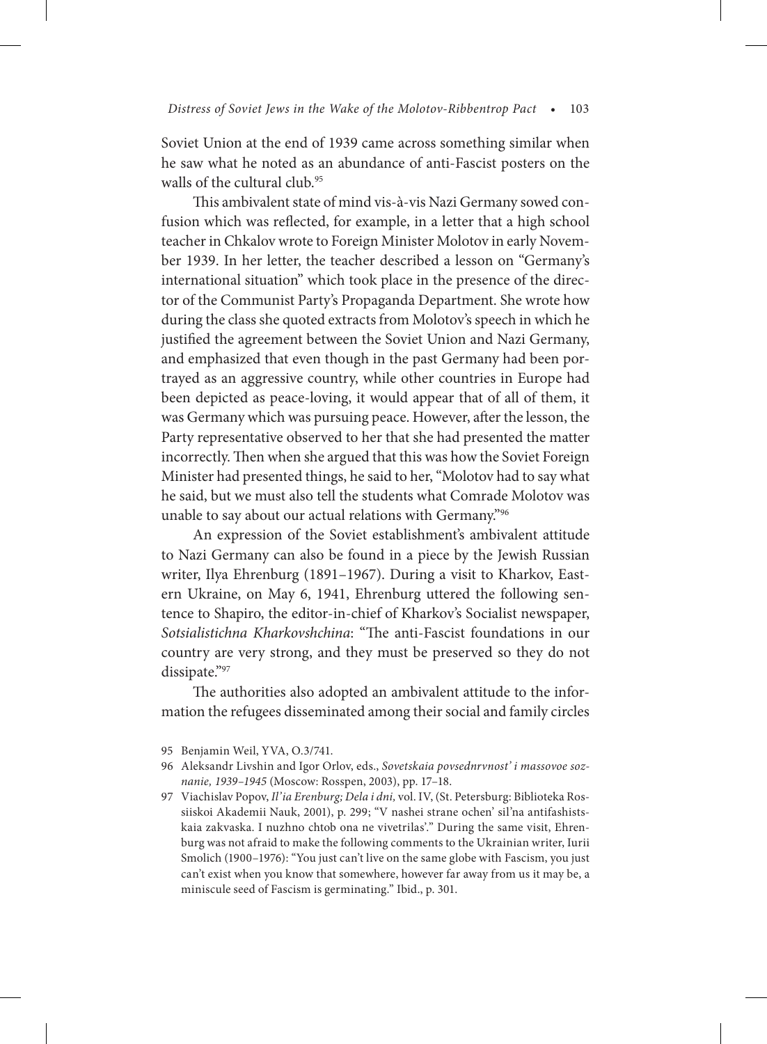Soviet Union at the end of 1939 came across something similar when he saw what he noted as an abundance of anti-Fascist posters on the walls of the cultural club.[95]

This ambivalent state of mind vis-à-vis Nazi Germany sowed confusion which was reflected, for example, in a letter that a high school teacher in Chkalov wrote to Foreign Minister Molotov in early November 1939. In her letter, the teacher described a lesson on "Germany's international situation" which took place in the presence of the director of the Communist Party's Propaganda Department. She wrote how during the class she quoted extracts from Molotov's speech in which he justified the agreement between the Soviet Union and Nazi Germany, and emphasized that even though in the past Germany had been portrayed as an aggressive country, while other countries in Europe had been depicted as peace-loving, it would appear that of all of them, it was Germany which was pursuing peace. However, after the lesson, the Party representative observed to her that she had presented the matter incorrectly. Then when she argued that this was how the Soviet Foreign Minister had presented things, he said to her, "Molotov had to say what he said, but we must also tell the students what Comrade Molotov was unable to say about our actual relations with Germany."[96]

An expression of the Soviet establishment's ambivalent attitude to Nazi Germany can also be found in a piece by the Jewish Russian writer, Ilya Ehrenburg (1891–1967). During a visit to Kharkov, Eastern Ukraine, on May 6, 1941, Ehrenburg uttered the following sentence to Shapiro, the editor-in-chief of Kharkov's Socialist newspaper, *Sotsialistichna Kharkovshchina*: "The anti-Fascist foundations in our country are very strong, and they must be preserved so they do not dissipate."[97]

The authorities also adopted an ambivalent attitude to the information the refugees disseminated among their social and family circles

95 Benjamin Weil, YVA, O.3/741.

96 Aleksandr Livshin and Igor Orlov, eds., *Sovetskaia povsednrvnost' i massovoe soznanie, 1939–1945* (Moscow: Rosspen, 2003), pp. 17–18.

97 Viachislav Popov, *Il'ia Erenburg; Dela i dni*, vol. IV, (St. Petersburg: Biblioteka Rossiiskoi Akademii Nauk, 2001), p. 299; "V nashei strane ochen' sil'na antifashistskaia zakvaska. I nuzhno chtob ona ne vivetrilas'." During the same visit, Ehrenburg was not afraid to make the following comments to the Ukrainian writer, Iurii Smolich (1900–1976): "You just can't live on the same globe with Fascism, you just can't exist when you know that somewhere, however far away from us it may be, a miniscule seed of Fascism is germinating." Ibid., p. 301.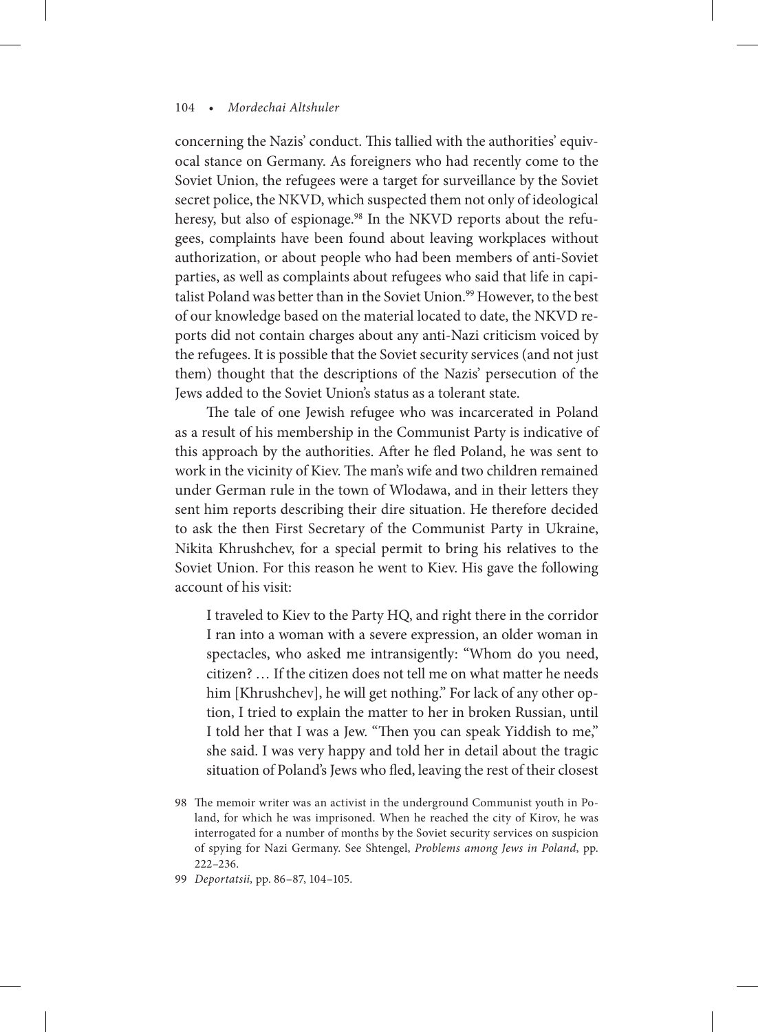concerning the Nazis' conduct. This tallied with the authorities' equivocal stance on Germany. As foreigners who had recently come to the Soviet Union, the refugees were a target for surveillance by the Soviet secret police, the NKVD, which suspected them not only of ideological heresy, but also of espionage.[98] In the NKVD reports about the refugees, complaints have been found about leaving workplaces without authorization, or about people who had been members of anti-Soviet parties, as well as complaints about refugees who said that life in capitalist Poland was better than in the Soviet Union.[99] However, to the best of our knowledge based on the material located to date, the NKVD reports did not contain charges about any anti-Nazi criticism voiced by the refugees. It is possible that the Soviet security services (and not just them) thought that the descriptions of the Nazis' persecution of the Jews added to the Soviet Union's status as a tolerant state.

The tale of one Jewish refugee who was incarcerated in Poland as a result of his membership in the Communist Party is indicative of this approach by the authorities. After he fled Poland, he was sent to work in the vicinity of Kiev. The man's wife and two children remained under German rule in the town of Wlodawa, and in their letters they sent him reports describing their dire situation. He therefore decided to ask the then First Secretary of the Communist Party in Ukraine, Nikita Khrushchev, for a special permit to bring his relatives to the Soviet Union. For this reason he went to Kiev. His gave the following account of his visit:

> I traveled to Kiev to the Party HQ, and right there in the corridor I ran into a woman with a severe expression, an older woman in spectacles, who asked me intransigently: "Whom do you need, citizen? … If the citizen does not tell me on what matter he needs him [Khrushchev], he will get nothing." For lack of any other option, I tried to explain the matter to her in broken Russian, until I told her that I was a Jew. "Then you can speak Yiddish to me," she said. I was very happy and told her in detail about the tragic situation of Poland's Jews who fled, leaving the rest of their closest

98 The memoir writer was an activist in the underground Communist youth in Poland, for which he was imprisoned. When he reached the city of Kirov, he was interrogated for a number of months by the Soviet security services on suspicion of spying for Nazi Germany. See Shtengel, *Problems among Jews in Poland*, pp. 222–236.

99 *Deportatsii*, pp. 86–87, 104–105.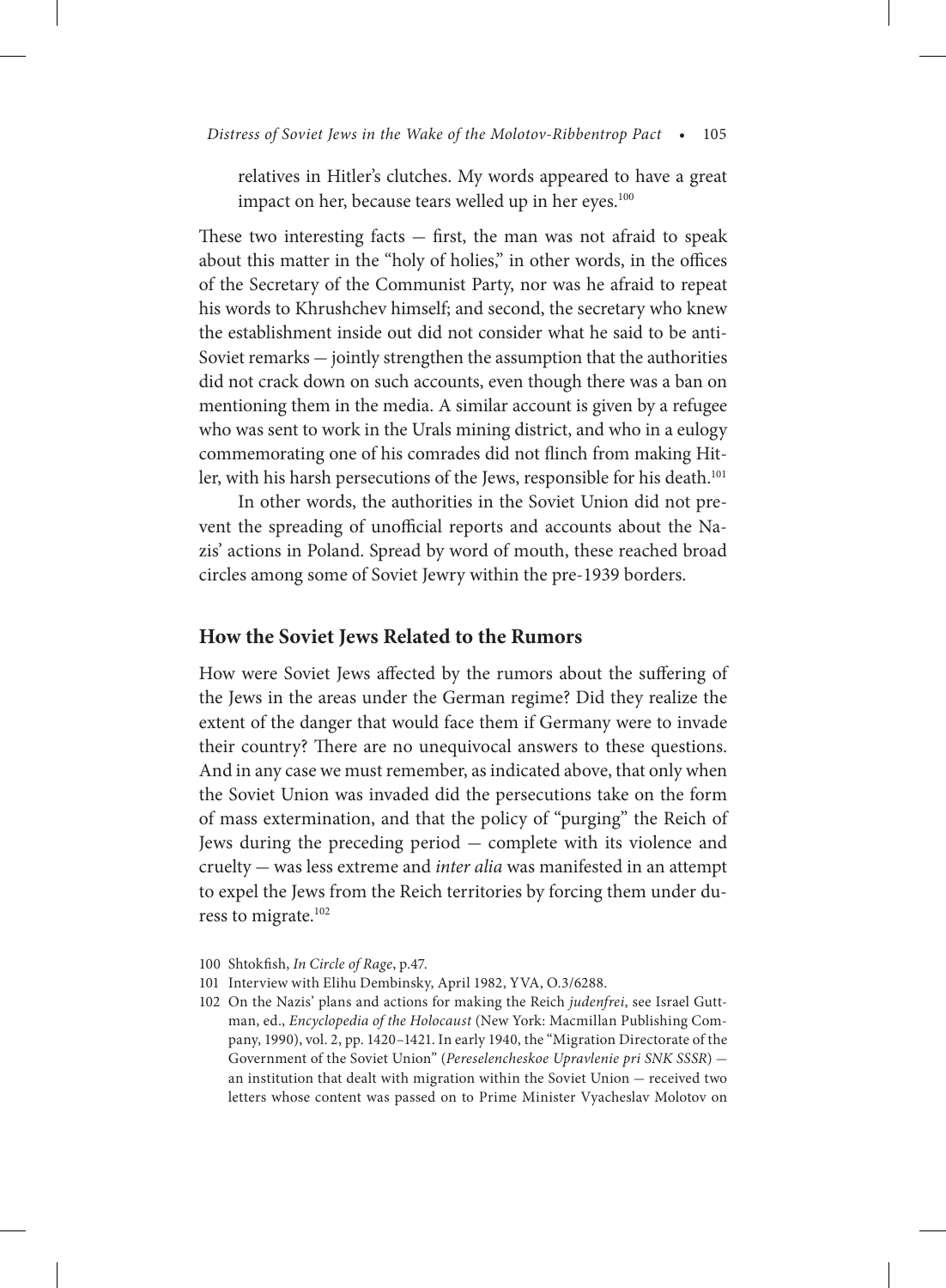relatives in Hitler's clutches. My words appeared to have a great impact on her, because tears welled up in her eyes.[100]

These two interesting facts — first, the man was not afraid to speak about this matter in the "holy of holies," in other words, in the offices of the Secretary of the Communist Party, nor was he afraid to repeat his words to Khrushchev himself; and second, the secretary who knew the establishment inside out did not consider what he said to be anti-Soviet remarks — jointly strengthen the assumption that the authorities did not crack down on such accounts, even though there was a ban on mentioning them in the media. A similar account is given by a refugee who was sent to work in the Urals mining district, and who in a eulogy commemorating one of his comrades did not flinch from making Hitler, with his harsh persecutions of the Jews, responsible for his death.[101]

In other words, the authorities in the Soviet Union did not prevent the spreading of unofficial reports and accounts about the Nazis' actions in Poland. Spread by word of mouth, these reached broad circles among some of Soviet Jewry within the pre-1939 borders.

## How the Soviet Jews Related to the Rumors

How were Soviet Jews affected by the rumors about the suffering of the Jews in the areas under the German regime? Did they realize the extent of the danger that would face them if Germany were to invade their country? There are no unequivocal answers to these questions. And in any case we must remember, as indicated above, that only when the Soviet Union was invaded did the persecutions take on the form of mass extermination, and that the policy of "purging" the Reich of Jews during the preceding period — complete with its violence and cruelty — was less extreme and *inter alia* was manifested in an attempt to expel the Jews from the Reich territories by forcing them under duress to migrate.[102]

100 Shtokfish, *In Circle of Rage*, p.47.

101 Interview with Elihu Dembinsky, April 1982, YVA, O.3/6288.

102 On the Nazis' plans and actions for making the Reich *judenfrei*, see Israel Guttman, ed., *Encyclopedia of the Holocaust* (New York: Macmillan Publishing Company, 1990), vol. 2, pp. 1420–1421. In early 1940, the "Migration Directorate of the Government of the Soviet Union" (*Pereselencheskoe Upravlenie pri SNK SSSR*) — an institution that dealt with migration within the Soviet Union — received two letters whose content was passed on to Prime Minister Vyacheslav Molotov on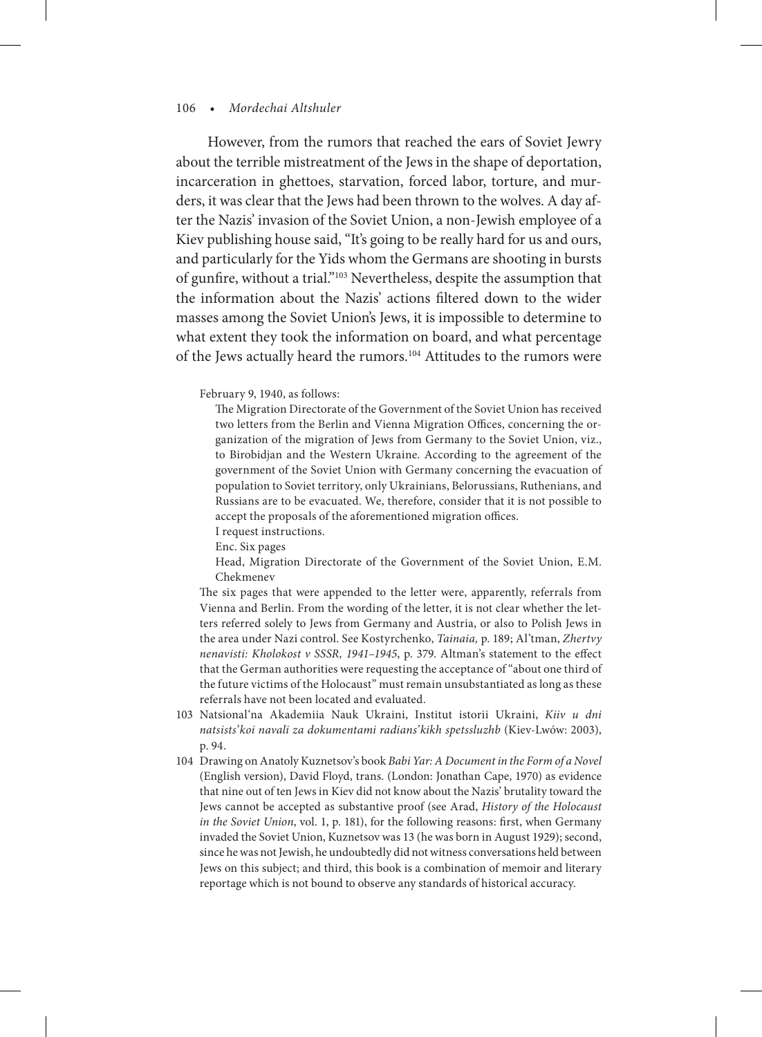However, from the rumors that reached the ears of Soviet Jewry about the terrible mistreatment of the Jews in the shape of deportation, incarceration in ghettoes, starvation, forced labor, torture, and murders, it was clear that the Jews had been thrown to the wolves. A day after the Nazis' invasion of the Soviet Union, a non-Jewish employee of a Kiev publishing house said, "It's going to be really hard for us and ours, and particularly for the Yids whom the Germans are shooting in bursts of gunfire, without a trial."[103] Nevertheless, despite the assumption that the information about the Nazis' actions filtered down to the wider masses among the Soviet Union's Jews, it is impossible to determine to what extent they took the information on board, and what percentage of the Jews actually heard the rumors.[104] Attitudes to the rumors were

February 9, 1940, as follows:

> The Migration Directorate of the Government of the Soviet Union has received two letters from the Berlin and Vienna Migration Offices, concerning the organization of the migration of Jews from Germany to the Soviet Union, viz., to Birobidjan and the Western Ukraine. According to the agreement of the government of the Soviet Union with Germany concerning the evacuation of population to Soviet territory, only Ukrainians, Belorussians, Ruthenians, and Russians are to be evacuated. We, therefore, consider that it is not possible to accept the proposals of the aforementioned migration offices.
>
> I request instructions.
>
> Enc. Six pages
>
> Head, Migration Directorate of the Government of the Soviet Union, E.M. Chekmenev

The six pages that were appended to the letter were, apparently, referrals from Vienna and Berlin. From the wording of the letter, it is not clear whether the letters referred solely to Jews from Germany and Austria, or also to Polish Jews in the area under Nazi control. See Kostyrchenko, *Tainaia,* p. 189; Al'tman, *Zhertvy nenavisti: Kholokost v SSSR, 1941–1945*, p. 379. Altman's statement to the effect that the German authorities were requesting the acceptance of "about one third of the future victims of the Holocaust" must remain unsubstantiated as long as these referrals have not been located and evaluated.

103 Natsional'na Akademiia Nauk Ukraini, Institut istorii Ukraini, *Kiiv u dni natsists'koi navali za dokumentami radians'kikh spetssluzhb* (Kiev-Lwów: 2003), p. 94.

104 Drawing on Anatoly Kuznetsov's book *Babi Yar: A Document in the Form of a Novel* (English version), David Floyd, trans. (London: Jonathan Cape, 1970) as evidence that nine out of ten Jews in Kiev did not know about the Nazis' brutality toward the Jews cannot be accepted as substantive proof (see Arad, *History of the Holocaust in the Soviet Union*, vol. 1, p. 181), for the following reasons: first, when Germany invaded the Soviet Union, Kuznetsov was 13 (he was born in August 1929); second, since he was not Jewish, he undoubtedly did not witness conversations held between Jews on this subject; and third, this book is a combination of memoir and literary reportage which is not bound to observe any standards of historical accuracy.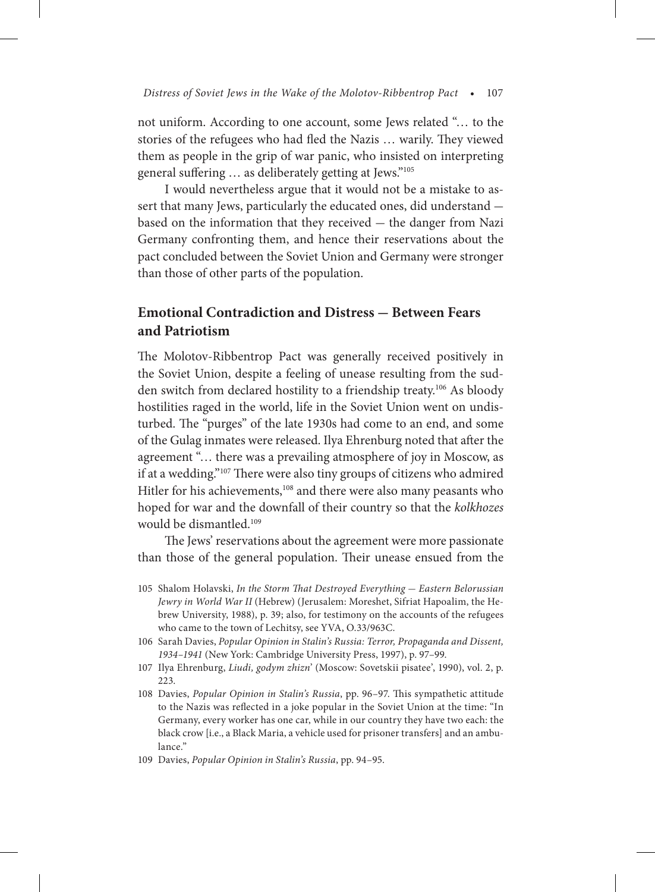not uniform. According to one account, some Jews related "… to the stories of the refugees who had fled the Nazis … warily. They viewed them as people in the grip of war panic, who insisted on interpreting general suffering … as deliberately getting at Jews."[105]

I would nevertheless argue that it would not be a mistake to assert that many Jews, particularly the educated ones, did understand — based on the information that they received — the danger from Nazi Germany confronting them, and hence their reservations about the pact concluded between the Soviet Union and Germany were stronger than those of other parts of the population.

## Emotional Contradiction and Distress — Between Fears and Patriotism

The Molotov-Ribbentrop Pact was generally received positively in the Soviet Union, despite a feeling of unease resulting from the sudden switch from declared hostility to a friendship treaty.[106] As bloody hostilities raged in the world, life in the Soviet Union went on undisturbed. The "purges" of the late 1930s had come to an end, and some of the Gulag inmates were released. Ilya Ehrenburg noted that after the agreement "… there was a prevailing atmosphere of joy in Moscow, as if at a wedding."[107] There were also tiny groups of citizens who admired Hitler for his achievements,[108] and there were also many peasants who hoped for war and the downfall of their country so that the *kolkhozes* would be dismantled.[109]

The Jews' reservations about the agreement were more passionate than those of the general population. Their unease ensued from the

105 Shalom Holavski, *In the Storm That Destroyed Everything — Eastern Belorussian Jewry in World War II* (Hebrew) (Jerusalem: Moreshet, Sifriat Hapoalim, the Hebrew University, 1988), p. 39; also, for testimony on the accounts of the refugees who came to the town of Lechitsy, see YVA, O.33/963C.

106 Sarah Davies, *Popular Opinion in Stalin's Russia: Terror, Propaganda and Dissent, 1934–1941* (New York: Cambridge University Press, 1997), p. 97–99.

107 Ilya Ehrenburg, *Liudi, godym zhizn'* (Moscow: Sovetskii pisatee', 1990), vol. 2, p. 223.

108 Davies, *Popular Opinion in Stalin's Russia*, pp. 96–97. This sympathetic attitude to the Nazis was reflected in a joke popular in the Soviet Union at the time: "In Germany, every worker has one car, while in our country they have two each: the black crow [i.e., a Black Maria, a vehicle used for prisoner transfers] and an ambulance."

109 Davies, *Popular Opinion in Stalin's Russia*, pp. 94–95.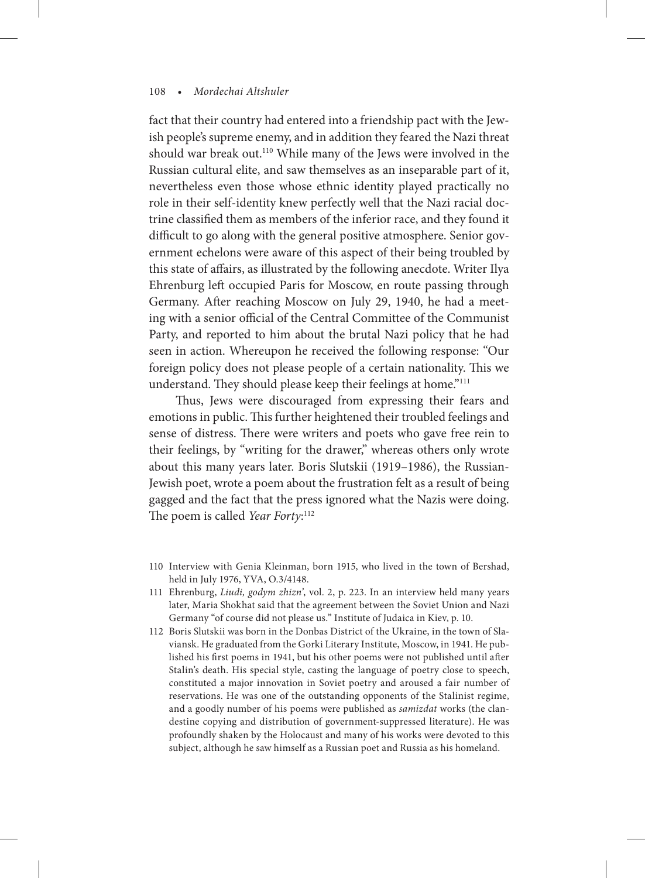fact that their country had entered into a friendship pact with the Jewish people's supreme enemy, and in addition they feared the Nazi threat should war break out.[110] While many of the Jews were involved in the Russian cultural elite, and saw themselves as an inseparable part of it, nevertheless even those whose ethnic identity played practically no role in their self-identity knew perfectly well that the Nazi racial doctrine classified them as members of the inferior race, and they found it difficult to go along with the general positive atmosphere. Senior government echelons were aware of this aspect of their being troubled by this state of affairs, as illustrated by the following anecdote. Writer Ilya Ehrenburg left occupied Paris for Moscow, en route passing through Germany. After reaching Moscow on July 29, 1940, he had a meeting with a senior official of the Central Committee of the Communist Party, and reported to him about the brutal Nazi policy that he had seen in action. Whereupon he received the following response: "Our foreign policy does not please people of a certain nationality. This we understand. They should please keep their feelings at home."[111]

Thus, Jews were discouraged from expressing their fears and emotions in public. This further heightened their troubled feelings and sense of distress. There were writers and poets who gave free rein to their feelings, by "writing for the drawer," whereas others only wrote about this many years later. Boris Slutskii (1919–1986), the Russian-Jewish poet, wrote a poem about the frustration felt as a result of being gagged and the fact that the press ignored what the Nazis were doing. The poem is called *Year Forty*:[112]

110 Interview with Genia Kleinman, born 1915, who lived in the town of Bershad, held in July 1976, YVA, O.3/4148.

111 Ehrenburg, *Liudi, godym zhizn'*, vol. 2, p. 223. In an interview held many years later, Maria Shokhat said that the agreement between the Soviet Union and Nazi Germany "of course did not please us." Institute of Judaica in Kiev, p. 10.

112 Boris Slutskii was born in the Donbas District of the Ukraine, in the town of Slaviansk. He graduated from the Gorki Literary Institute, Moscow, in 1941. He published his first poems in 1941, but his other poems were not published until after Stalin's death. His special style, casting the language of poetry close to speech, constituted a major innovation in Soviet poetry and aroused a fair number of reservations. He was one of the outstanding opponents of the Stalinist regime, and a goodly number of his poems were published as *samizdat* works (the clandestine copying and distribution of government-suppressed literature). He was profoundly shaken by the Holocaust and many of his works were devoted to this subject, although he saw himself as a Russian poet and Russia as his homeland.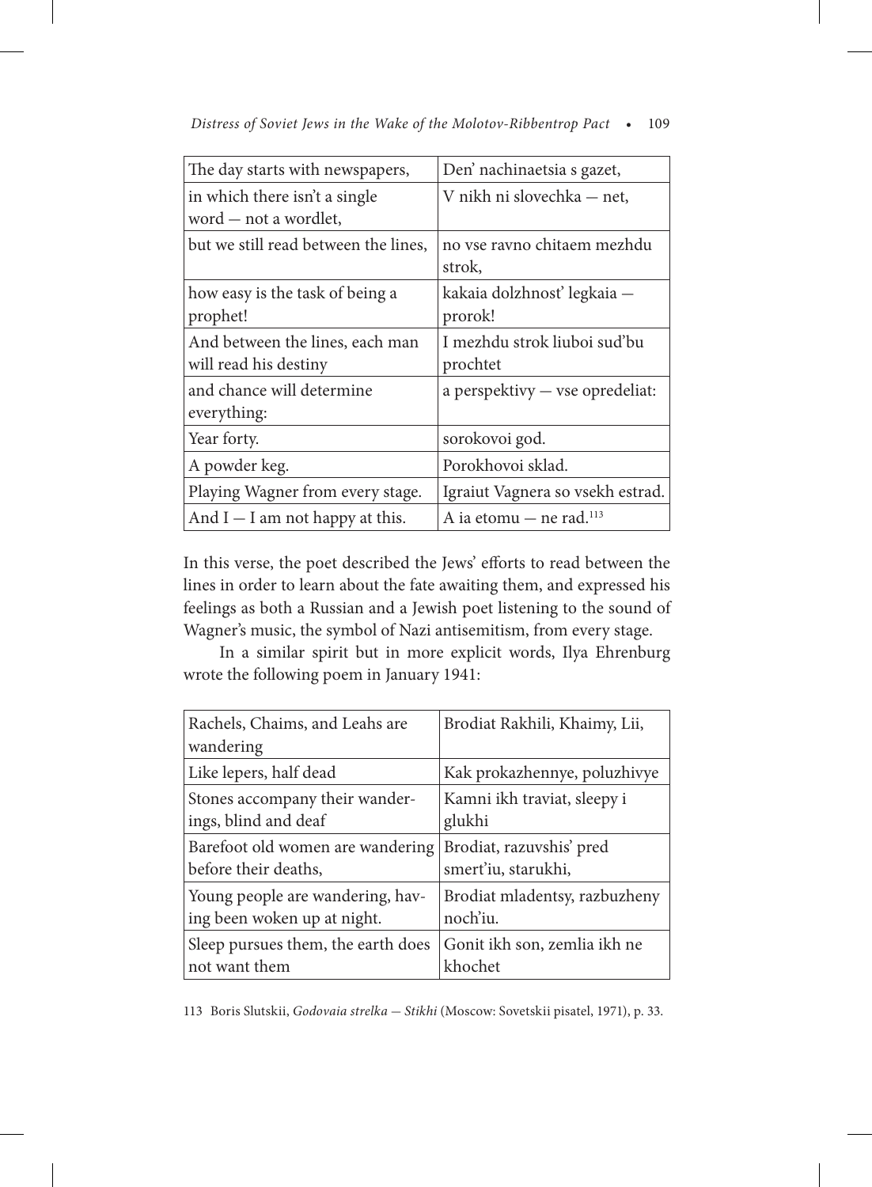| The day starts with newspapers, | Den' nachinaetsia s gazet, |
|---|---|
| in which there isn't a single word — not a wordlet, | V nikh ni slovechka — net, |
| but we still read between the lines, | no vse ravno chitaem mezhdu strok, |
| how easy is the task of being a prophet! | kakaia dolzhnost' legkaia — prorok! |
| And between the lines, each man will read his destiny | I mezhdu strok liuboi sud'bu prochtet |
| and chance will determine everything: | a perspektivy — vse opredeliat: |
| Year forty. | sorokovoi god. |
| A powder keg. | Porokhovoi sklad. |
| Playing Wagner from every stage. | Igraiut Vagnera so vsekh estrad. |
| And I — I am not happy at this. | A ia etomu — ne rad.[113] |

In this verse, the poet described the Jews' efforts to read between the lines in order to learn about the fate awaiting them, and expressed his feelings as both a Russian and a Jewish poet listening to the sound of Wagner's music, the symbol of Nazi antisemitism, from every stage.

In a similar spirit but in more explicit words, Ilya Ehrenburg wrote the following poem in January 1941:

| Rachels, Chaims, and Leahs are wandering | Brodiat Rakhili, Khaimy, Lii, |
|---|---|
| Like lepers, half dead | Kak prokazhennye, poluzhivye |
| Stones accompany their wanderings, blind and deaf | Kamni ikh traviat, sleepy i glukhi |
| Barefoot old women are wandering before their deaths, | Brodiat, razuvshis' pred smert'iu, starukhi, |
| Young people are wandering, having been woken up at night. | Brodiat mladentsy, razbuzheny noch'iu. |
| Sleep pursues them, the earth does not want them | Gonit ikh son, zemlia ikh ne khochet |

113 Boris Slutskii, *Godovaia strelka — Stikhi* (Moscow: Sovetskii pisatel, 1971), p. 33.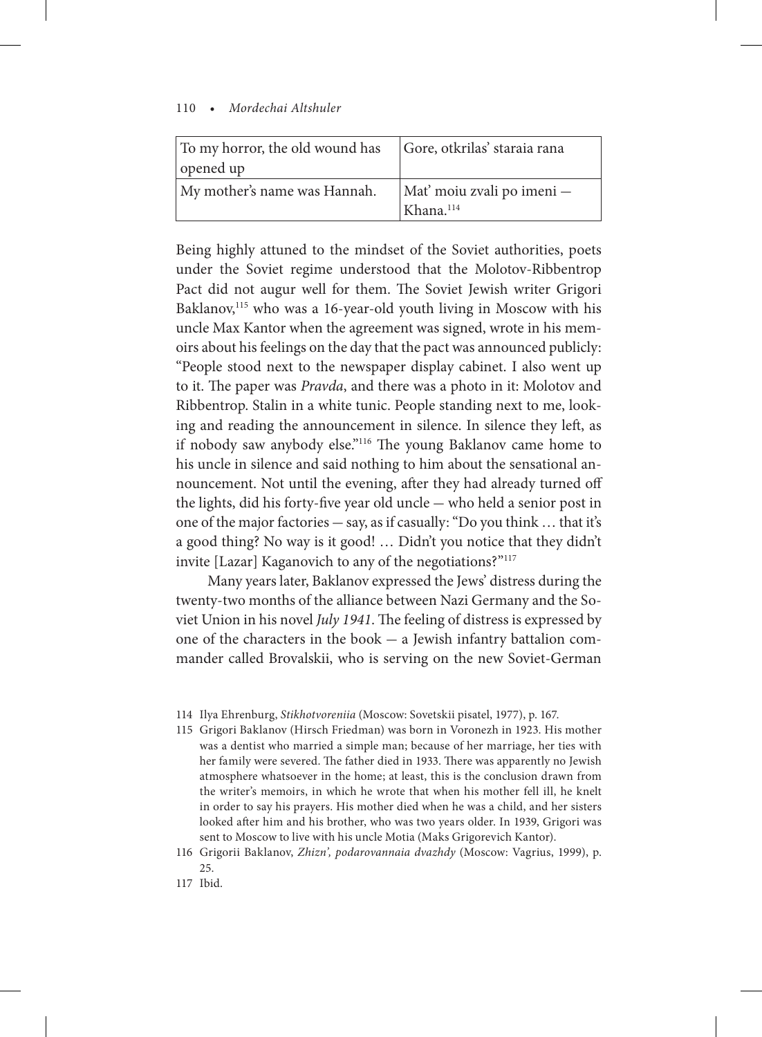| To my horror, the old wound has opened up | Gore, otkrilas' staraia rana |
|---|---|
| My mother's name was Hannah. | Mat' moiu zvali po imeni — Khana.[114] |

Being highly attuned to the mindset of the Soviet authorities, poets under the Soviet regime understood that the Molotov-Ribbentrop Pact did not augur well for them. The Soviet Jewish writer Grigori Baklanov,[115] who was a 16-year-old youth living in Moscow with his uncle Max Kantor when the agreement was signed, wrote in his memoirs about his feelings on the day that the pact was announced publicly: "People stood next to the newspaper display cabinet. I also went up to it. The paper was *Pravda*, and there was a photo in it: Molotov and Ribbentrop. Stalin in a white tunic. People standing next to me, looking and reading the announcement in silence. In silence they left, as if nobody saw anybody else."[116] The young Baklanov came home to his uncle in silence and said nothing to him about the sensational announcement. Not until the evening, after they had already turned off the lights, did his forty-five year old uncle — who held a senior post in one of the major factories — say, as if casually: "Do you think … that it's a good thing? No way is it good! … Didn't you notice that they didn't invite [Lazar] Kaganovich to any of the negotiations?"[117]

Many years later, Baklanov expressed the Jews' distress during the twenty-two months of the alliance between Nazi Germany and the Soviet Union in his novel *July 1941*. The feeling of distress is expressed by one of the characters in the book — a Jewish infantry battalion commander called Brovalskii, who is serving on the new Soviet-German

114 Ilya Ehrenburg, *Stikhotvoreniia* (Moscow: Sovetskii pisatel, 1977), p. 167.

115 Grigori Baklanov (Hirsch Friedman) was born in Voronezh in 1923. His mother was a dentist who married a simple man; because of her marriage, her ties with her family were severed. The father died in 1933. There was apparently no Jewish atmosphere whatsoever in the home; at least, this is the conclusion drawn from the writer's memoirs, in which he wrote that when his mother fell ill, he knelt in order to say his prayers. His mother died when he was a child, and her sisters looked after him and his brother, who was two years older. In 1939, Grigori was sent to Moscow to live with his uncle Motia (Maks Grigorevich Kantor).

116 Grigorii Baklanov, *Zhizn', podarovannaia dvazhdy* (Moscow: Vagrius, 1999), p. 25.

117 Ibid.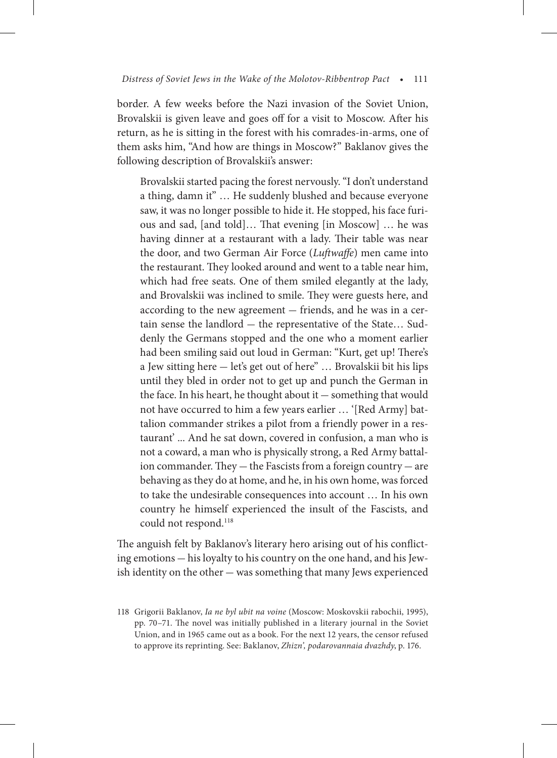border. A few weeks before the Nazi invasion of the Soviet Union, Brovalskii is given leave and goes off for a visit to Moscow. After his return, as he is sitting in the forest with his comrades-in-arms, one of them asks him, "And how are things in Moscow?" Baklanov gives the following description of Brovalskii's answer:

> Brovalskii started pacing the forest nervously. "I don't understand a thing, damn it" … He suddenly blushed and because everyone saw, it was no longer possible to hide it. He stopped, his face furious and sad, [and told]… That evening [in Moscow] … he was having dinner at a restaurant with a lady. Their table was near the door, and two German Air Force (*Luftwaffe*) men came into the restaurant. They looked around and went to a table near him, which had free seats. One of them smiled elegantly at the lady, and Brovalskii was inclined to smile. They were guests here, and according to the new agreement — friends, and he was in a certain sense the landlord — the representative of the State… Suddenly the Germans stopped and the one who a moment earlier had been smiling said out loud in German: "Kurt, get up! There's a Jew sitting here — let's get out of here" … Brovalskii bit his lips until they bled in order not to get up and punch the German in the face. In his heart, he thought about it — something that would not have occurred to him a few years earlier … '[Red Army] battalion commander strikes a pilot from a friendly power in a restaurant' ... And he sat down, covered in confusion, a man who is not a coward, a man who is physically strong, a Red Army battalion commander. They — the Fascists from a foreign country — are behaving as they do at home, and he, in his own home, was forced to take the undesirable consequences into account … In his own country he himself experienced the insult of the Fascists, and could not respond.[118]

The anguish felt by Baklanov's literary hero arising out of his conflicting emotions — his loyalty to his country on the one hand, and his Jewish identity on the other — was something that many Jews experienced

118 Grigorii Baklanov, *Ia ne byl ubit na voine* (Moscow: Moskovskii rabochii, 1995), pp. 70–71. The novel was initially published in a literary journal in the Soviet Union, and in 1965 came out as a book. For the next 12 years, the censor refused to approve its reprinting. See: Baklanov, *Zhizn', podarovannaia dvazhdy*, p. 176.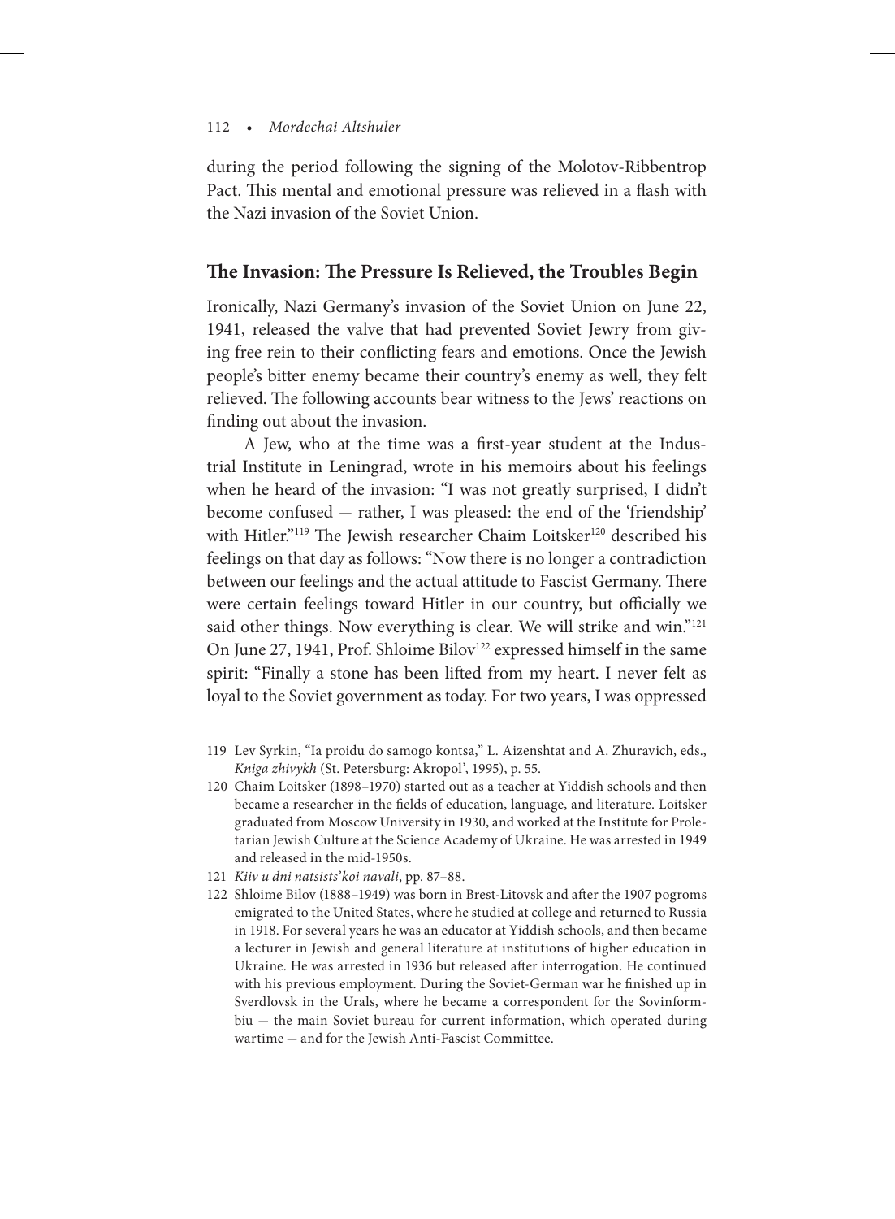during the period following the signing of the Molotov-Ribbentrop Pact. This mental and emotional pressure was relieved in a flash with the Nazi invasion of the Soviet Union.

## The Invasion: The Pressure Is Relieved, the Troubles Begin

Ironically, Nazi Germany's invasion of the Soviet Union on June 22, 1941, released the valve that had prevented Soviet Jewry from giving free rein to their conflicting fears and emotions. Once the Jewish people's bitter enemy became their country's enemy as well, they felt relieved. The following accounts bear witness to the Jews' reactions on finding out about the invasion.

A Jew, who at the time was a first-year student at the Industrial Institute in Leningrad, wrote in his memoirs about his feelings when he heard of the invasion: "I was not greatly surprised, I didn't become confused — rather, I was pleased: the end of the 'friendship' with Hitler."[119] The Jewish researcher Chaim Loitsker[120] described his feelings on that day as follows: "Now there is no longer a contradiction between our feelings and the actual attitude to Fascist Germany. There were certain feelings toward Hitler in our country, but officially we said other things. Now everything is clear. We will strike and win."[121] On June 27, 1941, Prof. Shloime Bilov[122] expressed himself in the same spirit: "Finally a stone has been lifted from my heart. I never felt as loyal to the Soviet government as today. For two years, I was oppressed

119 Lev Syrkin, "Ia proidu do samogo kontsa," L. Aizenshtat and A. Zhuravich, eds., *Kniga zhivykh* (St. Petersburg: Akropol', 1995), p. 55.

120 Chaim Loitsker (1898–1970) started out as a teacher at Yiddish schools and then became a researcher in the fields of education, language, and literature. Loitsker graduated from Moscow University in 1930, and worked at the Institute for Proletarian Jewish Culture at the Science Academy of Ukraine. He was arrested in 1949 and released in the mid-1950s.

121 *Kiiv u dni natsists'koi navali*, pp. 87–88.

122 Shloime Bilov (1888–1949) was born in Brest-Litovsk and after the 1907 pogroms emigrated to the United States, where he studied at college and returned to Russia in 1918. For several years he was an educator at Yiddish schools, and then became a lecturer in Jewish and general literature at institutions of higher education in Ukraine. He was arrested in 1936 but released after interrogation. He continued with his previous employment. During the Soviet-German war he finished up in Sverdlovsk in the Urals, where he became a correspondent for the Sovinformbiu — the main Soviet bureau for current information, which operated during wartime — and for the Jewish Anti-Fascist Committee.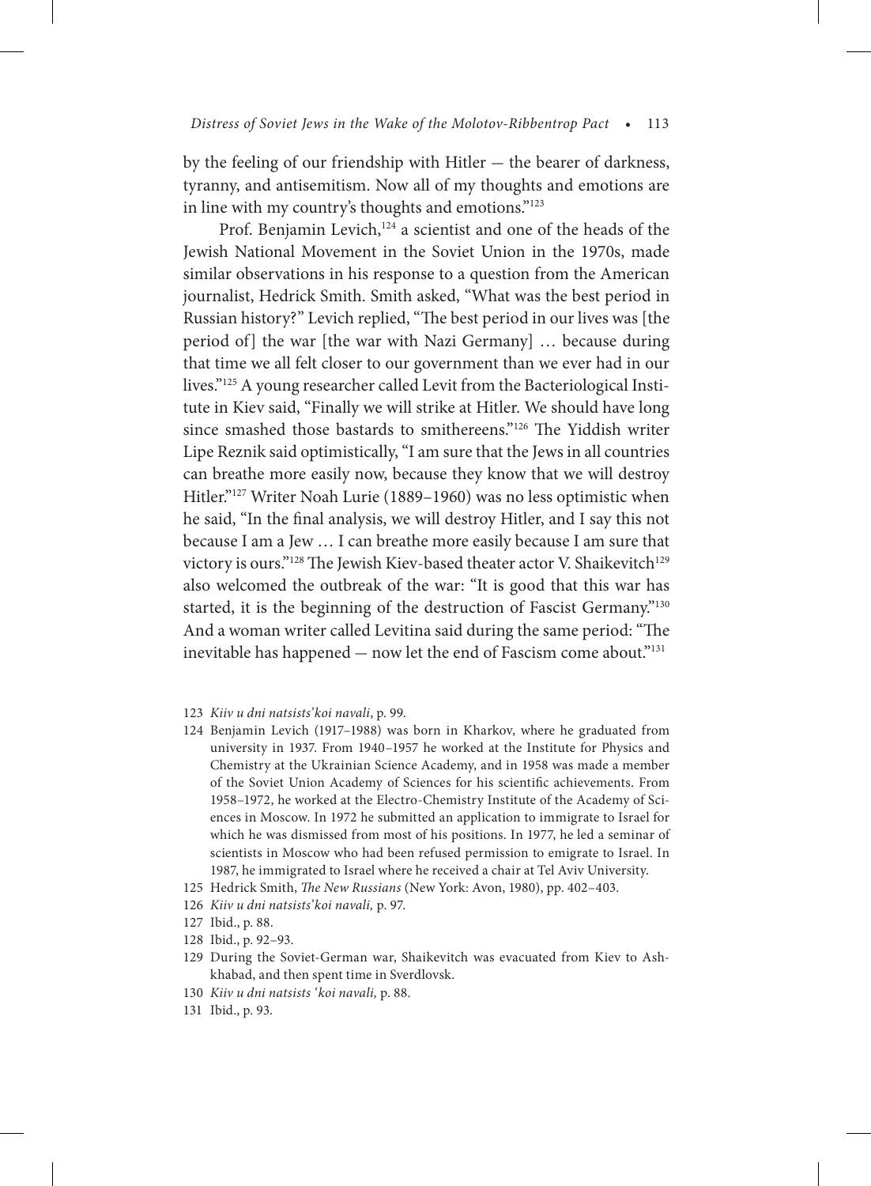by the feeling of our friendship with Hitler — the bearer of darkness, tyranny, and antisemitism. Now all of my thoughts and emotions are in line with my country's thoughts and emotions."[123]

Prof. Benjamin Levich,[124] a scientist and one of the heads of the Jewish National Movement in the Soviet Union in the 1970s, made similar observations in his response to a question from the American journalist, Hedrick Smith. Smith asked, "What was the best period in Russian history?" Levich replied, "The best period in our lives was [the period of] the war [the war with Nazi Germany] … because during that time we all felt closer to our government than we ever had in our lives."[125] A young researcher called Levit from the Bacteriological Institute in Kiev said, "Finally we will strike at Hitler. We should have long since smashed those bastards to smithereens."[126] The Yiddish writer Lipe Reznik said optimistically, "I am sure that the Jews in all countries can breathe more easily now, because they know that we will destroy Hitler."[127] Writer Noah Lurie (1889–1960) was no less optimistic when he said, "In the final analysis, we will destroy Hitler, and I say this not because I am a Jew … I can breathe more easily because I am sure that victory is ours."[128] The Jewish Kiev-based theater actor V. Shaikevitch[129] also welcomed the outbreak of the war: "It is good that this war has started, it is the beginning of the destruction of Fascist Germany."[130] And a woman writer called Levitina said during the same period: "The inevitable has happened — now let the end of Fascism come about."[131]

123 *Kiiv u dni natsists'koi navali*, p. 99.

124 Benjamin Levich (1917–1988) was born in Kharkov, where he graduated from university in 1937. From 1940–1957 he worked at the Institute for Physics and Chemistry at the Ukrainian Science Academy, and in 1958 was made a member of the Soviet Union Academy of Sciences for his scientific achievements. From 1958–1972, he worked at the Electro-Chemistry Institute of the Academy of Sciences in Moscow. In 1972 he submitted an application to immigrate to Israel for which he was dismissed from most of his positions. In 1977, he led a seminar of scientists in Moscow who had been refused permission to emigrate to Israel. In 1987, he immigrated to Israel where he received a chair at Tel Aviv University.

125 Hedrick Smith, *The New Russians* (New York: Avon, 1980), pp. 402–403.

126 *Kiiv u dni natsists'koi navali,* p. 97.

127 Ibid., p. 88.

128 Ibid., p. 92–93.

129 During the Soviet-German war, Shaikevitch was evacuated from Kiev to Ashkhabad, and then spent time in Sverdlovsk.

130 *Kiiv u dni natsists 'koi navali,* p. 88.

131 Ibid., p. 93.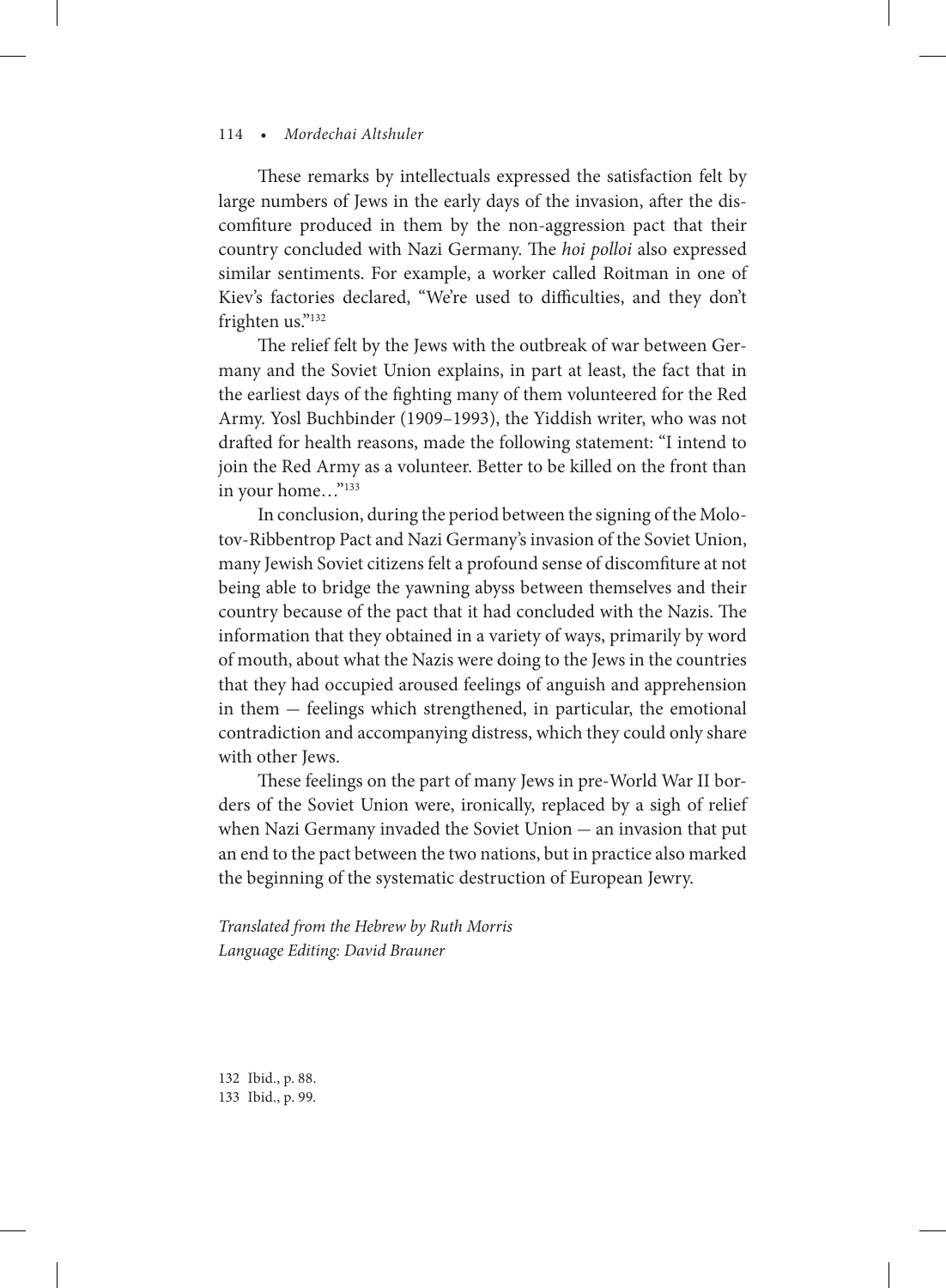These remarks by intellectuals expressed the satisfaction felt by large numbers of Jews in the early days of the invasion, after the discomfiture produced in them by the non-aggression pact that their country concluded with Nazi Germany. The *hoi polloi* also expressed similar sentiments. For example, a worker called Roitman in one of Kiev's factories declared, "We're used to difficulties, and they don't frighten us."[132]

The relief felt by the Jews with the outbreak of war between Germany and the Soviet Union explains, in part at least, the fact that in the earliest days of the fighting many of them volunteered for the Red Army. Yosl Buchbinder (1909–1993), the Yiddish writer, who was not drafted for health reasons, made the following statement: "I intend to join the Red Army as a volunteer. Better to be killed on the front than in your home…"[133]

In conclusion, during the period between the signing of the Molotov-Ribbentrop Pact and Nazi Germany's invasion of the Soviet Union, many Jewish Soviet citizens felt a profound sense of discomfiture at not being able to bridge the yawning abyss between themselves and their country because of the pact that it had concluded with the Nazis. The information that they obtained in a variety of ways, primarily by word of mouth, about what the Nazis were doing to the Jews in the countries that they had occupied aroused feelings of anguish and apprehension in them — feelings which strengthened, in particular, the emotional contradiction and accompanying distress, which they could only share with other Jews.

These feelings on the part of many Jews in pre-World War II borders of the Soviet Union were, ironically, replaced by a sigh of relief when Nazi Germany invaded the Soviet Union — an invasion that put an end to the pact between the two nations, but in practice also marked the beginning of the systematic destruction of European Jewry.

*Translated from the Hebrew by Ruth Morris*
*Language Editing: David Brauner*

132 Ibid., p. 88.
133 Ibid., p. 99.